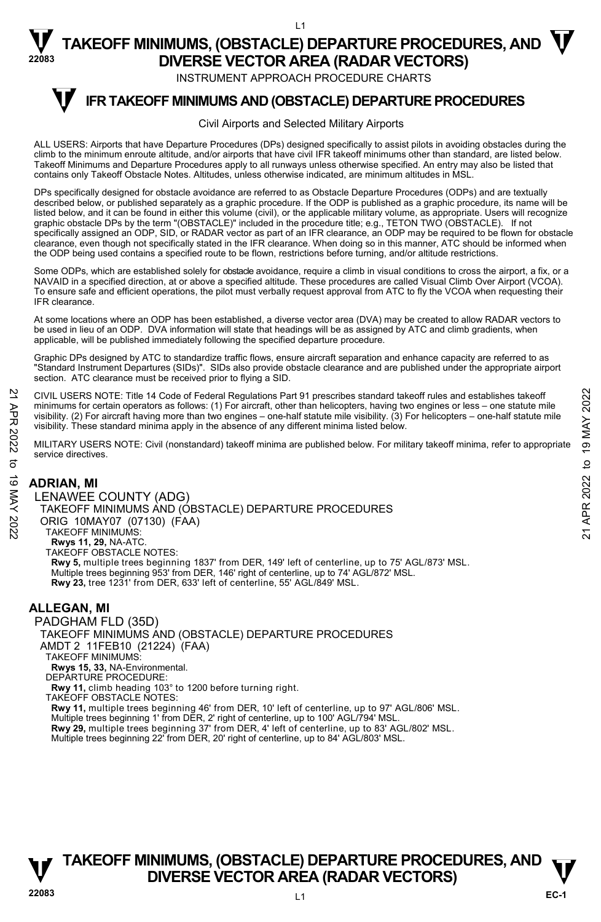# TAKEOFF MINIMUMS, (OBSTACLE) DEPARTURE PROCEDURES, AND DIVERSE VECTOR AREA (RADAR VECTORS)

INSTRUMENT APPROACH PROCEDURE CHARTS

## IFR TAKEOFF MINIMUMS AND (OBSTACLE) DEPARTURE PROCEDURES

Civil Airports and Selected Military Airports

ALL USERS: Airports that have Departure Procedures (DPs) designed specifically to assist pilots in avoiding obstacles during the climb to the minimum enroute altitude, and/or airports that have civil IFR takeoff minimums other than standard, are listed below. Takeoff Minimums and Departure Procedures apply to all runways unless otherwise specified. An entry may also be listed that contains only Takeoff Obstacle Notes. Altitudes, unless otherwise indicated, are minimum altitudes in MSL.

DPs specifically designed for obstacle avoidance are referred to as Obstacle Departure Procedures (ODPs) and are textually described below, or published separately as a graphic procedure. If the ODP is published as a graphic procedure, its name will be listed below, and it can be found in either this volume (civil), or the applicable military volume, as appropriate. Users will recognize graphic obstacle DPs by the term "(OBSTACLE)" included in the procedure title; e.g., TETON TWO (OBSTACLE). If not specifically assigned an ODP, SID, or RADAR vector as part of an IFR clearance, an ODP may be required to be flown for obstacle clearance, even though not specifically stated in the IFR clearance. When doing so in this manner, ATC should be informed when the ODP being used contains a specified route to be flown, restrictions before turning, and/or altitude restrictions.

Some ODPs, which are established solely for obstacle avoidance, require a climb in visual conditions to cross the airport, a fix, or a NAVAID in a specified direction, at or above a specified altitude. These procedures are called Visual Climb Over Airport (VCOA). To ensure safe and efficient operations, the pilot must verbally request approval from ATC to fly the VCOA when requesting their IFR clearance.

At some locations where an ODP has been established, a diverse vector area (DVA) may be created to allow RADAR vectors to be used in lieu of an ODP. DVA information will state that headings will be as assigned by ATC and climb gradients, when applicable, will be published immediately following the specified departure procedure.

Graphic DPs designed by ATC to standardize traffic flows, ensure aircraft separation and enhance capacity are referred to as "Standard Instrument Departures (SIDs)". SIDs also provide obstacle clearance and are published under the appropriate airport section. ATC clearance must be received prior to flying a SID.

CIVIL USERS NOTE: Title 14 Code of Federal Regulations Part 91 prescribes standard takeoff rules and establishes takeoff minimums for certain operators as follows: (1) For aircraft, other than helicopters, having two engines or less – one statute mile visibility. (2) For aircraft having more than two engines – one-half statute mile visibility. (3) For helicopters – one-half statute mile visibility. These standard minima apply in the absence of any different minima listed below.

MILITARY USERS NOTE: Civil (nonstandard) takeoff minima are published below. For military takeoff minima, refer to appropriate service directives.

### ADRIAN, MI

LENAWEE COUNTY (ADG)
TAKEOFF MINIMUMS AND (OBSTACLE) DEPARTURE PROCEDURES
ORIG 10MAY07 (07130) (FAA)
TAKEOFF MINIMUMS:
**Rwys 11, 29,** NA-ATC.
TAKEOFF OBSTACLE NOTES:
**Rwy 5,** multiple trees beginning 1837' from DER, 149' left of centerline, up to 75' AGL/873' MSL.
Multiple trees beginning 953' from DER, 146' right of centerline, up to 74' AGL/872' MSL.
**Rwy 23,** tree 1231' from DER, 633' left of centerline, 55' AGL/849' MSL.

### ALLEGAN, MI

PADGHAM FLD (35D)
TAKEOFF MINIMUMS AND (OBSTACLE) DEPARTURE PROCEDURES
AMDT 2 11FEB10 (21224) (FAA)
TAKEOFF MINIMUMS:
**Rwys 15, 33,** NA-Environmental.
DEPARTURE PROCEDURE:
**Rwy 11,** climb heading 103° to 1200 before turning right.
TAKEOFF OBSTACLE NOTES:
**Rwy 11,** multiple trees beginning 46' from DER, 10' left of centerline, up to 97' AGL/806' MSL.
Multiple trees beginning 1' from DER, 2' right of centerline, up to 100' AGL/794' MSL.
**Rwy 29,** multiple trees beginning 37' from DER, 4' left of centerline, up to 83' AGL/802' MSL.
Multiple trees beginning 22' from DER, 20' right of centerline, up to 84' AGL/803' MSL.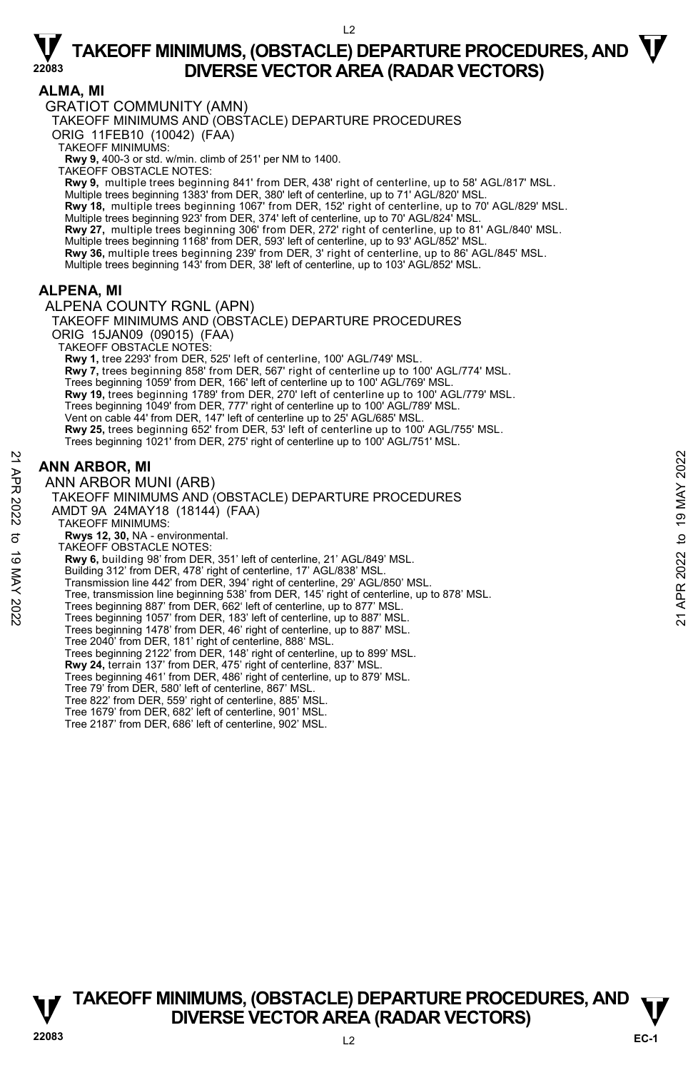## ALMA, MI

GRATIOT COMMUNITY (AMN)

TAKEOFF MINIMUMS AND (OBSTACLE) DEPARTURE PROCEDURES

ORIG 11FEB10 (10042) (FAA)

TAKEOFF MINIMUMS:

**Rwy 9,** 400-3 or std. w/min. climb of 251' per NM to 1400.

TAKEOFF OBSTACLE NOTES:

**Rwy 9,** multiple trees beginning 841' from DER, 438' right of centerline, up to 58' AGL/817' MSL. Multiple trees beginning 1383' from DER, 380' left of centerline, up to 71' AGL/820' MSL.

**Rwy 18,** multiple trees beginning 1067' from DER, 152' right of centerline, up to 70' AGL/829' MSL. Multiple trees beginning 923' from DER, 374' left of centerline, up to 70' AGL/824' MSL.

**Rwy 27,** multiple trees beginning 306' from DER, 272' right of centerline, up to 81' AGL/840' MSL. Multiple trees beginning 1168' from DER, 593' left of centerline, up to 93' AGL/852' MSL.

**Rwy 36,** multiple trees beginning 239' from DER, 3' right of centerline, up to 86' AGL/845' MSL. Multiple trees beginning 143' from DER, 38' left of centerline, up to 103' AGL/852' MSL.

## ALPENA, MI

ALPENA COUNTY RGNL (APN)

TAKEOFF MINIMUMS AND (OBSTACLE) DEPARTURE PROCEDURES

ORIG 15JAN09 (09015) (FAA)

TAKEOFF OBSTACLE NOTES:

**Rwy 1,** tree 2293' from DER, 525' left of centerline, 100' AGL/749' MSL.

**Rwy 7,** trees beginning 858' from DER, 567' right of centerline up to 100' AGL/774' MSL. Trees beginning 1059' from DER, 166' left of centerline up to 100' AGL/769' MSL.

**Rwy 19,** trees beginning 1789' from DER, 270' left of centerline up to 100' AGL/779' MSL. Trees beginning 1049' from DER, 777' right of centerline up to 100' AGL/789' MSL. Vent on cable 44' from DER, 147' left of centerline up to 25' AGL/685' MSL.

**Rwy 25,** trees beginning 652' from DER, 53' left of centerline up to 100' AGL/755' MSL. Trees beginning 1021' from DER, 275' right of centerline up to 100' AGL/751' MSL.

## ANN ARBOR, MI

ANN ARBOR MUNI (ARB)

TAKEOFF MINIMUMS AND (OBSTACLE) DEPARTURE PROCEDURES

AMDT 9A 24MAY18 (18144) (FAA)

TAKEOFF MINIMUMS:

**Rwys 12, 30,** NA - environmental.

TAKEOFF OBSTACLE NOTES:

**Rwy 6,** building 98' from DER, 351' left of centerline, 21' AGL/849' MSL.
Building 312' from DER, 478' right of centerline, 17' AGL/838' MSL.
Transmission line 442' from DER, 394' right of centerline, 29' AGL/850' MSL.
Tree, transmission line beginning 538' from DER, 145' right of centerline, up to 878' MSL.
Trees beginning 887' from DER, 662' left of centerline, up to 877' MSL.
Trees beginning 1057' from DER, 183' left of centerline, up to 887' MSL.
Trees beginning 1478' from DER, 46' right of centerline, up to 887' MSL.
Tree 2040' from DER, 181' right of centerline, 888' MSL.
Trees beginning 2122' from DER, 148' right of centerline, up to 899' MSL.

**Rwy 24,** terrain 137' from DER, 475' right of centerline, 837' MSL.
Trees beginning 461' from DER, 486' right of centerline, up to 879' MSL.
Tree 79' from DER, 580' left of centerline, 867' MSL.
Tree 822' from DER, 559' right of centerline, 885' MSL.
Tree 1679' from DER, 682' left of centerline, 901' MSL.
Tree 2187' from DER, 686' left of centerline, 902' MSL.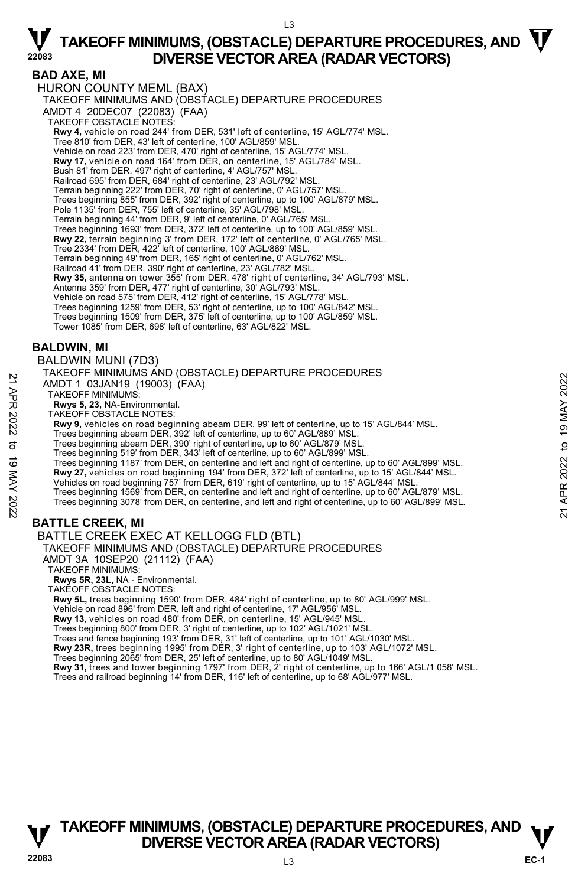## BAD AXE, MI

HURON COUNTY MEML (BAX)

TAKEOFF MINIMUMS AND (OBSTACLE) DEPARTURE PROCEDURES

AMDT 4 20DEC07 (22083) (FAA)

TAKEOFF OBSTACLE NOTES:

**Rwy 4,** vehicle on road 244' from DER, 531' left of centerline, 15' AGL/774' MSL.
Tree 810' from DER, 43' left of centerline, 100' AGL/859' MSL.
Vehicle on road 223' from DER, 470' right of centerline, 15' AGL/774' MSL.
**Rwy 17,** vehicle on road 164' from DER, on centerline, 15' AGL/784' MSL.
Bush 81' from DER, 497' right of centerline, 4' AGL/757' MSL.
Railroad 695' from DER, 684' right of centerline, 23' AGL/792' MSL.
Terrain beginning 222' from DER, 70' right of centerline, 0' AGL/757' MSL.
Trees beginning 855' from DER, 392' right of centerline, up to 100' AGL/879' MSL.
Pole 1135' from DER, 755' left of centerline, 35' AGL/798' MSL.
Terrain beginning 44' from DER, 9' left of centerline, 0' AGL/765' MSL.
Trees beginning 1693' from DER, 372' left of centerline, up to 100' AGL/859' MSL.
**Rwy 22,** terrain beginning 3' from DER, 172' left of centerline, 0' AGL/765' MSL.
Tree 2334' from DER, 422' left of centerline, 100' AGL/869' MSL.
Terrain beginning 49' from DER, 165' right of centerline, 0' AGL/762' MSL.
Railroad 41' from DER, 390' right of centerline, 23' AGL/782' MSL.
**Rwy 35,** antenna on tower 355' from DER, 478' right of centerline, 34' AGL/793' MSL.
Antenna 359' from DER, 477' right of centerline, 30' AGL/793' MSL.
Vehicle on road 575' from DER, 412' right of centerline, 15' AGL/778' MSL.
Trees beginning 1259' from DER, 53' right of centerline, up to 100' AGL/842' MSL.
Trees beginning 1509' from DER, 375' left of centerline, up to 100' AGL/859' MSL.
Tower 1085' from DER, 698' left of centerline, 63' AGL/822' MSL.

## BALDWIN, MI

BALDWIN MUNI (7D3)

TAKEOFF MINIMUMS AND (OBSTACLE) DEPARTURE PROCEDURES

AMDT 1 03JAN19 (19003) (FAA)

TAKEOFF MINIMUMS:

**Rwys 5, 23,** NA-Environmental.

TAKEOFF OBSTACLE NOTES:

**Rwy 9,** vehicles on road beginning abeam DER, 99' left of centerline, up to 15' AGL/844' MSL.
Trees beginning abeam DER, 392' left of centerline, up to 60' AGL/889' MSL.
Trees beginning abeam DER, 390' right of centerline, up to 60' AGL/879' MSL.
Trees beginning 519' from DER, 343' left of centerline, up to 60' AGL/899' MSL.
Trees beginning 1187' from DER, on centerline and left and right of centerline, up to 60' AGL/899' MSL.
**Rwy 27,** vehicles on road beginning 194' from DER, 372' left of centerline, up to 15' AGL/844' MSL.
Vehicles on road beginning 757' from DER, 619' right of centerline, up to 15' AGL/844' MSL.
Trees beginning 1569' from DER, on centerline and left and right of centerline, up to 60' AGL/879' MSL.
Trees beginning 3078' from DER, on centerline, and left and right of centerline, up to 60' AGL/899' MSL.

## BATTLE CREEK, MI

BATTLE CREEK EXEC AT KELLOGG FLD (BTL)

TAKEOFF MINIMUMS AND (OBSTACLE) DEPARTURE PROCEDURES

AMDT 3A 10SEP20 (21112) (FAA)

TAKEOFF MINIMUMS:

**Rwys 5R, 23L,** NA - Environmental.

TAKEOFF OBSTACLE NOTES:

**Rwy 5L,** trees beginning 1590' from DER, 484' right of centerline, up to 80' AGL/999' MSL.
Vehicle on road 896' from DER, left and right of centerline, 17' AGL/956' MSL.
**Rwy 13,** vehicles on road 480' from DER, on centerline, 15' AGL/945' MSL.
Trees beginning 800' from DER, 3' right of centerline, up to 102' AGL/1021' MSL.
Trees and fence beginning 193' from DER, 31' left of centerline, up to 101' AGL/1030' MSL.
**Rwy 23R,** trees beginning 1995' from DER, 3' right of centerline, up to 103' AGL/1072' MSL.
Trees beginning 2065' from DER, 25' left of centerline, up to 80' AGL/1049' MSL.
**Rwy 31,** trees and tower beginning 1797' from DER, 2' right of centerline, up to 166' AGL/1 058' MSL.
Trees and railroad beginning 14' from DER, 116' left of centerline, up to 68' AGL/977' MSL.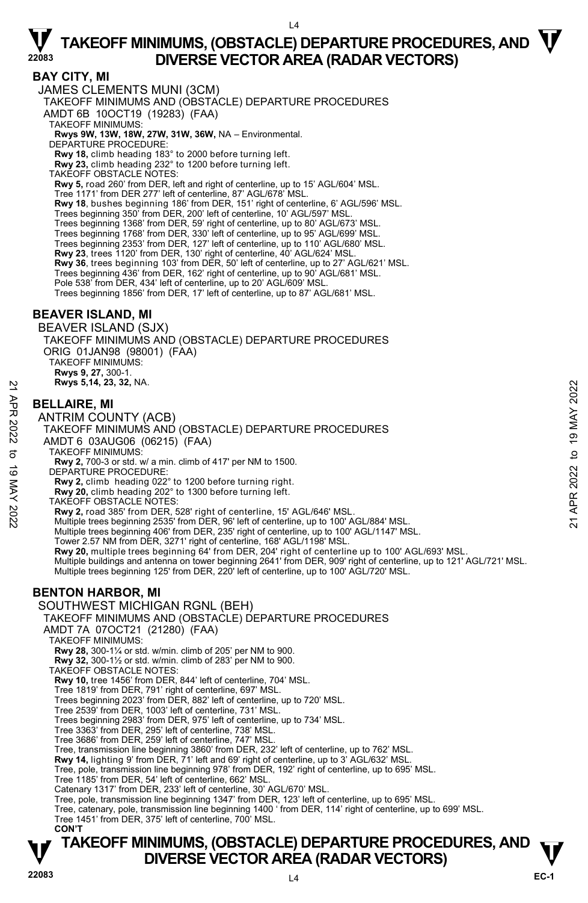# TAKEOFF MINIMUMS, (OBSTACLE) DEPARTURE PROCEDURES, AND DIVERSE VECTOR AREA (RADAR VECTORS)

## BAY CITY, MI

JAMES CLEMENTS MUNI (3CM)
TAKEOFF MINIMUMS AND (OBSTACLE) DEPARTURE PROCEDURES
AMDT 6B 10OCT19 (19283) (FAA)

TAKEOFF MINIMUMS:
**Rwys 9W, 13W, 18W, 27W, 31W, 36W,** NA – Environmental.

DEPARTURE PROCEDURE:
**Rwy 18,** climb heading 183° to 2000 before turning left.
**Rwy 23,** climb heading 232° to 1200 before turning left.

TAKEOFF OBSTACLE NOTES:
**Rwy 5,** road 260' from DER, left and right of centerline, up to 15' AGL/604' MSL.
Tree 1171' from DER 277' left of centerline, 87' AGL/678' MSL.
**Rwy 18**, bushes beginning 186' from DER, 151' right of centerline, 6' AGL/596' MSL.
Trees beginning 350' from DER, 200' left of centerline, 10' AGL/597' MSL.
Trees beginning 1368' from DER, 59' right of centerline, up to 80' AGL/673' MSL.
Trees beginning 1768' from DER, 330' left of centerline, up to 95' AGL/699' MSL.
Trees beginning 2353' from DER, 127' left of centerline, up to 110' AGL/680' MSL.
**Rwy 23**, trees 1120' from DER, 130' right of centerline, 40' AGL/624' MSL.
**Rwy 36**, trees beginning 103' from DER, 50' left of centerline, up to 27' AGL/621' MSL.
Trees beginning 436' from DER, 162' right of centerline, up to 90' AGL/681' MSL.
Pole 538' from DER, 434' left of centerline, up to 20' AGL/609' MSL.
Trees beginning 1856' from DER, 17' left of centerline, up to 87' AGL/681' MSL.

## BEAVER ISLAND, MI

BEAVER ISLAND (SJX)
TAKEOFF MINIMUMS AND (OBSTACLE) DEPARTURE PROCEDURES
ORIG 01JAN98 (98001) (FAA)

TAKEOFF MINIMUMS:
**Rwys 9, 27,** 300-1.
**Rwys 5,14, 23, 32,** NA.

## BELLAIRE, MI

ANTRIM COUNTY (ACB)
TAKEOFF MINIMUMS AND (OBSTACLE) DEPARTURE PROCEDURES
AMDT 6 03AUG06 (06215) (FAA)

TAKEOFF MINIMUMS:
**Rwy 2,** 700-3 or std. w/ a min. climb of 417' per NM to 1500.

DEPARTURE PROCEDURE:
**Rwy 2,** climb heading 022° to 1200 before turning right.
**Rwy 20,** climb heading 202° to 1300 before turning left.

TAKEOFF OBSTACLE NOTES:
**Rwy 2,** road 385' from DER, 528' right of centerline, 15' AGL/646' MSL.
Multiple trees beginning 2535' from DER, 96' left of centerline, up to 100' AGL/884' MSL.
Multiple trees beginning 406' from DER, 235' right of centerline, up to 100' AGL/1147' MSL.
Tower 2.57 NM from DER, 3271' right of centerline, 168' AGL/1198' MSL.
**Rwy 20,** multiple trees beginning 64' from DER, 204' right of centerline up to 100' AGL/693' MSL.
Multiple buildings and antenna on tower beginning 2641' from DER, 909' right of centerline, up to 121' AGL/721' MSL.
Multiple trees beginning 125' from DER, 220' left of centerline, up to 100' AGL/720' MSL.

## BENTON HARBOR, MI

SOUTHWEST MICHIGAN RGNL (BEH)
TAKEOFF MINIMUMS AND (OBSTACLE) DEPARTURE PROCEDURES
AMDT 7A 07OCT21 (21280) (FAA)

TAKEOFF MINIMUMS:
**Rwy 28,** 300-1¼ or std. w/min. climb of 205' per NM to 900.
**Rwy 32,** 300-1½ or std. w/min. climb of 283' per NM to 900.

TAKEOFF OBSTACLE NOTES:
**Rwy 10,** tree 1456' from DER, 844' left of centerline, 704' MSL.
Tree 1819' from DER, 791' right of centerline, 697' MSL.
Trees beginning 2023' from DER, 882' left of centerline, up to 720' MSL.
Tree 2539' from DER, 1003' left of centerline, 731' MSL.
Trees beginning 2983' from DER, 975' left of centerline, up to 734' MSL.
Tree 3363' from DER, 295' left of centerline, 738' MSL.
Tree 3686' from DER, 259' left of centerline, 747' MSL.
Tree, transmission line beginning 3860' from DER, 232' left of centerline, up to 762' MSL.
**Rwy 14,** lighting 9' from DER, 71' left and 69' right of centerline, up to 3' AGL/632' MSL.
Tree, pole, transmission line beginning 978' from DER, 192' right of centerline, up to 695' MSL.
Tree 1185' from DER, 54' left of centerline, 662' MSL.
Catenary 1317' from DER, 233' left of centerline, 30' AGL/670' MSL.
Tree, pole, transmission line beginning 1347' from DER, 123' left of centerline, up to 695' MSL.
Tree, catenary, pole, transmission line beginning 1400 ' from DER, 114' right of centerline, up to 699' MSL.
Tree 1451' from DER, 375' left of centerline, 700' MSL.

**CON'T**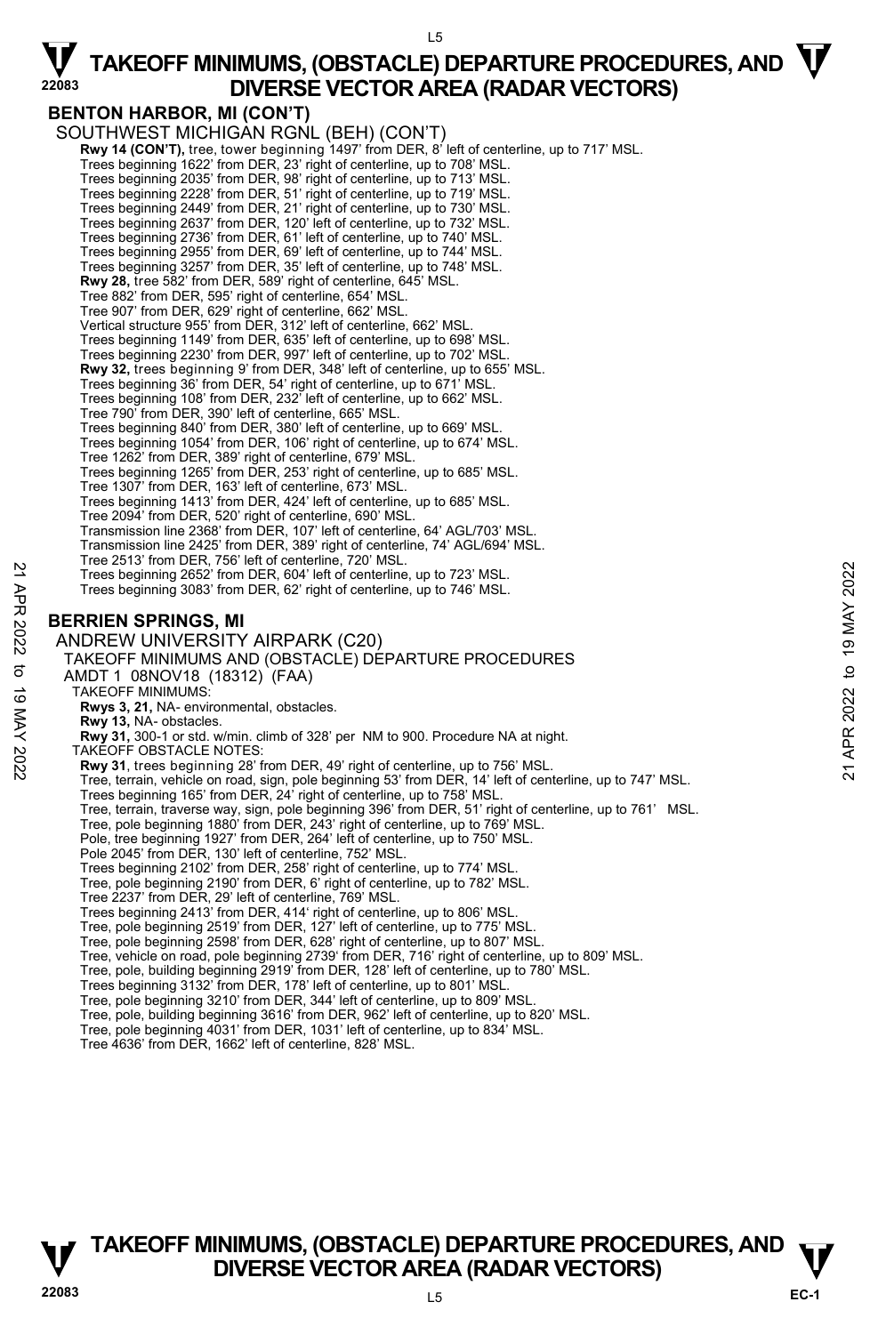## BENTON HARBOR, MI (CON'T)

SOUTHWEST MICHIGAN RGNL (BEH) (CON'T)

**Rwy 14 (CON'T),** tree, tower beginning 1497' from DER, 8' left of centerline, up to 717' MSL.
Trees beginning 1622' from DER, 23' right of centerline, up to 708' MSL.
Trees beginning 2035' from DER, 98' right of centerline, up to 713' MSL.
Trees beginning 2228' from DER, 51' left of centerline, up to 719' MSL.
Trees beginning 2449' from DER, 21' right of centerline, up to 730' MSL.
Trees beginning 2637' from DER, 120' left of centerline, up to 732' MSL.
Trees beginning 2736' from DER, 61' left of centerline, up to 740' MSL.
Trees beginning 2955' from DER, 69' left of centerline, up to 744' MSL.
Trees beginning 3257' from DER, 35' left of centerline, up to 748' MSL.
**Rwy 28,** tree 582' from DER, 589' right of centerline, 645' MSL.
Tree 882' from DER, 595' right of centerline, 654' MSL.
Tree 907' from DER, 629' right of centerline, 662' MSL.
Vertical structure 955' from DER, 312' left of centerline, 662' MSL.
Trees beginning 1149' from DER, 635' left of centerline, up to 698' MSL.
Trees beginning 2230' from DER, 997' left of centerline, up to 702' MSL.
**Rwy 32,** trees beginning 9' from DER, 348' left of centerline, up to 655' MSL.
Trees beginning 36' from DER, 54' right of centerline, up to 671' MSL.
Trees beginning 108' from DER, 232' left of centerline, up to 662' MSL.
Tree 790' from DER, 390' left of centerline, 665' MSL.
Trees beginning 840' from DER, 380' left of centerline, up to 669' MSL.
Trees beginning 1054' from DER, 106' right of centerline, up to 674' MSL.
Tree 1262' from DER, 389' right of centerline, 679' MSL.
Trees beginning 1265' from DER, 253' right of centerline, up to 685' MSL.
Tree 1307' from DER, 163' left of centerline, 673' MSL.
Trees beginning 1413' from DER, 424' left of centerline, up to 685' MSL.
Tree 2094' from DER, 520' right of centerline, 690' MSL.
Transmission line 2368' from DER, 107' left of centerline, 64' AGL/703' MSL.
Transmission line 2425' from DER, 389' right of centerline, 74' AGL/694' MSL.
Tree 2513' from DER, 756' left of centerline, 720' MSL.
Trees beginning 2652' from DER, 604' left of centerline, up to 723' MSL.
Trees beginning 3083' from DER, 62' right of centerline, up to 746' MSL.

## BERRIEN SPRINGS, MI

ANDREW UNIVERSITY AIRPARK (C20)
TAKEOFF MINIMUMS AND (OBSTACLE) DEPARTURE PROCEDURES
AMDT 1 08NOV18 (18312) (FAA)

TAKEOFF MINIMUMS:
**Rwys 3, 21,** NA- environmental, obstacles.
**Rwy 13,** NA- obstacles.
**Rwy 31,** 300-1 or std. w/min. climb of 328' per NM to 900. Procedure NA at night.

TAKEOFF OBSTACLE NOTES:
**Rwy 31**, trees beginning 28' from DER, 49' right of centerline, up to 756' MSL.
Tree, terrain, vehicle on road, sign, pole beginning 53' from DER, 14' left of centerline, up to 747' MSL.
Trees beginning 165' from DER, 24' right of centerline, up to 758' MSL.
Tree, terrain, traverse way, sign, pole beginning 396' from DER, 51' right of centerline, up to 761' MSL.
Tree, pole beginning 1880' from DER, 243' right of centerline, up to 769' MSL.
Pole, tree beginning 1927' from DER, 264' left of centerline, up to 750' MSL.
Pole 2045' from DER, 130' left of centerline, 752' MSL.
Trees beginning 2102' from DER, 258' right of centerline, up to 774' MSL.
Tree, pole beginning 2190' from DER, 6' right of centerline, up to 782' MSL.
Tree 2237' from DER, 29' left of centerline, 769' MSL.
Trees beginning 2413' from DER, 414' right of centerline, up to 806' MSL.
Tree, pole beginning 2519' from DER, 127' left of centerline, up to 775' MSL.
Tree, pole beginning 2598' from DER, 628' right of centerline, up to 807' MSL.
Tree, vehicle on road, pole beginning 2739' from DER, 716' right of centerline, up to 809' MSL.
Tree, pole, building beginning 2919' from DER, 128' left of centerline, up to 780' MSL.
Trees beginning 3132' from DER, 178' left of centerline, up to 801' MSL.
Tree, pole beginning 3210' from DER, 344' left of centerline, up to 809' MSL.
Tree, pole, building beginning 3616' from DER, 962' left of centerline, up to 820' MSL.
Tree, pole beginning 4031' from DER, 1031' left of centerline, up to 834' MSL.
Tree 4636' from DER, 1662' left of centerline, 828' MSL.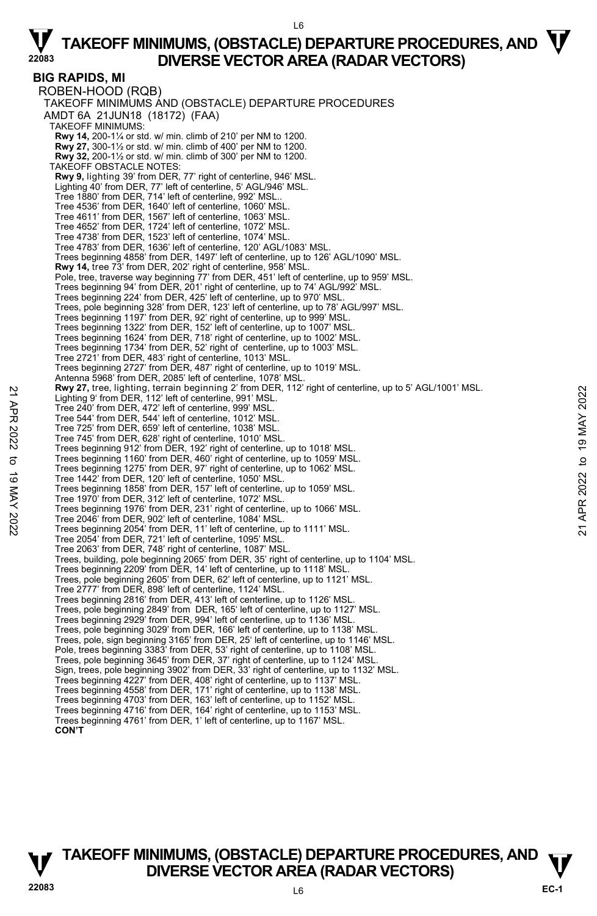# TAKEOFF MINIMUMS, (OBSTACLE) DEPARTURE PROCEDURES, AND DIVERSE VECTOR AREA (RADAR VECTORS)

## BIG RAPIDS, MI

ROBEN-HOOD (RQB)

TAKEOFF MINIMUMS AND (OBSTACLE) DEPARTURE PROCEDURES

AMDT 6A 21JUN18 (18172) (FAA)

TAKEOFF MINIMUMS:

**Rwy 14,** 200-1¼ or std. w/ min. climb of 210' per NM to 1200.
**Rwy 27,** 300-1½ or std. w/ min. climb of 400' per NM to 1200.
**Rwy 32,** 200-1½ or std. w/ min. climb of 300' per NM to 1200.

TAKEOFF OBSTACLE NOTES:

**Rwy 9,** lighting 39' from DER, 77' right of centerline, 946' MSL.
Lighting 40' from DER, 77' left of centerline, 5' AGL/946' MSL.
Tree 1880' from DER, 714' left of centerline, 992' MSL..
Tree 4536' from DER, 1640' left of centerline, 1060' MSL.
Tree 4611' from DER, 1567' left of centerline, 1063' MSL.
Tree 4652' from DER, 1724' left of centerline, 1072' MSL.
Tree 4738' from DER, 1523' left of centerline, 1074' MSL.
Tree 4783' from DER, 1636' left of centerline, 120' AGL/1083' MSL.
Trees beginning 4858' from DER, 1497' left of centerline, up to 126' AGL/1090' MSL.
**Rwy 14,** tree 73' from DER, 202' right of centerline, 958' MSL.
Pole, tree, traverse way beginning 77' from DER, 451' left of centerline, up to 959' MSL.
Trees beginning 94' from DER, 201' right of centerline, up to 74' AGL/992' MSL.
Trees beginning 224' from DER, 425' left of centerline, up to 970' MSL.
Trees, pole beginning 328' from DER, 123' left of centerline, up to 78' AGL/997' MSL.
Trees beginning 1197' from DER, 92' right of centerline, up to 999' MSL.
Trees beginning 1322' from DER, 152' left of centerline, up to 1007' MSL.
Trees beginning 1624' from DER, 718' right of centerline, up to 1002' MSL.
Trees beginning 1734' from DER, 52' right of centerline, up to 1003' MSL.
Tree 2721' from DER, 483' right of centerline, 1013' MSL.
Trees beginning 2727' from DER, 487' right of centerline, up to 1019' MSL.
Antenna 5968' from DER, 2085' left of centerline, 1078' MSL.
**Rwy 27,** tree, lighting, terrain beginning 2' from DER, 112' right of centerline, up to 5' AGL/1001' MSL.
Lighting 9' from DER, 112' left of centerline, 991' MSL.
Tree 240' from DER, 472' left of centerline, 999' MSL.
Tree 544' from DER, 544' left of centerline, 1012' MSL.
Tree 725' from DER, 659' left of centerline, 1038' MSL.
Tree 745' from DER, 628' right of centerline, 1010' MSL.
Trees beginning 912' from DER, 192' right of centerline, up to 1018' MSL.
Trees beginning 1160' from DER, 460' right of centerline, up to 1059' MSL.
Trees beginning 1275' from DER, 97' right of centerline, up to 1062' MSL.
Tree 1442' from DER, 120' left of centerline, 1050' MSL.
Trees beginning 1858' from DER, 157' left of centerline, up to 1059' MSL.
Tree 1970' from DER, 312' left of centerline, 1072' MSL.
Trees beginning 1976' from DER, 231' right of centerline, up to 1066' MSL.
Tree 2046' from DER, 902' left of centerline, 1084' MSL.
Trees beginning 2054' from DER, 11' left of centerline, up to 1111' MSL.
Tree 2054' from DER, 721' left of centerline, 1095' MSL.
Tree 2063' from DER, 748' right of centerline, 1087' MSL.
Trees, building, pole beginning 2065' from DER, 35' right of centerline, up to 1104' MSL.
Trees beginning 2209' from DER, 14' left of centerline, up to 1118' MSL.
Trees, pole beginning 2605' from DER, 62' left of centerline, up to 1121' MSL.
Tree 2777' from DER, 898' left of centerline, 1124' MSL.
Trees beginning 2816' from DER, 413' left of centerline, up to 1126' MSL.
Trees, pole beginning 2849' from DER, 165' left of centerline, up to 1127' MSL.
Trees beginning 2929' from DER, 994' left of centerline, up to 1136' MSL.
Trees, pole beginning 3029' from DER, 166' left of centerline, up to 1138' MSL.
Trees, pole, sign beginning 3165' from DER, 25' left of centerline, up to 1146' MSL.
Pole, trees beginning 3383' from DER, 53' right of centerline, up to 1108' MSL.
Trees, pole beginning 3645' from DER, 37' right of centerline, up to 1124' MSL.
Sign, trees, pole beginning 3902' from DER, 33' right of centerline, up to 1132' MSL.
Trees beginning 4227' from DER, 408' right of centerline, up to 1137' MSL.
Trees beginning 4558' from DER, 171' right of centerline, up to 1138' MSL.
Trees beginning 4703' from DER, 163' left of centerline, up to 1152' MSL.
Trees beginning 4716' from DER, 164' right of centerline, up to 1153' MSL.
Trees beginning 4761' from DER, 1' left of centerline, up to 1167' MSL.

**CON'T**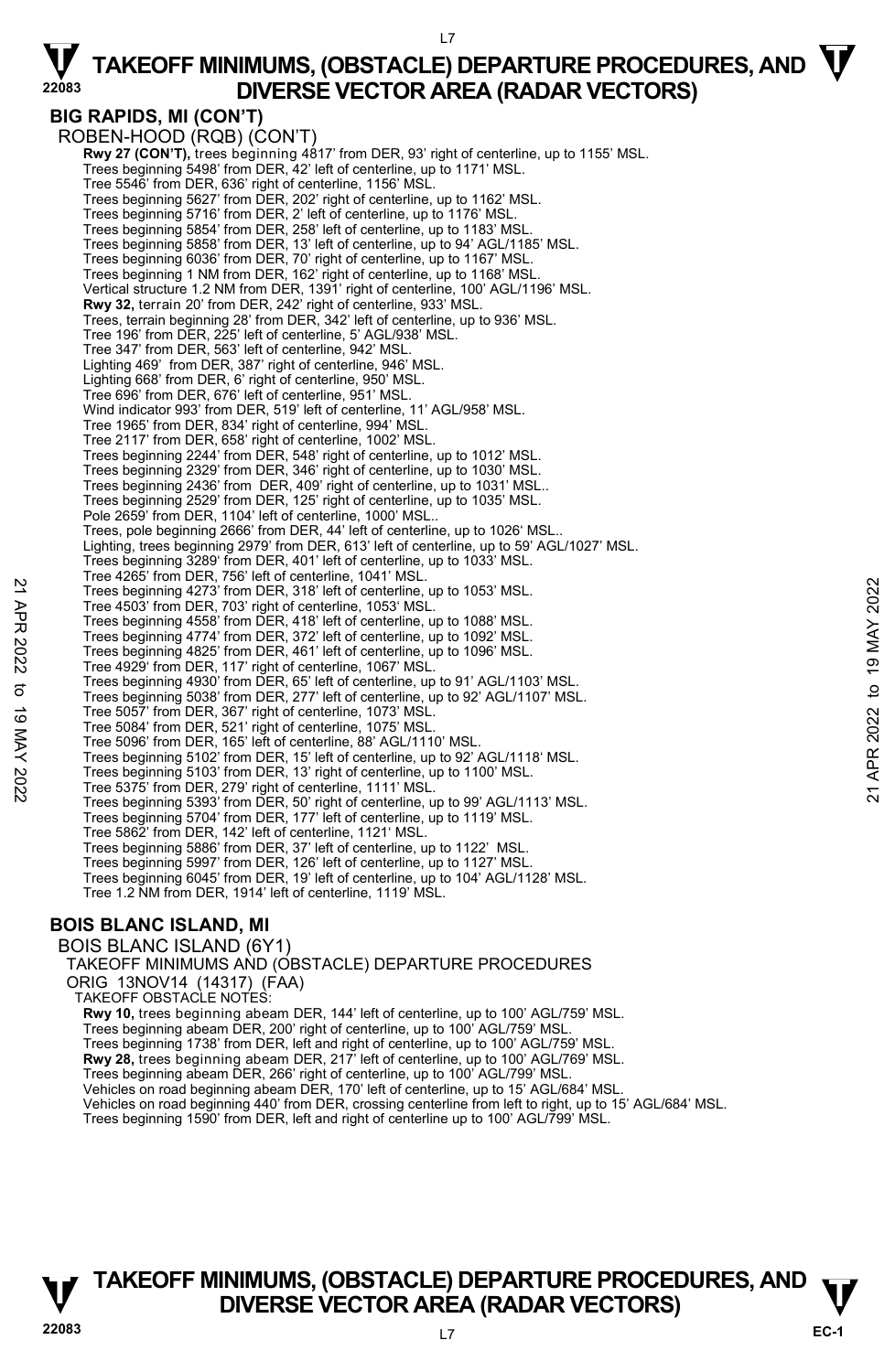## BIG RAPIDS, MI (CON'T)

ROBEN-HOOD (RQB) (CON'T)

**Rwy 27 (CON'T),** trees beginning 4817' from DER, 93' right of centerline, up to 1155' MSL.
Trees beginning 5498' from DER, 42' left of centerline, up to 1171' MSL.
Tree 5546' from DER, 636' right of centerline, 1156' MSL.
Trees beginning 5627' from DER, 202' right of centerline, up to 1162' MSL.
Trees beginning 5716' from DER, 2' left of centerline, up to 1176' MSL.
Trees beginning 5854' from DER, 258' left of centerline, up to 1183' MSL.
Trees beginning 5858' from DER, 13' left of centerline, up to 94' AGL/1185' MSL.
Trees beginning 6036' from DER, 70' right of centerline, up to 1167' MSL.
Trees beginning 1 NM from DER, 162' right of centerline, up to 1168' MSL.
Vertical structure 1.2 NM from DER, 1391' right of centerline, 100' AGL/1196' MSL.
**Rwy 32,** terrain 20' from DER, 242' right of centerline, 933' MSL.
Trees, terrain beginning 28' from DER, 342' left of centerline, up to 936' MSL.
Tree 196' from DER, 225' left of centerline, 5' AGL/938' MSL.
Tree 347' from DER, 563' left of centerline, 942' MSL.
Lighting 469' from DER, 387' right of centerline, 946' MSL.
Lighting 668' from DER, 6' right of centerline, 950' MSL.
Tree 696' from DER, 676' left of centerline, 951' MSL.
Wind indicator 993' from DER, 519' left of centerline, 11' AGL/958' MSL.
Tree 1965' from DER, 834' right of centerline, 994' MSL.
Tree 2117' from DER, 658' right of centerline, 1002' MSL.
Trees beginning 2244' from DER, 548' right of centerline, up to 1012' MSL.
Trees beginning 2329' from DER, 346' right of centerline, up to 1030' MSL.
Trees beginning 2436' from DER, 409' right of centerline, up to 1031' MSL..
Trees beginning 2529' from DER, 125' right of centerline, up to 1035' MSL.
Pole 2659' from DER, 1104' left of centerline, 1000' MSL..
Trees, pole beginning 2666' from DER, 44' left of centerline, up to 1026' MSL..
Lighting, trees beginning 2979' from DER, 613' left of centerline, up to 59' AGL/1027' MSL.
Trees beginning 3289' from DER, 401' left of centerline, up to 1033' MSL.
Tree 4265' from DER, 756' left of centerline, 1041' MSL.
Trees beginning 4273' from DER, 318' left of centerline, up to 1053' MSL.
Tree 4503' from DER, 703' right of centerline, 1053' MSL.
Trees beginning 4558' from DER, 418' left of centerline, up to 1088' MSL.
Trees beginning 4774' from DER, 372' left of centerline, up to 1092' MSL.
Trees beginning 4825' from DER, 461' left of centerline, up to 1096' MSL.
Tree 4929' from DER, 117' right of centerline, 1067' MSL.
Trees beginning 4930' from DER, 65' left of centerline, up to 91' AGL/1103' MSL.
Trees beginning 5038' from DER, 277' left of centerline, up to 92' AGL/1107' MSL.
Tree 5057' from DER, 367' right of centerline, 1073' MSL.
Tree 5084' from DER, 521' right of centerline, 1075' MSL.
Tree 5096' from DER, 165' left of centerline, 88' AGL/1110' MSL.
Trees beginning 5102' from DER, 15' left of centerline, up to 92' AGL/1118' MSL.
Trees beginning 5103' from DER, 13' right of centerline, up to 1100' MSL.
Tree 5375' from DER, 279' right of centerline, 1111' MSL.
Trees beginning 5393' from DER, 50' right of centerline, up to 99' AGL/1113' MSL.
Trees beginning 5704' from DER, 177' left of centerline, up to 1119' MSL.
Tree 5862' from DER, 142' left of centerline, 1121' MSL.
Trees beginning 5886' from DER, 37' left of centerline, up to 1122' MSL.
Trees beginning 5997' from DER, 126' left of centerline, up to 1127' MSL.
Trees beginning 6045' from DER, 19' left of centerline, up to 104' AGL/1128' MSL.
Tree 1.2 NM from DER, 1914' left of centerline, 1119' MSL.

## BOIS BLANC ISLAND, MI

BOIS BLANC ISLAND (6Y1)
TAKEOFF MINIMUMS AND (OBSTACLE) DEPARTURE PROCEDURES
ORIG 13NOV14 (14317) (FAA)
TAKEOFF OBSTACLE NOTES:

**Rwy 10,** trees beginning abeam DER, 144' left of centerline, up to 100' AGL/759' MSL.
Trees beginning abeam DER, 200' right of centerline, up to 100' AGL/759' MSL.
Trees beginning 1738' from DER, left and right of centerline, up to 100' AGL/759' MSL.
**Rwy 28,** trees beginning abeam DER, 217' left of centerline, up to 100' AGL/769' MSL.
Trees beginning abeam DER, 266' right of centerline, up to 100' AGL/799' MSL.
Vehicles on road beginning abeam DER, 170' left of centerline, up to 15' AGL/684' MSL.
Vehicles on road beginning 440' from DER, crossing centerline from left to right, up to 15' AGL/684' MSL.
Trees beginning 1590' from DER, left and right of centerline up to 100' AGL/799' MSL.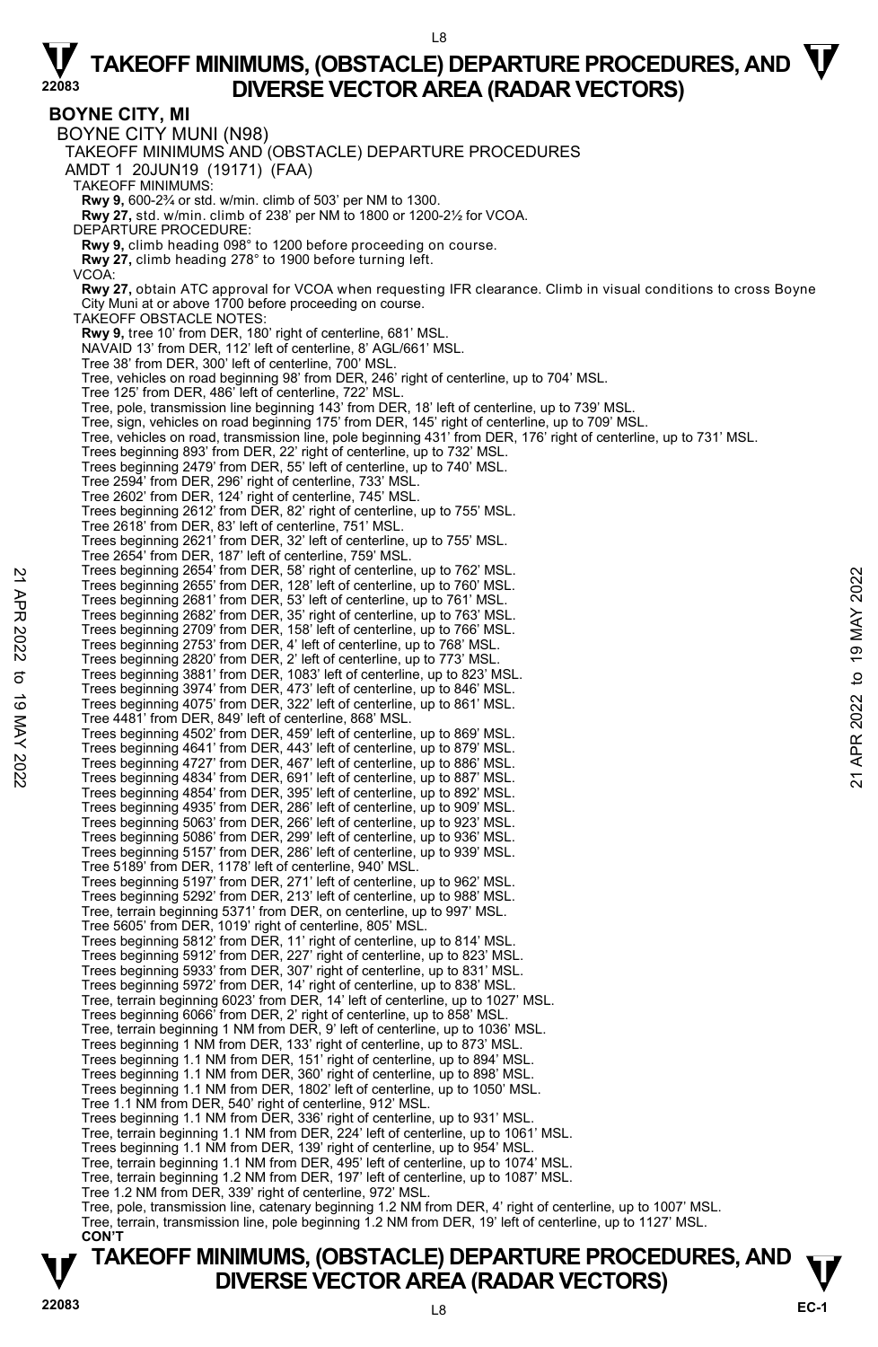# TAKEOFF MINIMUMS, (OBSTACLE) DEPARTURE PROCEDURES, AND DIVERSE VECTOR AREA (RADAR VECTORS)

## BOYNE CITY, MI

BOYNE CITY MUNI (N98)
TAKEOFF MINIMUMS AND (OBSTACLE) DEPARTURE PROCEDURES
AMDT 1 20JUN19 (19171) (FAA)

TAKEOFF MINIMUMS:

**Rwy 9,** 600-2¾ or std. w/min. climb of 503' per NM to 1300.
**Rwy 27,** std. w/min. climb of 238' per NM to 1800 or 1200-2½ for VCOA.

DEPARTURE PROCEDURE:

**Rwy 9,** climb heading 098° to 1200 before proceeding on course.
**Rwy 27,** climb heading 278° to 1900 before turning left.

VCOA:

**Rwy 27,** obtain ATC approval for VCOA when requesting IFR clearance. Climb in visual conditions to cross Boyne City Muni at or above 1700 before proceeding on course.

TAKEOFF OBSTACLE NOTES:

**Rwy 9,** tree 10' from DER, 180' right of centerline, 681' MSL.
NAVAID 13' from DER, 112' left of centerline, 8' AGL/661' MSL.
Tree 38' from DER, 300' left of centerline, 700' MSL.
Tree, vehicles on road beginning 98' from DER, 246' right of centerline, up to 704' MSL.
Tree 125' from DER, 486' left of centerline, 722' MSL.
Tree, pole, transmission line beginning 143' from DER, 18' left of centerline, up to 739' MSL.
Tree, sign, vehicles on road beginning 175' from DER, 145' right of centerline, up to 709' MSL.
Tree, vehicles on road, transmission line, pole beginning 431' from DER, 176' right of centerline, up to 731' MSL.
Trees beginning 893' from DER, 22' right of centerline, up to 732' MSL.
Trees beginning 2479' from DER, 55' left of centerline, up to 740' MSL.
Tree 2594' from DER, 296' right of centerline, 733' MSL.
Tree 2602' from DER, 124' right of centerline, 745' MSL.
Trees beginning 2612' from DER, 82' right of centerline, up to 755' MSL.
Tree 2618' from DER, 83' left of centerline, 751' MSL.
Trees beginning 2621' from DER, 32' left of centerline, up to 755' MSL.
Tree 2654' from DER, 187' left of centerline, 759' MSL.
Trees beginning 2654' from DER, 58' right of centerline, up to 762' MSL.
Trees beginning 2655' from DER, 128' left of centerline, up to 760' MSL.
Trees beginning 2681' from DER, 53' left of centerline, up to 761' MSL.
Trees beginning 2682' from DER, 35' right of centerline, up to 763' MSL.
Trees beginning 2709' from DER, 158' left of centerline, up to 766' MSL.
Trees beginning 2753' from DER, 4' left of centerline, up to 768' MSL.
Trees beginning 2820' from DER, 2' left of centerline, up to 773' MSL.
Trees beginning 3881' from DER, 1083' left of centerline, up to 823' MSL.
Trees beginning 3974' from DER, 473' left of centerline, up to 846' MSL.
Trees beginning 4075' from DER, 322' left of centerline, up to 861' MSL.
Tree 4481' from DER, 849' left of centerline, 868' MSL.
Trees beginning 4502' from DER, 459' left of centerline, up to 869' MSL.
Trees beginning 4641' from DER, 443' left of centerline, up to 879' MSL.
Trees beginning 4727' from DER, 467' left of centerline, up to 886' MSL.
Trees beginning 4834' from DER, 691' left of centerline, up to 887' MSL.
Trees beginning 4854' from DER, 395' left of centerline, up to 892' MSL.
Trees beginning 4935' from DER, 286' left of centerline, up to 909' MSL.
Trees beginning 5063' from DER, 266' left of centerline, up to 923' MSL.
Trees beginning 5086' from DER, 299' left of centerline, up to 936' MSL.
Trees beginning 5157' from DER, 286' left of centerline, up to 939' MSL.
Tree 5189' from DER, 1178' left of centerline, 940' MSL.
Trees beginning 5197' from DER, 271' left of centerline, up to 962' MSL.
Trees beginning 5292' from DER, 213' left of centerline, up to 988' MSL.
Tree, terrain beginning 5371' from DER, on centerline, up to 997' MSL.
Tree 5605' from DER, 1019' right of centerline, 805' MSL.
Trees beginning 5812' from DER, 11' right of centerline, up to 814' MSL.
Trees beginning 5912' from DER, 227' right of centerline, up to 823' MSL.
Trees beginning 5933' from DER, 307' right of centerline, up to 831' MSL.
Trees beginning 5972' from DER, 14' right of centerline, up to 838' MSL.
Tree, terrain beginning 6023' from DER, 14' left of centerline, up to 1027' MSL.
Trees beginning 6066' from DER, 2' right of centerline, up to 858' MSL.
Tree, terrain beginning 1 NM from DER, 9' left of centerline, up to 1036' MSL.
Trees beginning 1 NM from DER, 133' right of centerline, up to 873' MSL.
Trees beginning 1.1 NM from DER, 151' right of centerline, up to 894' MSL.
Trees beginning 1.1 NM from DER, 360' right of centerline, up to 898' MSL.
Trees beginning 1.1 NM from DER, 1802' left of centerline, up to 1050' MSL.
Tree 1.1 NM from DER, 540' right of centerline, 912' MSL.
Trees beginning 1.1 NM from DER, 336' right of centerline, up to 931' MSL.
Tree, terrain beginning 1.1 NM from DER, 224' left of centerline, up to 1061' MSL.
Trees beginning 1.1 NM from DER, 139' right of centerline, up to 954' MSL.
Tree, terrain beginning 1.1 NM from DER, 495' left of centerline, up to 1074' MSL.
Tree, terrain beginning 1.2 NM from DER, 197' left of centerline, up to 1087' MSL.
Tree 1.2 NM from DER, 339' right of centerline, 972' MSL.
Tree, pole, transmission line, catenary beginning 1.2 NM from DER, 4' right of centerline, up to 1007' MSL.
Tree, terrain, transmission line, pole beginning 1.2 NM from DER, 19' left of centerline, up to 1127' MSL.

**CON'T**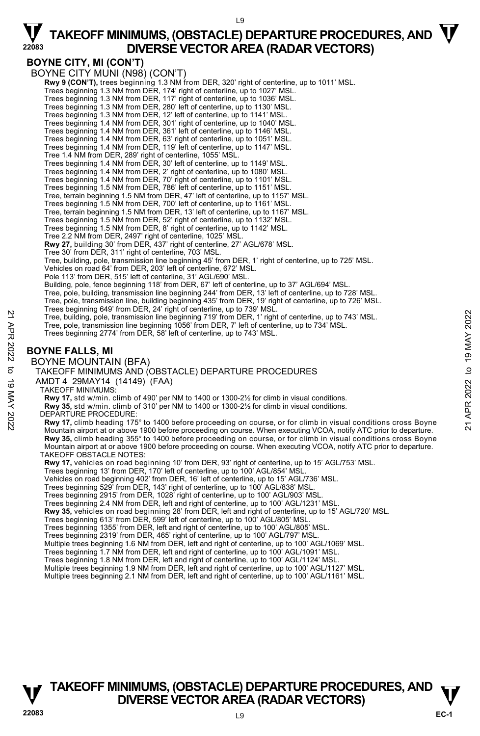## BOYNE CITY, MI (CON'T)

BOYNE CITY MUNI (N98) (CON'T)

**Rwy 9 (CON'T),** trees beginning 1.3 NM from DER, 320' right of centerline, up to 1011' MSL.
Trees beginning 1.3 NM from DER, 174' right of centerline, up to 1027' MSL.
Trees beginning 1.3 NM from DER, 117' right of centerline, up to 1036' MSL.
Trees beginning 1.3 NM from DER, 280' left of centerline, up to 1130' MSL.
Trees beginning 1.3 NM from DER, 12' left of centerline, up to 1141' MSL.
Trees beginning 1.4 NM from DER, 301' right of centerline, up to 1040' MSL.
Trees beginning 1.4 NM from DER, 361' left of centerline, up to 1146' MSL.
Trees beginning 1.4 NM from DER, 63' right of centerline, up to 1051' MSL.
Trees beginning 1.4 NM from DER, 119' left of centerline, up to 1147' MSL.
Tree 1.4 NM from DER, 289' right of centerline, 1055' MSL.
Trees beginning 1.4 NM from DER, 30' left of centerline, up to 1149' MSL.
Trees beginning 1.4 NM from DER, 2' right of centerline, up to 1080' MSL.
Trees beginning 1.4 NM from DER, 70' right of centerline, up to 1101' MSL.
Trees beginning 1.5 NM from DER, 786' left of centerline, up to 1151' MSL.
Tree, terrain beginning 1.5 NM from DER, 47' left of centerline, up to 1157' MSL.
Trees beginning 1.5 NM from DER, 700' left of centerline, up to 1161' MSL.
Tree, terrain beginning 1.5 NM from DER, 13' left of centerline, up to 1167' MSL.
Trees beginning 1.5 NM from DER, 52' right of centerline, up to 1132' MSL.
Trees beginning 1.5 NM from DER, 8' right of centerline, up to 1142' MSL.
Tree 2.2 NM from DER, 2497' right of centerline, 1025' MSL.

**Rwy 27,** building 30' from DER, 437' right of centerline, 27' AGL/678' MSL.
Tree 30' from DER, 311' right of centerline, 703' MSL.
Tree, building, pole, transmission line beginning 45' from DER, 1' right of centerline, up to 725' MSL.
Vehicles on road 64' from DER, 203' left of centerline, 672' MSL.
Pole 113' from DER, 515' left of centerline, 31' AGL/690' MSL.
Building, pole, fence beginning 118' from DER, 67' left of centerline, up to 37' AGL/694' MSL.
Tree, pole, building, transmission line beginning 244' from DER, 13' left of centerline, up to 728' MSL.
Tree, pole, transmission line, building beginning 435' from DER, 19' right of centerline, up to 726' MSL.
Trees beginning 649' from DER, 24' right of centerline, up to 739' MSL.
Tree, building, pole, transmission line beginning 719' from DER, 1' right of centerline, up to 743' MSL.
Tree, pole, transmission line beginning 1056' from DER, 7' left of centerline, up to 734' MSL.
Trees beginning 2774' from DER, 58' left of centerline, up to 743' MSL.

## BOYNE FALLS, MI

BOYNE MOUNTAIN (BFA)

TAKEOFF MINIMUMS AND (OBSTACLE) DEPARTURE PROCEDURES

AMDT 4 29MAY14 (14149) (FAA)

TAKEOFF MINIMUMS:

**Rwy 17,** std w/min. climb of 490' per NM to 1400 or 1300-2½ for climb in visual conditions.
**Rwy 35,** std w/min. climb of 310' per NM to 1400 or 1300-2½ for climb in visual conditions.

DEPARTURE PROCEDURE:

**Rwy 17,** climb heading 175° to 1400 before proceeding on course, or for climb in visual conditions cross Boyne Mountain airport at or above 1900 before proceeding on course. When executing VCOA, notify ATC prior to departure.
**Rwy 35,** climb heading 355° to 1400 before proceeding on course, or for climb in visual conditions cross Boyne Mountain airport at or above 1900 before proceeding on course. When executing VCOA, notify ATC prior to departure.

TAKEOFF OBSTACLE NOTES:

**Rwy 17,** vehicles on road beginning 10' from DER, 93' right of centerline, up to 15' AGL/753' MSL.
Trees beginning 13' from DER, 170' left of centerline, up to 100' AGL/854' MSL.
Vehicles on road beginning 402' from DER, 16' left of centerline, up to 15' AGL/736' MSL.
Trees beginning 529' from DER, 143' right of centerline, up to 100' AGL/838' MSL.
Trees beginning 2915' from DER, 1028' right of centerline, up to 100' AGL/903' MSL.
Trees beginning 2.4 NM from DER, left and right of centerline, up to 100' AGL/1231' MSL.

**Rwy 35,** vehicles on road beginning 28' from DER, left and right of centerline, up to 15' AGL/720' MSL.
Trees beginning 613' from DER, 599' left of centerline, up to 100' AGL/805' MSL.
Trees beginning 1355' from DER, left and right of centerline, up to 100' AGL/805' MSL.
Trees beginning 2319' from DER, 465' right of centerline, up to 100' AGL/797' MSL.
Multiple trees beginning 1.6 NM from DER, left and right of centerline, up to 100' AGL/1069' MSL.
Trees beginning 1.7 NM from DER, left and right of centerline, up to 100' AGL/1091' MSL.
Trees beginning 1.8 NM from DER, left and right of centerline, up to 100' AGL/1124' MSL.
Multiple trees beginning 1.9 NM from DER, left and right of centerline, up to 100' AGL/1127' MSL.
Multiple trees beginning 2.1 NM from DER, left and right of centerline, up to 100' AGL/1161' MSL.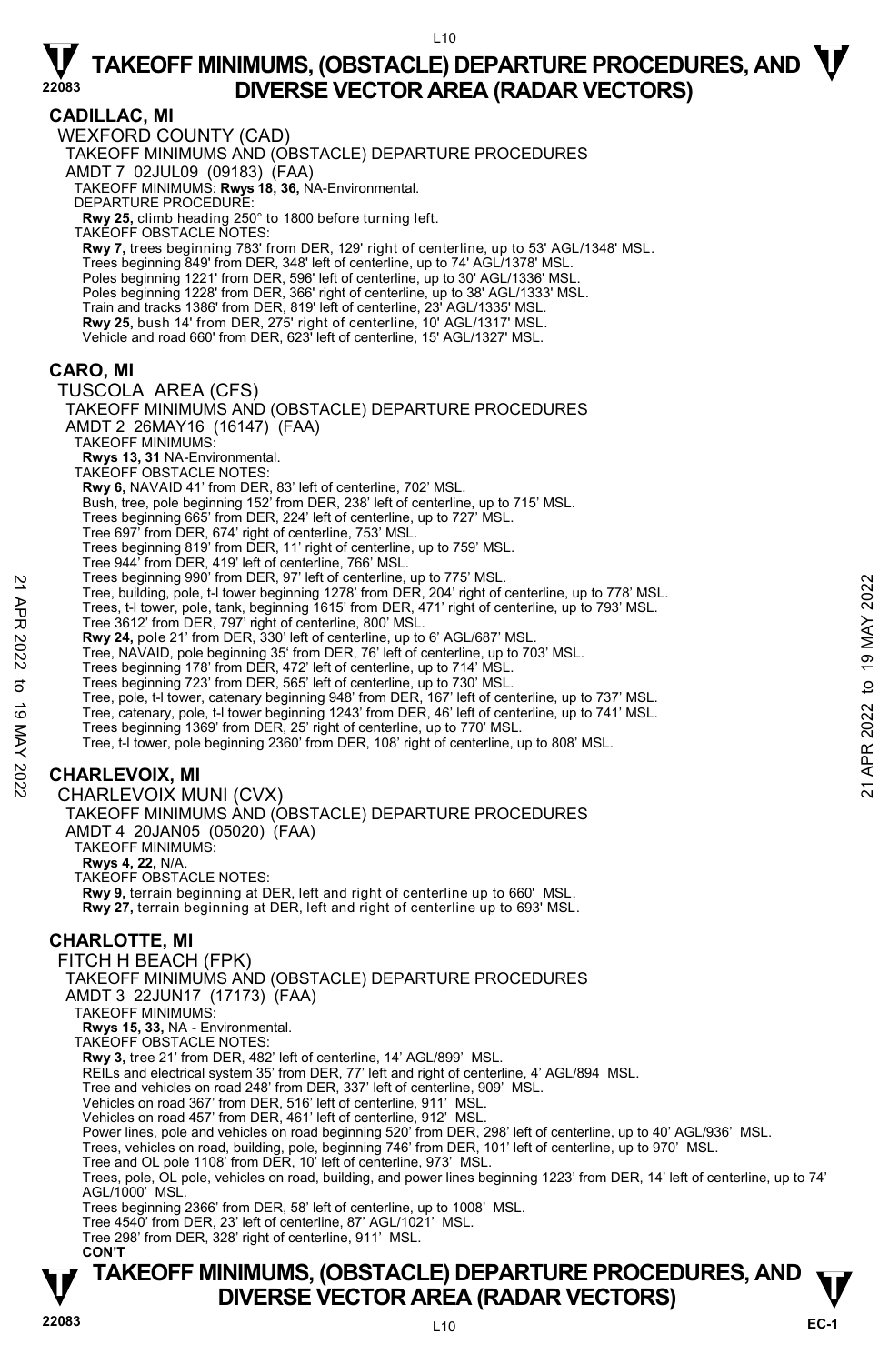# TAKEOFF MINIMUMS, (OBSTACLE) DEPARTURE PROCEDURES, AND DIVERSE VECTOR AREA (RADAR VECTORS)

## CADILLAC, MI

WEXFORD COUNTY (CAD)

TAKEOFF MINIMUMS AND (OBSTACLE) DEPARTURE PROCEDURES

AMDT 7 02JUL09 (09183) (FAA)

TAKEOFF MINIMUMS: **Rwys 18, 36,** NA-Environmental.

DEPARTURE PROCEDURE:

**Rwy 25,** climb heading 250° to 1800 before turning left.

TAKEOFF OBSTACLE NOTES:

**Rwy 7,** trees beginning 783' from DER, 129' right of centerline, up to 53' AGL/1348' MSL.
Trees beginning 849' from DER, 348' left of centerline, up to 74' AGL/1378' MSL.
Poles beginning 1221' from DER, 596' left of centerline, up to 30' AGL/1336' MSL.
Poles beginning 1228' from DER, 366' right of centerline, up to 38' AGL/1333' MSL.
Train and tracks 1386' from DER, 819' left of centerline, 23' AGL/1335' MSL.
**Rwy 25,** bush 14' from DER, 275' right of centerline, 10' AGL/1317' MSL.
Vehicle and road 660' from DER, 623' left of centerline, 15' AGL/1327' MSL.

## CARO, MI

TUSCOLA AREA (CFS)

TAKEOFF MINIMUMS AND (OBSTACLE) DEPARTURE PROCEDURES

AMDT 2 26MAY16 (16147) (FAA)

TAKEOFF MINIMUMS:

**Rwys 13, 31** NA-Environmental.

TAKEOFF OBSTACLE NOTES:

**Rwy 6,** NAVAID 41' from DER, 83' left of centerline, 702' MSL.
Bush, tree, pole beginning 152' from DER, 238' left of centerline, up to 715' MSL.
Trees beginning 665' from DER, 224' left of centerline, up to 727' MSL.
Trees 697' from DER, 674' right of centerline, 753' MSL.
Trees beginning 819' from DER, 11' right of centerline, up to 759' MSL.
Tree 944' from DER, 419' left of centerline, 766' MSL.
Trees beginning 990' from DER, 97' left of centerline, up to 775' MSL.
Tree, building, pole, t-l tower beginning 1278' from DER, 204' right of centerline, up to 778' MSL.
Trees, t-l tower, pole, tank, beginning 1615' from DER, 471' right of centerline, up to 793' MSL.
Tree 3612' from DER, 797' right of centerline, 800' MSL.
**Rwy 24,** pole 21' from DER, 330' left of centerline, up to 6' AGL/687' MSL.
Tree, NAVAID, pole beginning 35' from DER, 76' left of centerline, up to 703' MSL.
Trees beginning 178' from DER, 472' left of centerline, up to 714' MSL.
Trees beginning 723' from DER, 565' left of centerline, up to 730' MSL.
Tree, pole, t-l tower, catenary beginning 948' from DER, 167' left of centerline, up to 737' MSL.
Tree, catenary, pole, t-l tower beginning 1243' from DER, 46' left of centerline, up to 741' MSL.
Trees beginning 1369' from DER, 25' right of centerline, up to 770' MSL.
Tree, t-l tower, pole beginning 2360' from DER, 108' right of centerline, up to 808' MSL.

## CHARLEVOIX, MI

CHARLEVOIX MUNI (CVX)

TAKEOFF MINIMUMS AND (OBSTACLE) DEPARTURE PROCEDURES

AMDT 4 20JAN05 (05020) (FAA)

TAKEOFF MINIMUMS:

**Rwys 4, 22,** N/A.

TAKEOFF OBSTACLE NOTES:

**Rwy 9,** terrain beginning at DER, left and right of centerline up to 660' MSL.
**Rwy 27,** terrain beginning at DER, left and right of centerline up to 693' MSL.

## CHARLOTTE, MI

FITCH H BEACH (FPK)

TAKEOFF MINIMUMS AND (OBSTACLE) DEPARTURE PROCEDURES

AMDT 3 22JUN17 (17173) (FAA)

TAKEOFF MINIMUMS:

**Rwys 15, 33,** NA - Environmental.

TAKEOFF OBSTACLE NOTES:

**Rwy 3,** tree 21' from DER, 482' left of centerline, 14' AGL/899' MSL.
REILs and electrical system 35' from DER, 77' left and right of centerline, 4' AGL/894 MSL.
Tree and vehicles on road 248' from DER, 337' left of centerline, 909' MSL.
Vehicles on road 367' from DER, 516' left of centerline, 911' MSL.
Vehicles on road 457' from DER, 461' left of centerline, 912' MSL.
Power lines, pole and vehicles on road beginning 520' from DER, 298' left of centerline, up to 40' AGL/936' MSL.
Trees, vehicles on road, building, pole, beginning 746' from DER, 101' left of centerline, up to 970' MSL.
Tree and OL pole 1108' from DER, 10' left of centerline, 973' MSL.
Trees, pole, OL pole, vehicles on road, building, and power lines beginning 1223' from DER, 14' left of centerline, up to 74' AGL/1000' MSL.
Trees beginning 2366' from DER, 58' left of centerline, up to 1008' MSL.
Tree 4540' from DER, 23' left of centerline, 87' AGL/1021' MSL.
Tree 298' from DER, 328' right of centerline, 911' MSL.

**CON'T**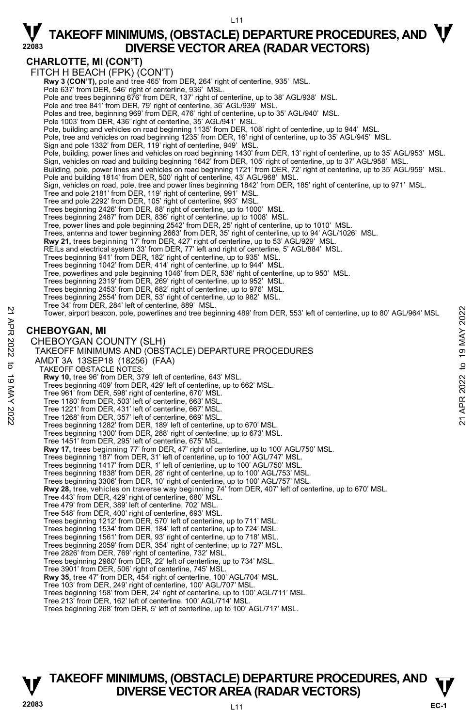## CHARLOTTE, MI (CON'T)

FITCH H BEACH (FPK) (CON'T)

**Rwy 3 (CON'T),** pole and tree 465' from DER, 264' right of centerline, 935' MSL.
Pole 637' from DER, 546' right of centerline, 936' MSL.
Pole and trees beginning 676' from DER, 137' right of centerline, up to 38' AGL/938' MSL.
Pole and tree 841' from DER, 79' right of centerline, 36' AGL/939' MSL.
Poles and tree, beginning 969' from DER, 476' right of centerline, up to 35' AGL/940' MSL.
Pole 1003' from DER, 436' right of centerline, 35' AGL/941' MSL.
Pole, building and vehicles on road beginning 1135' from DER, 108' right of centerline, up to 944' MSL.
Pole, tree and vehicles on road beginning 1235' from DER, 16' right of centerline, up to 35' AGL/945' MSL.
Sign and pole 1332' from DER, 119' right of centerline, 949' MSL.
Pole, building, power lines and vehicles on road beginning 1430' from DER, 13' right of centerline, up to 35' AGL/953' MSL.
Sign, vehicles on road and building beginning 1642' from DER, 105' right of centerline, up to 37' AGL/958' MSL.
Building, pole, power lines and vehicles on road beginning 1721' from DER, 72' right of centerline, up to 35' AGL/959' MSL.
Pole and building 1814' from DER, 500' right of centerline, 43' AGL/968' MSL.
Sign, vehicles on road, pole, tree and power lines beginning 1842' from DER, 185' right of centerline, up to 971' MSL.
Tree and pole 2181' from DER, 119' right of centerline, 991' MSL.
Tree and pole 2292' from DER, 105' right of centerline, 993' MSL.
Trees beginning 2426' from DER, 88' right of centerline, up to 1000' MSL.
Trees beginning 2487' from DER, 836' right of centerline, up to 1008' MSL.
Tree, power lines and pole beginning 2542' from DER, 25' right of centerline, up to 1010' MSL.
Trees, antenna and tower beginning 2663' from DER, 35' right of centerline, up to 94' AGL/1026' MSL.
**Rwy 21,** trees beginning 17' from DER, 427' right of centerline, up to 53' AGL/929' MSL.
REILs and electrical system 33' from DER, 77' left and right of centerline, 5' AGL/884' MSL.
Trees beginning 941' from DER, 182' right of centerline, up to 935' MSL.
Trees beginning 1042' from DER, 414' right of centerline, up to 944' MSL.
Tree, powerlines and pole beginning 1046' from DER, 536' right of centerline, up to 950' MSL.
Trees beginning 2319' from DER, 269' right of centerline, up to 952' MSL.
Trees beginning 2453' from DER, 682' right of centerline, up to 976' MSL.
Trees beginning 2554' from DER, 53' right of centerline, up to 982' MSL.
Tree 34' from DER, 284' left of centerline, 889' MSL.
Tower, airport beacon, pole, powerlines and tree beginning 489' from DER, 553' left of centerline, up to 80' AGL/964' MSL

## CHEBOYGAN, MI

CHEBOYGAN COUNTY (SLH)
TAKEOFF MINIMUMS AND (OBSTACLE) DEPARTURE PROCEDURES
AMDT 3A 13SEP18 (18256) (FAA)

TAKEOFF OBSTACLE NOTES:

**Rwy 10,** tree 96' from DER, 379' left of centerline, 643' MSL.
Trees beginning 409' from DER, 429' left of centerline, up to 662' MSL.
Tree 961' from DER, 598' right of centerline, 670' MSL.
Tree 1180' from DER, 503' left of centerline, 663' MSL.
Tree 1221' from DER, 431' left of centerline, 667' MSL.
Tree 1268' from DER, 357' left of centerline, 669' MSL.
Trees beginning 1282' from DER, 189' left of centerline, up to 670' MSL.
Trees beginning 1300' from DER, 288' right of centerline, up to 673' MSL.
Tree 1451' from DER, 295' left of centerline, 675' MSL.
**Rwy 17,** trees beginning 77' from DER, 47' right of centerline, up to 100' AGL/750' MSL.
Trees beginning 187' from DER, 31' left of centerline, up to 100' AGL/747' MSL.
Trees beginning 1417' from DER, 1' left of centerline, up to 100' AGL/750' MSL.
Trees beginning 1838' from DER, 28' right of centerline, up to 100' AGL/753' MSL.
Trees beginning 3306' from DER, 10' right of centerline, up to 100' AGL/757' MSL.
**Rwy 28,** tree, vehicles on traverse way beginning 74' from DER, 407' left of centerline, up to 670' MSL.
Tree 443' from DER, 429' right of centerline, 680' MSL.
Tree 479' from DER, 389' left of centerline, 702' MSL.
Tree 548' from DER, 400' right of centerline, 693' MSL.
Trees beginning 1212' from DER, 570' left of centerline, up to 711' MSL.
Trees beginning 1534' from DER, 184' left of centerline, up to 724' MSL.
Trees beginning 1561' from DER, 93' right of centerline, up to 718' MSL.
Trees beginning 2059' from DER, 354' right of centerline, up to 727' MSL.
Tree 2826' from DER, 769' right of centerline, 732' MSL.
Trees beginning 2980' from DER, 22' left of centerline, up to 734' MSL.
Tree 3901' from DER, 506' right of centerline, 745' MSL.
**Rwy 35,** tree 47' from DER, 454' right of centerline, 100' AGL/704' MSL.
Tree 103' from DER, 249' right of centerline, 100' AGL/707' MSL.
Trees beginning 158' from DER, 24' right of centerline, up to 100' AGL/711' MSL.
Tree 213' from DER, 162' left of centerline, 100' AGL/714' MSL.
Trees beginning 268' from DER, 5' left of centerline, up to 100' AGL/717' MSL.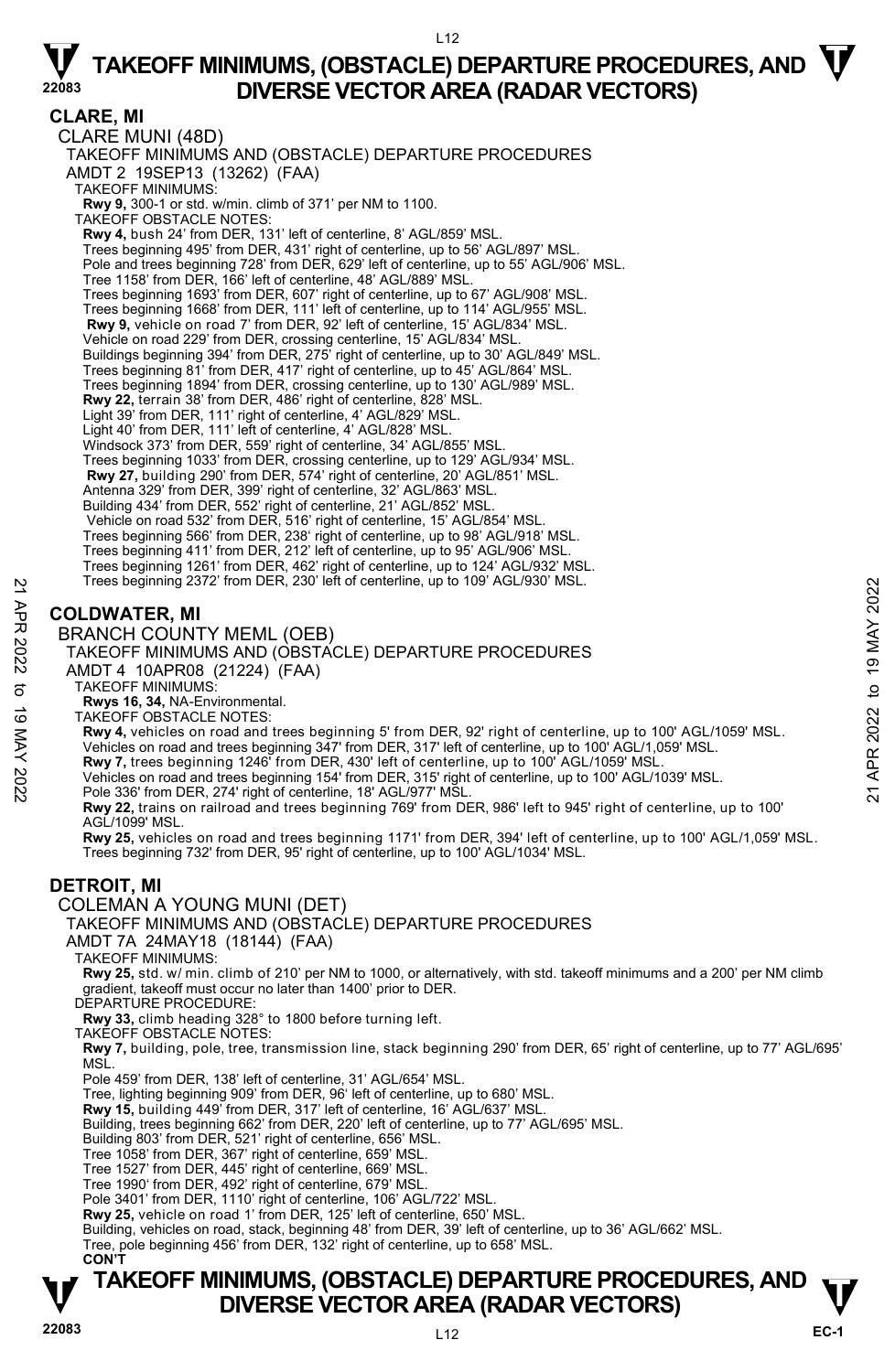## CLARE, MI

### CLARE MUNI (48D)

TAKEOFF MINIMUMS AND (OBSTACLE) DEPARTURE PROCEDURES

AMDT 2 19SEP13 (13262) (FAA)

TAKEOFF MINIMUMS:

**Rwy 9,** 300-1 or std. w/min. climb of 371' per NM to 1100.

TAKEOFF OBSTACLE NOTES:

**Rwy 4,** bush 24' from DER, 131' left of centerline, 8' AGL/859' MSL.
Trees beginning 495' from DER, 431' right of centerline, up to 56' AGL/897' MSL.
Pole and trees beginning 728' from DER, 629' left of centerline, up to 55' AGL/906' MSL.
Tree 1158' from DER, 166' left of centerline, 48' AGL/889' MSL.
Trees beginning 1693' from DER, 607' right of centerline, up to 67' AGL/908' MSL.
Trees beginning 1668' from DER, 111' left of centerline, up to 114' AGL/955' MSL.
**Rwy 9,** vehicle on road 7' from DER, 92' left of centerline, 15' AGL/834' MSL.
Vehicle on road 229' from DER, crossing centerline, 15' AGL/834' MSL.
Buildings beginning 394' from DER, 275' right of centerline, up to 30' AGL/849' MSL.
Trees beginning 81' from DER, 417' right of centerline, up to 45' AGL/864' MSL.
Trees beginning 1894' from DER, crossing centerline, up to 130' AGL/989' MSL.
**Rwy 22,** terrain 38' from DER, 486' right of centerline, 828' MSL.
Light 39' from DER, 111' right of centerline, 4' AGL/829' MSL.
Light 40' from DER, 111' left of centerline, 4' AGL/828' MSL.
Windsock 373' from DER, 559' right of centerline, 34' AGL/855' MSL.
Trees beginning 1033' from DER, crossing centerline, up to 129' AGL/934' MSL.
**Rwy 27,** building 290' from DER, 574' right of centerline, 20' AGL/851' MSL.
Antenna 329' from DER, 399' right of centerline, 32' AGL/863' MSL.
Building 434' from DER, 552' right of centerline, 21' AGL/852' MSL.
Vehicle on road 532' from DER, 516' right of centerline, 15' AGL/854' MSL.
Trees beginning 566' from DER, 238' right of centerline, up to 98' AGL/918' MSL.
Trees beginning 411' from DER, 212' left of centerline, up to 95' AGL/906' MSL.
Trees beginning 1261' from DER, 462' right of centerline, up to 124' AGL/932' MSL.
Trees beginning 2372' from DER, 230' left of centerline, up to 109' AGL/930' MSL.

## COLDWATER, MI

### BRANCH COUNTY MEML (OEB)

TAKEOFF MINIMUMS AND (OBSTACLE) DEPARTURE PROCEDURES

AMDT 4 10APR08 (21224) (FAA)

TAKEOFF MINIMUMS:

**Rwys 16, 34,** NA-Environmental.

TAKEOFF OBSTACLE NOTES:

**Rwy 4,** vehicles on road and trees beginning 5' from DER, 92' right of centerline, up to 100' AGL/1059' MSL.
Vehicles on road and trees beginning 347' from DER, 317' left of centerline, up to 100' AGL/1,059' MSL.
**Rwy 7,** trees beginning 1246' from DER, 430' left of centerline, up to 100' AGL/1059' MSL.
Vehicles on road and trees beginning 154' from DER, 315' right of centerline, up to 100' AGL/1039' MSL.
Pole 336' from DER, 274' right of centerline, 18' AGL/977' MSL.
**Rwy 22,** trains on railroad and trees beginning 769' from DER, 986' left to 945' right of centerline, up to 100' AGL/1099' MSL.
**Rwy 25,** vehicles on road and trees beginning 1171' from DER, 394' left of centerline, up to 100' AGL/1,059' MSL.
Trees beginning 732' from DER, 95' right of centerline, up to 100' AGL/1034' MSL.

## DETROIT, MI

### COLEMAN A YOUNG MUNI (DET)

TAKEOFF MINIMUMS AND (OBSTACLE) DEPARTURE PROCEDURES

AMDT 7A 24MAY18 (18144) (FAA)

TAKEOFF MINIMUMS:

**Rwy 25,** std. w/ min. climb of 210' per NM to 1000, or alternatively, with std. takeoff minimums and a 200' per NM climb gradient, takeoff must occur no later than 1400' prior to DER.

DEPARTURE PROCEDURE:

**Rwy 33,** climb heading 328° to 1800 before turning left.

TAKEOFF OBSTACLE NOTES:

**Rwy 7,** building, pole, tree, transmission line, stack beginning 290' from DER, 65' right of centerline, up to 77' AGL/695' MSL.
Pole 459' from DER, 138' left of centerline, 31' AGL/654' MSL.
Tree, lighting beginning 909' from DER, 96' left of centerline, up to 680' MSL.
**Rwy 15,** building 449' from DER, 317' left of centerline, 16' AGL/637' MSL.
Building, trees beginning 662' from DER, 220' left of centerline, up to 77' AGL/695' MSL.
Building 803' from DER, 521' right of centerline, 656' MSL.
Tree 1058' from DER, 367' right of centerline, 659' MSL.
Tree 1527' from DER, 445' right of centerline, 669' MSL.
Tree 1990' from DER, 492' right of centerline, 679' MSL.
Pole 3401' from DER, 1110' right of centerline, 106' AGL/722' MSL.
**Rwy 25,** vehicle on road 1' from DER, 125' left of centerline, 650' MSL.
Building, vehicles on road, stack, beginning 48' from DER, 39' left of centerline, up to 36' AGL/662' MSL.
Tree, pole beginning 456' from DER, 132' right of centerline, up to 658' MSL.

**CON'T**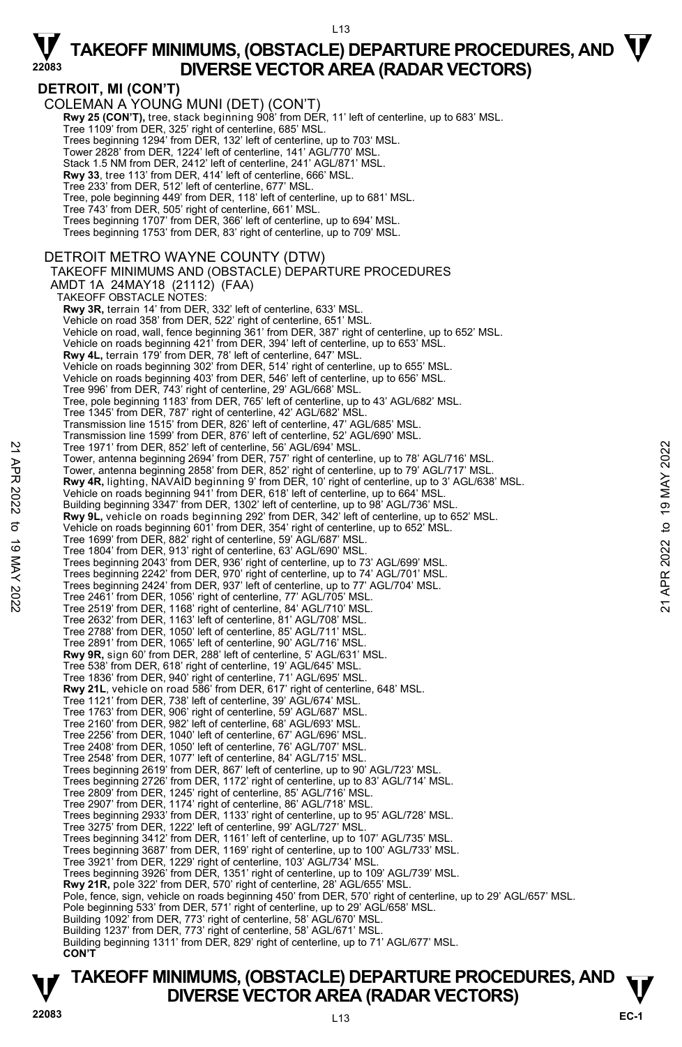# TAKEOFF MINIMUMS, (OBSTACLE) DEPARTURE PROCEDURES, AND DIVERSE VECTOR AREA (RADAR VECTORS)

## DETROIT, MI (CON'T)

COLEMAN A YOUNG MUNI (DET) (CON'T)

**Rwy 25 (CON'T),** tree, stack beginning 908' from DER, 11' left of centerline, up to 683' MSL.
Tree 1109' from DER, 325' right of centerline, 685' MSL.
Trees beginning 1294' from DER, 132' left of centerline, up to 703' MSL.
Tower 2828' from DER, 1224' left of centerline, 141' AGL/770' MSL.
Stack 1.5 NM from DER, 2412' left of centerline, 241' AGL/871' MSL.
**Rwy 33**, tree 113' from DER, 414' left of centerline, 666' MSL.
Tree 233' from DER, 512' left of centerline, 677' MSL.
Tree, pole beginning 449' from DER, 118' left of centerline, up to 681' MSL.
Tree 743' from DER, 505' right of centerline, 661' MSL.
Trees beginning 1707' from DER, 366' left of centerline, up to 694' MSL.
Trees beginning 1753' from DER, 83' right of centerline, up to 709' MSL.

DETROIT METRO WAYNE COUNTY (DTW)
TAKEOFF MINIMUMS AND (OBSTACLE) DEPARTURE PROCEDURES
AMDT 1A 24MAY18 (21112) (FAA)
TAKEOFF OBSTACLE NOTES:

**Rwy 3R,** terrain 14' from DER, 332' left of centerline, 633' MSL.
Vehicle on road 358' from DER, 522' right of centerline, 651' MSL.
Vehicle on road, wall, fence beginning 361' from DER, 387' right of centerline, up to 652' MSL.
Vehicle on roads beginning 421' from DER, 394' left of centerline, up to 653' MSL.
**Rwy 4L,** terrain 179' from DER, 78' left of centerline, 647' MSL.
Vehicle on roads beginning 302' from DER, 514' right of centerline, up to 655' MSL.
Vehicle on roads beginning 403' from DER, 546' left of centerline, up to 656' MSL.
Tree 996' from DER, 743' right of centerline, 29' AGL/668' MSL.
Tree, pole beginning 1183' from DER, 765' left of centerline, up to 43' AGL/682' MSL.
Tree 1345' from DER, 787' right of centerline, 42' AGL/682' MSL.
Transmission line 1515' from DER, 826' left of centerline, 47' AGL/685' MSL.
Transmission line 1599' from DER, 876' left of centerline, 52' AGL/690' MSL.
Tree 1971' from DER, 852' left of centerline, 56' AGL/694' MSL.
Tower, antenna beginning 2694' from DER, 757' right of centerline, up to 78' AGL/716' MSL.
Tower, antenna beginning 2858' from DER, 852' right of centerline, up to 79' AGL/717' MSL.
**Rwy 4R,** lighting, NAVAID beginning 9' from DER, 10' right of centerline, up to 3' AGL/638' MSL.
Vehicle on roads beginning 941' from DER, 618' left of centerline, up to 664' MSL.
Building beginning 3347' from DER, 1302' left of centerline, up to 98' AGL/736' MSL.
**Rwy 9L,** vehicle on roads beginning 292' from DER, 342' left of centerline, up to 652' MSL.
Vehicle on roads beginning 601' from DER, 354' right of centerline, up to 652' MSL.
Tree 1699' from DER, 882' right of centerline, 59' AGL/687' MSL.
Tree 1804' from DER, 913' right of centerline, 63' AGL/690' MSL.
Trees beginning 2043' from DER, 936' right of centerline, up to 73' AGL/699' MSL.
Trees beginning 2242' from DER, 970' right of centerline, up to 74' AGL/701' MSL.
Trees beginning 2424' from DER, 937' left of centerline, up to 77' AGL/704' MSL.
Tree 2461' from DER, 1056' right of centerline, 77' AGL/705' MSL.
Tree 2519' from DER, 1168' right of centerline, 84' AGL/710' MSL.
Tree 2632' from DER, 1163' left of centerline, 81' AGL/708' MSL.
Tree 2788' from DER, 1050' left of centerline, 85' AGL/711' MSL.
Tree 2891' from DER, 1065' left of centerline, 90' AGL/716' MSL.
**Rwy 9R,** sign 60' from DER, 288' left of centerline, 5' AGL/631' MSL.
Tree 538' from DER, 618' right of centerline, 19' AGL/645' MSL.
Tree 1836' from DER, 940' right of centerline, 71' AGL/695' MSL.
**Rwy 21L**, vehicle on road 586' from DER, 617' right of centerline, 648' MSL.
Tree 1121' from DER, 738' left of centerline, 39' AGL/674' MSL.
Tree 1763' from DER, 906' right of centerline, 59' AGL/687' MSL.
Tree 2160' from DER, 982' left of centerline, 68' AGL/693' MSL.
Tree 2256' from DER, 1040' left of centerline, 67' AGL/696' MSL.
Tree 2408' from DER, 1050' left of centerline, 76' AGL/707' MSL.
Tree 2548' from DER, 1077' left of centerline, 84' AGL/715' MSL.
Trees beginning 2619' from DER, 867' left of centerline, up to 90' AGL/723' MSL.
Trees beginning 2726' from DER, 1172' right of centerline, up to 83' AGL/714' MSL.
Tree 2809' from DER, 1245' right of centerline, 85' AGL/716' MSL.
Tree 2907' from DER, 1174' right of centerline, 86' AGL/718' MSL.
Trees beginning 2933' from DER, 1133' right of centerline, up to 95' AGL/728' MSL.
Tree 3275' from DER, 1222' left of centerline, 99' AGL/727' MSL.
Trees beginning 3412' from DER, 1161' left of centerline, up to 107' AGL/735' MSL.
Trees beginning 3687' from DER, 1169' right of centerline, up to 100' AGL/733' MSL.
Tree 3921' from DER, 1229' right of centerline, 103' AGL/734' MSL.
Trees beginning 3926' from DER, 1351' right of centerline, up to 109' AGL/739' MSL.
**Rwy 21R,** pole 322' from DER, 570' right of centerline, 28' AGL/655' MSL.
Pole, fence, sign, vehicle on roads beginning 450' from DER, 570' right of centerline, up to 29' AGL/657' MSL.
Pole beginning 533' from DER, 571' right of centerline, up to 29' AGL/658' MSL.
Building 1092' from DER, 773' right of centerline, 58' AGL/670' MSL.
Building 1237' from DER, 773' right of centerline, 58' AGL/671' MSL.
Building beginning 1311' from DER, 829' right of centerline, up to 71' AGL/677' MSL.
**CON'T**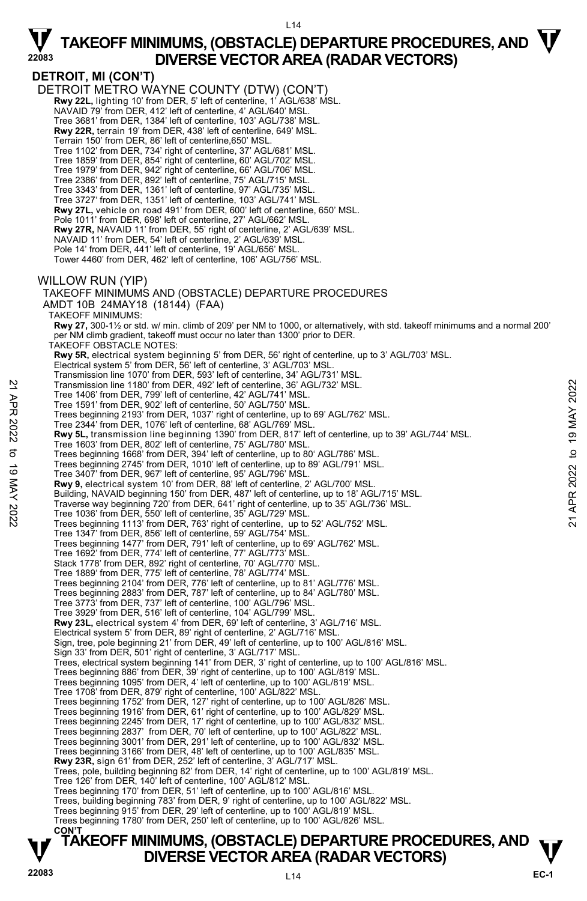# TAKEOFF MINIMUMS, (OBSTACLE) DEPARTURE PROCEDURES, AND DIVERSE VECTOR AREA (RADAR VECTORS)

## DETROIT, MI (CON'T)

DETROIT METRO WAYNE COUNTY (DTW) (CON'T)

**Rwy 22L,** lighting 10' from DER, 5' left of centerline, 1' AGL/638' MSL.
NAVAID 79' from DER, 412' left of centerline, 4' AGL/640' MSL.
Tree 3681' from DER, 1384' left of centerline, 103' AGL/738' MSL.
**Rwy 22R,** terrain 19' from DER, 438' left of centerline, 649' MSL.
Terrain 150' from DER, 86' left of centerline,650' MSL.
Tree 1102' from DER, 734' right of centerline, 37' AGL/681' MSL.
Tree 1859' from DER, 854' right of centerline, 60' AGL/702' MSL.
Tree 1979' from DER, 942' right of centerline, 66' AGL/706' MSL.
Tree 2386' from DER, 892' left of centerline, 75' AGL/715' MSL.
Tree 3343' from DER, 1361' left of centerline, 97' AGL/735' MSL.
Tree 3727' from DER, 1351' left of centerline, 103' AGL/741' MSL.
**Rwy 27L,** vehicle on road 491' from DER, 600' left of centerline, 650' MSL.
Pole 1011' from DER, 698' left of centerline, 27' AGL/662' MSL.
**Rwy 27R,** NAVAID 11' from DER, 55' right of centerline, 2' AGL/639' MSL.
NAVAID 11' from DER, 54' left of centerline, 2' AGL/639' MSL.
Pole 14' from DER, 441' left of centerline, 19' AGL/656' MSL.
Tower 4460' from DER, 462' left of centerline, 106' AGL/756' MSL.

WILLOW RUN (YIP)

TAKEOFF MINIMUMS AND (OBSTACLE) DEPARTURE PROCEDURES
AMDT 10B 24MAY18 (18144) (FAA)

TAKEOFF MINIMUMS:

**Rwy 27,** 300-1½ or std. w/ min. climb of 209' per NM to 1000, or alternatively, with std. takeoff minimums and a normal 200' per NM climb gradient, takeoff must occur no later than 1300' prior to DER.

TAKEOFF OBSTACLE NOTES:

**Rwy 5R,** electrical system beginning 5' from DER, 56' right of centerline, up to 3' AGL/703' MSL.
Electrical system 5' from DER, 56' left of centerline, 3' AGL/703' MSL.
Transmission line 1070' from DER, 593' left of centerline, 34' AGL/731' MSL.
Transmission line 1180' from DER, 492' left of centerline, 36' AGL/732' MSL.
Tree 1406' from DER, 799' left of centerline, 42' AGL/741' MSL.
Tree 1591' from DER, 902' left of centerline, 50' AGL/750' MSL.
Trees beginning 2193' from DER, 1037' right of centerline, up to 69' AGL/762' MSL.
Tree 2344' from DER, 1076' left of centerline, 68' AGL/769' MSL.
**Rwy 5L,** transmission line beginning 1390' from DER, 817' left of centerline, up to 39' AGL/744' MSL.
Tree 1603' from DER, 802' left of centerline, 75' AGL/780' MSL.
Trees beginning 1668' from DER, 394' left of centerline, up to 80' AGL/786' MSL.
Trees beginning 2745' from DER, 1010' left of centerline, up to 89' AGL/791' MSL.
Tree 3407' from DER, 967' left of centerline, 95' AGL/796' MSL.
**Rwy 9,** electrical system 10' from DER, 88' left of centerline, 2' AGL/700' MSL.
Building, NAVAID beginning 150' from DER, 487' left of centerline, up to 18' AGL/715' MSL.
Traverse way beginning 720' from DER, 641' right of centerline, up to 35' AGL/736' MSL.
Tree 1036' from DER, 550' left of centerline, 35' AGL/729' MSL.
Trees beginning 1113' from DER, 763' right of centerline, up to 52' AGL/752' MSL.
Tree 1347' from DER, 856' left of centerline, 59' AGL/754' MSL.
Trees beginning 1477' from DER, 791' left of centerline, up to 69' AGL/762' MSL.
Tree 1692' from DER, 774' left of centerline, 77' AGL/773' MSL.
Stack 1778' from DER, 892' right of centerline, 70' AGL/770' MSL.
Tree 1889' from DER, 775' left of centerline, 78' AGL/774' MSL.
Trees beginning 2104' from DER, 776' left of centerline, up to 81' AGL/776' MSL.
Trees beginning 2883' from DER, 787' left of centerline, up to 84' AGL/780' MSL.
Tree 3773' from DER, 737' left of centerline, 100' AGL/796' MSL.
Tree 3929' from DER, 516' left of centerline, 104' AGL/799' MSL.
**Rwy 23L,** electrical system 4' from DER, 69' left of centerline, 3' AGL/716' MSL.
Electrical system 5' from DER, 89' right of centerline, 2' AGL/716' MSL.
Sign, tree, pole beginning 21' from DER, 49' left of centerline, up to 100' AGL/816' MSL.
Sign 33' from DER, 501' right of centerline, 3' AGL/717' MSL.
Trees, electrical system beginning 141' from DER, 3' right of centerline, up to 100' AGL/816' MSL.
Trees beginning 886' from DER, 39' right of centerline, up to 100' AGL/819' MSL.
Trees beginning 1095' from DER, 4' left of centerline, up to 100' AGL/819' MSL.
Tree 1708' from DER, 879' right of centerline, 100' AGL/822' MSL.
Trees beginning 1752' from DER, 127' right of centerline, up to 100' AGL/826' MSL.
Trees beginning 1916' from DER, 61' right of centerline, up to 100' AGL/829' MSL.
Trees beginning 2245' from DER, 17' right of centerline, up to 100' AGL/832' MSL.
Trees beginning 2837' from DER, 70' left of centerline, up to 100' AGL/822' MSL.
Trees beginning 3001' from DER, 291' left of centerline, up to 100' AGL/832' MSL.
Trees beginning 3166' from DER, 48' left of centerline, up to 100' AGL/835' MSL.
**Rwy 23R,** sign 61' from DER, 252' left of centerline, 3' AGL/717' MSL.
Trees, pole, building beginning 82' from DER, 14' right of centerline, up to 100' AGL/819' MSL.
Tree 126' from DER, 140' left of centerline, 100' AGL/812' MSL.
Trees beginning 170' from DER, 51' left of centerline, up to 100' AGL/816' MSL.
Trees, building beginning 783' from DER, 9' right of centerline, up to 100' AGL/822' MSL.
Trees beginning 915' from DER, 29' left of centerline, up to 100' AGL/819' MSL.
Trees beginning 1780' from DER, 250' left of centerline, up to 100' AGL/826' MSL.

**CON'T**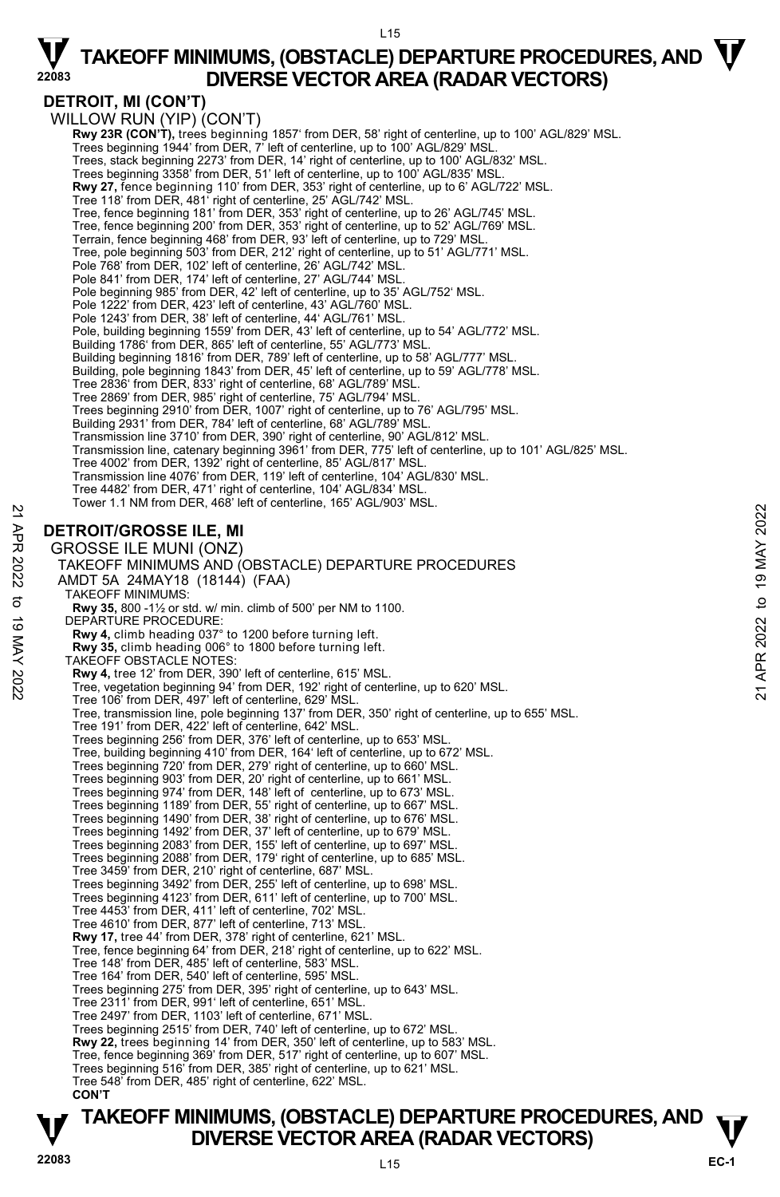## DETROIT, MI (CON'T)

WILLOW RUN (YIP) (CON'T)

**Rwy 23R (CON'T),** trees beginning 1857' from DER, 58' right of centerline, up to 100' AGL/829' MSL.
Trees beginning 1944' from DER, 7' left of centerline, up to 100' AGL/829' MSL.
Trees, stack beginning 2273' from DER, 14' right of centerline, up to 100' AGL/832' MSL.
Trees beginning 3358' from DER, 51' left of centerline, up to 100' AGL/835' MSL.
**Rwy 27,** fence beginning 110' from DER, 353' right of centerline, up to 6' AGL/722' MSL.
Tree 118' from DER, 481' right of centerline, 25' AGL/742' MSL.
Tree, fence beginning 181' from DER, 353' right of centerline, up to 26' AGL/745' MSL.
Tree, fence beginning 200' from DER, 353' right of centerline, up to 52' AGL/769' MSL.
Terrain, fence beginning 468' from DER, 93' left of centerline, up to 729' MSL.
Tree, pole beginning 503' from DER, 212' right of centerline, up to 51' AGL/771' MSL.
Pole 768' from DER, 102' left of centerline, 26' AGL/742' MSL.
Pole 841' from DER, 174' left of centerline, 27' AGL/744' MSL.
Pole beginning 985' from DER, 42' left of centerline, up to 35' AGL/752' MSL.
Pole 1222' from DER, 423' left of centerline, 43' AGL/760' MSL.
Pole 1243' from DER, 38' left of centerline, 44' AGL/761' MSL.
Pole, building beginning 1559' from DER, 43' left of centerline, up to 54' AGL/772' MSL.
Building 1786' from DER, 865' left of centerline, 55' AGL/773' MSL.
Building beginning 1816' from DER, 789' left of centerline, up to 58' AGL/777' MSL.
Building, pole beginning 1843' from DER, 45' left of centerline, up to 59' AGL/778' MSL.
Tree 2836' from DER, 833' right of centerline, 68' AGL/789' MSL.
Tree 2869' from DER, 985' right of centerline, 75' AGL/794' MSL.
Trees beginning 2910' from DER, 1007' right of centerline, up to 76' AGL/795' MSL.
Building 2931' from DER, 784' left of centerline, 68' AGL/789' MSL.
Transmission line 3710' from DER, 390' right of centerline, 90' AGL/812' MSL.
Transmission line, catenary beginning 3961' from DER, 775' left of centerline, up to 101' AGL/825' MSL.
Tree 4002' from DER, 1392' right of centerline, 85' AGL/817' MSL.
Transmission line 4076' from DER, 119' left of centerline, 104' AGL/830' MSL.
Tree 4482' from DER, 471' right of centerline, 104' AGL/834' MSL.
Tower 1.1 NM from DER, 468' left of centerline, 165' AGL/903' MSL.

## DETROIT/GROSSE ILE, MI

GROSSE ILE MUNI (ONZ)
TAKEOFF MINIMUMS AND (OBSTACLE) DEPARTURE PROCEDURES
AMDT 5A 24MAY18 (18144) (FAA)

TAKEOFF MINIMUMS:
**Rwy 35,** 800 -1½ or std. w/ min. climb of 500' per NM to 1100.

DEPARTURE PROCEDURE:
**Rwy 4,** climb heading 037° to 1200 before turning left.
**Rwy 35,** climb heading 006° to 1800 before turning left.

TAKEOFF OBSTACLE NOTES:
**Rwy 4,** tree 12' from DER, 390' left of centerline, 615' MSL.
Tree, vegetation beginning 94' from DER, 192' right of centerline, up to 620' MSL.
Tree 106' from DER, 497' left of centerline, 629' MSL.
Tree, transmission line, pole beginning 137' from DER, 350' right of centerline, up to 655' MSL.
Tree 191' from DER, 422' left of centerline, 642' MSL.
Trees beginning 256' from DER, 376' left of centerline, up to 653' MSL.
Tree, building beginning 410' from DER, 164' left of centerline, up to 672' MSL.
Trees beginning 720' from DER, 279' right of centerline, up to 660' MSL.
Trees beginning 903' from DER, 20' right of centerline, up to 661' MSL.
Trees beginning 974' from DER, 148' left of centerline, up to 673' MSL.
Trees beginning 1189' from DER, 55' right of centerline, up to 667' MSL.
Trees beginning 1490' from DER, 38' right of centerline, up to 676' MSL.
Trees beginning 1492' from DER, 37' left of centerline, up to 679' MSL.
Trees beginning 2083' from DER, 155' left of centerline, up to 697' MSL.
Trees beginning 2088' from DER, 179' right of centerline, up to 685' MSL.
Tree 3459' from DER, 210' right of centerline, 687' MSL.
Trees beginning 3492' from DER, 255' left of centerline, up to 698' MSL.
Trees beginning 4123' from DER, 611' left of centerline, up to 700' MSL.
Tree 4453' from DER, 411' left of centerline, 702' MSL.
Tree 4610' from DER, 877' left of centerline, 713' MSL.
**Rwy 17,** tree 44' from DER, 378' right of centerline, 621' MSL.
Tree, fence beginning 64' from DER, 218' right of centerline, up to 622' MSL.
Tree 148' from DER, 485' left of centerline, 583' MSL.
Tree 164' from DER, 540' left of centerline, 595' MSL.
Trees beginning 275' from DER, 395' right of centerline, up to 643' MSL.
Tree 2311' from DER, 991' left of centerline, 651' MSL.
Tree 2497' from DER, 1103' left of centerline, 671' MSL.
Trees beginning 2515' from DER, 740' left of centerline, up to 672' MSL.
**Rwy 22,** trees beginning 14' from DER, 350' left of centerline, up to 583' MSL.
Tree, fence beginning 369' from DER, 517' right of centerline, up to 607' MSL.
Trees beginning 516' from DER, 385' right of centerline, up to 621' MSL.
Tree 548' from DER, 485' right of centerline, 622' MSL.
**CON'T**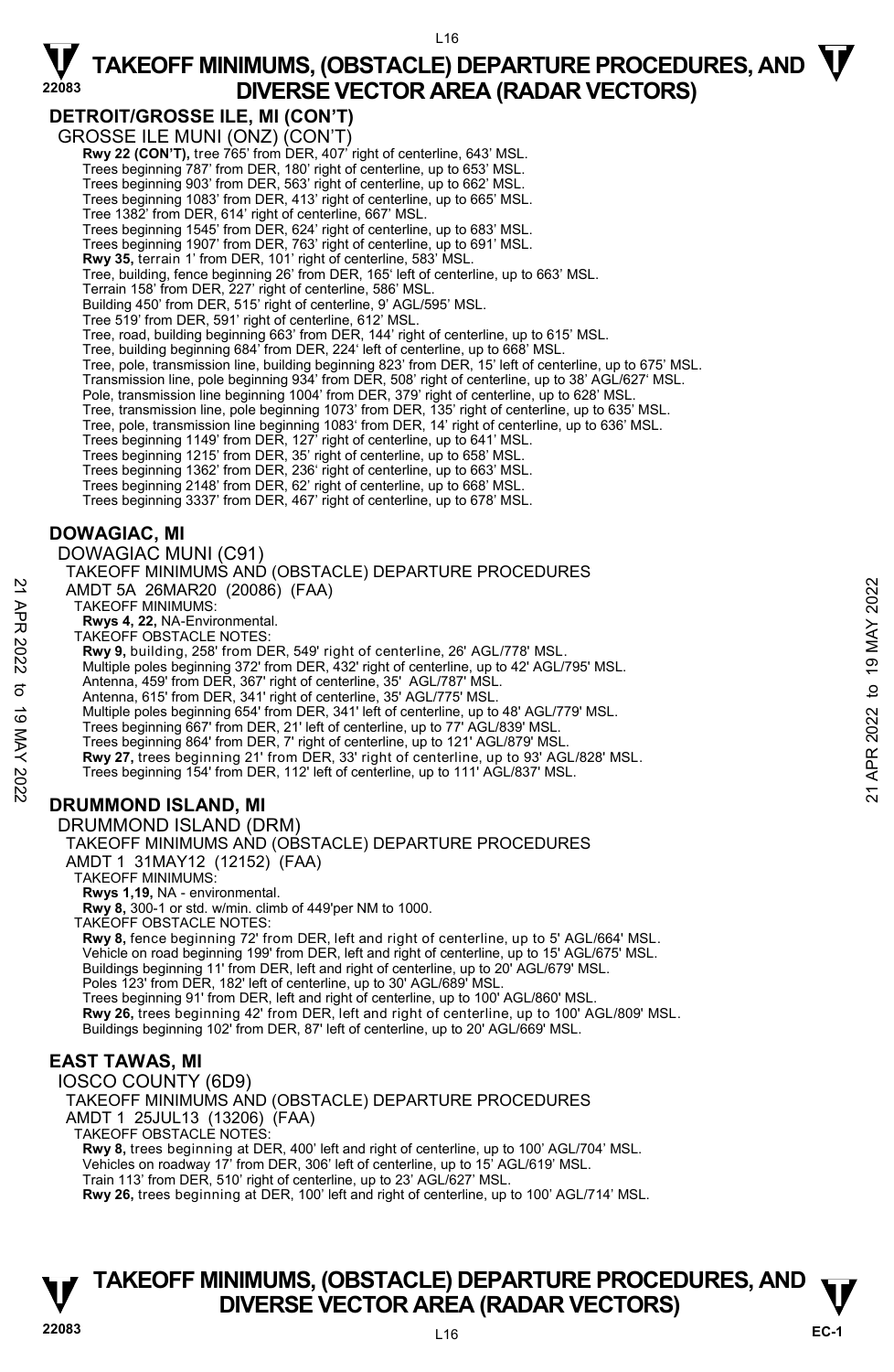## DETROIT/GROSSE ILE, MI (CON'T)

GROSSE ILE MUNI (ONZ) (CON'T)

**Rwy 22 (CON'T),** tree 765' from DER, 407' right of centerline, 643' MSL.
Trees beginning 787' from DER, 180' right of centerline, up to 653' MSL.
Trees beginning 903' from DER, 563' right of centerline, up to 662' MSL.
Trees beginning 1083' from DER, 413' right of centerline, up to 665' MSL.
Tree 1382' from DER, 614' right of centerline, 667' MSL.
Trees beginning 1545' from DER, 624' right of centerline, up to 683' MSL.
Trees beginning 1907' from DER, 763' right of centerline, up to 691' MSL.
**Rwy 35,** terrain 1' from DER, 101' right of centerline, 583' MSL.
Tree, building, fence beginning 26' from DER, 165' left of centerline, up to 663' MSL.
Terrain 158' from DER, 227' right of centerline, 586' MSL.
Building 450' from DER, 515' right of centerline, 9' AGL/595' MSL.
Tree 519' from DER, 591' right of centerline, 612' MSL.
Tree, road, building beginning 663' from DER, 144' right of centerline, up to 615' MSL.
Tree, building beginning 684' from DER, 224' left of centerline, up to 668' MSL.
Tree, pole, transmission line, building beginning 823' from DER, 15' left of centerline, up to 675' MSL.
Transmission line, pole beginning 934' from DER, 508' right of centerline, up to 38' AGL/627' MSL.
Pole, transmission line beginning 1004' from DER, 379' right of centerline, up to 628' MSL.
Tree, transmission line, pole beginning 1073' from DER, 135' right of centerline, up to 635' MSL.
Tree, pole, transmission line beginning 1083' from DER, 14' right of centerline, up to 636' MSL.
Trees beginning 1149' from DER, 127' right of centerline, up to 641' MSL.
Trees beginning 1215' from DER, 35' right of centerline, up to 658' MSL.
Trees beginning 1362' from DER, 236' right of centerline, up to 663' MSL.
Trees beginning 2148' from DER, 62' right of centerline, up to 668' MSL.
Trees beginning 3337' from DER, 467' right of centerline, up to 678' MSL.

## DOWAGIAC, MI

DOWAGIAC MUNI (C91)
TAKEOFF MINIMUMS AND (OBSTACLE) DEPARTURE PROCEDURES
AMDT 5A 26MAR20 (20086) (FAA)

TAKEOFF MINIMUMS:
**Rwys 4, 22,** NA-Environmental.

TAKEOFF OBSTACLE NOTES:
**Rwy 9,** building, 258' from DER, 549' right of centerline, 26' AGL/778' MSL.
Multiple poles beginning 372' from DER, 432' right of centerline, up to 42' AGL/795' MSL.
Antenna, 459' from DER, 367' right of centerline, 35' AGL/787' MSL.
Antenna, 615' from DER, 341' right of centerline, 35' AGL/775' MSL.
Multiple poles beginning 654' from DER, 341' left of centerline, up to 48' AGL/779' MSL.
Trees beginning 667' from DER, 21' left of centerline, up to 77' AGL/839' MSL.
Trees beginning 864' from DER, 7' right of centerline, up to 121' AGL/879' MSL.
**Rwy 27,** trees beginning 21' from DER, 33' right of centerline, up to 93' AGL/828' MSL.
Trees beginning 154' from DER, 112' left of centerline, up to 111' AGL/837' MSL.

## DRUMMOND ISLAND, MI

DRUMMOND ISLAND (DRM)
TAKEOFF MINIMUMS AND (OBSTACLE) DEPARTURE PROCEDURES
AMDT 1 31MAY12 (12152) (FAA)

TAKEOFF MINIMUMS:
**Rwys 1,19,** NA - environmental.
**Rwy 8,** 300-1 or std. w/min. climb of 449'per NM to 1000.

TAKEOFF OBSTACLE NOTES:
**Rwy 8,** fence beginning 72' from DER, left and right of centerline, up to 5' AGL/664' MSL.
Vehicle on road beginning 199' from DER, left and right of centerline, up to 15' AGL/675' MSL.
Buildings beginning 11' from DER, left and right of centerline, up to 20' AGL/679' MSL.
Poles 123' from DER, 182' left of centerline, up to 30' AGL/689' MSL.
Trees beginning 91' from DER, left and right of centerline, up to 100' AGL/860' MSL.
**Rwy 26,** trees beginning 42' from DER, left and right of centerline, up to 100' AGL/809' MSL.
Buildings beginning 102' from DER, 87' left of centerline, up to 20' AGL/669' MSL.

## EAST TAWAS, MI

IOSCO COUNTY (6D9)
TAKEOFF MINIMUMS AND (OBSTACLE) DEPARTURE PROCEDURES
AMDT 1 25JUL13 (13206) (FAA)

TAKEOFF OBSTACLE NOTES:
**Rwy 8,** trees beginning at DER, 400' left and right of centerline, up to 100' AGL/704' MSL.
Vehicles on roadway 17' from DER, 306' left of centerline, up to 15' AGL/619' MSL.
Train 113' from DER, 510' right of centerline, up to 23' AGL/627' MSL.
**Rwy 26,** trees beginning at DER, 100' left and right of centerline, up to 100' AGL/714' MSL.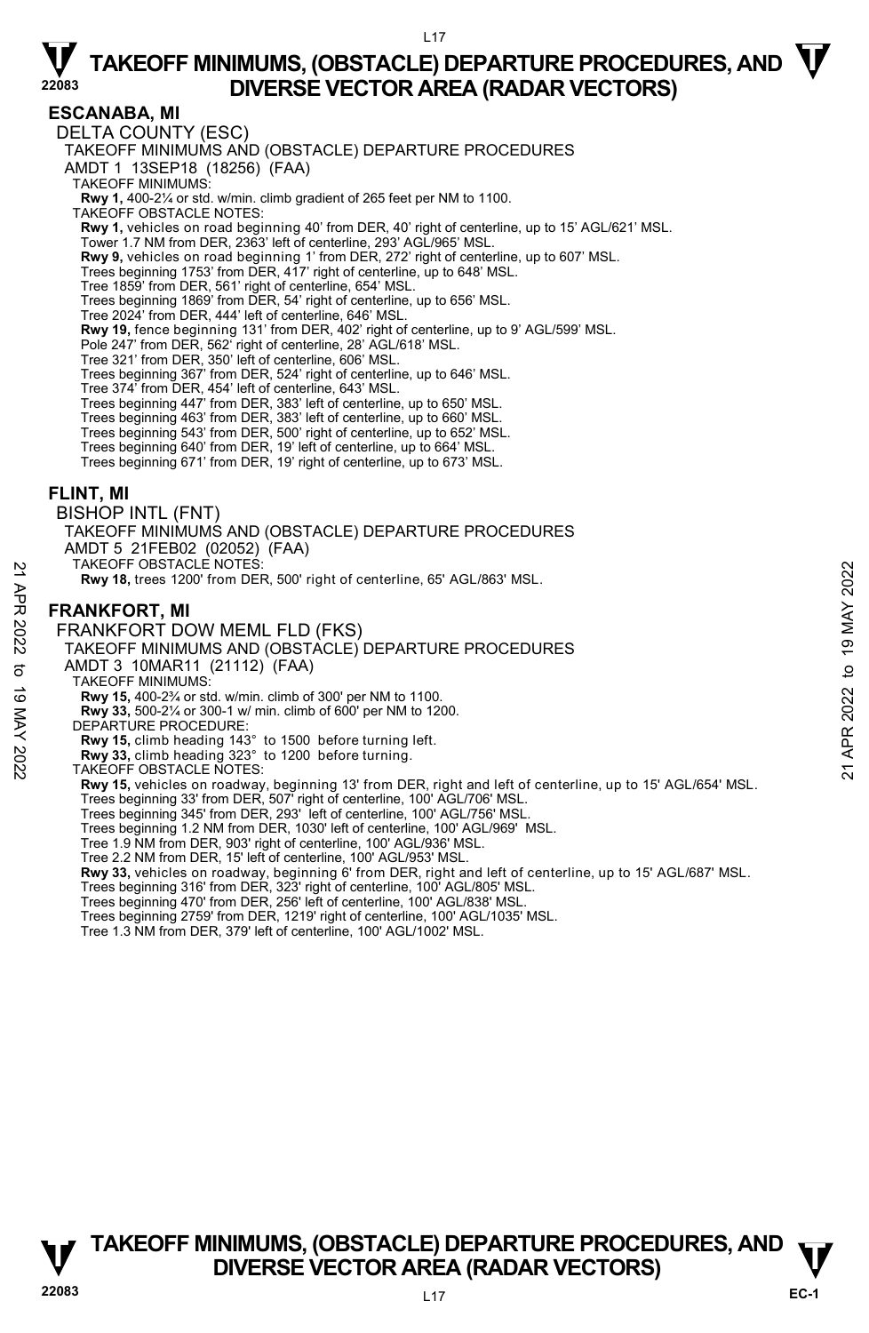# TAKEOFF MINIMUMS, (OBSTACLE) DEPARTURE PROCEDURES, AND DIVERSE VECTOR AREA (RADAR VECTORS)

## ESCANABA, MI

DELTA COUNTY (ESC)

TAKEOFF MINIMUMS AND (OBSTACLE) DEPARTURE PROCEDURES

AMDT 1 13SEP18 (18256) (FAA)

TAKEOFF MINIMUMS:

**Rwy 1,** 400-2¼ or std. w/min. climb gradient of 265 feet per NM to 1100.

TAKEOFF OBSTACLE NOTES:

**Rwy 1,** vehicles on road beginning 40' from DER, 40' right of centerline, up to 15' AGL/621' MSL.
Tower 1.7 NM from DER, 2363' left of centerline, 293' AGL/965' MSL.
**Rwy 9,** vehicles on road beginning 1' from DER, 272' right of centerline, up to 607' MSL.
Trees beginning 1753' from DER, 417' right of centerline, up to 648' MSL.
Tree 1859' from DER, 561' right of centerline, 654' MSL.
Trees beginning 1869' from DER, 54' right of centerline, up to 656' MSL.
Tree 2024' from DER, 444' left of centerline, 646' MSL.
**Rwy 19,** fence beginning 131' from DER, 402' right of centerline, up to 9' AGL/599' MSL.
Pole 247' from DER, 562' right of centerline, 28' AGL/618' MSL.
Tree 321' from DER, 350' left of centerline, 606' MSL.
Trees beginning 367' from DER, 524' right of centerline, up to 646' MSL.
Tree 374' from DER, 454' left of centerline, 643' MSL.
Trees beginning 447' from DER, 383' left of centerline, up to 650' MSL.
Trees beginning 463' from DER, 383' left of centerline, up to 660' MSL.
Trees beginning 543' from DER, 500' right of centerline, up to 652' MSL.
Trees beginning 640' from DER, 19' left of centerline, up to 664' MSL.
Trees beginning 671' from DER, 19' right of centerline, up to 673' MSL.

## FLINT, MI

BISHOP INTL (FNT)

TAKEOFF MINIMUMS AND (OBSTACLE) DEPARTURE PROCEDURES

AMDT 5 21FEB02 (02052) (FAA)

TAKEOFF OBSTACLE NOTES:

**Rwy 18,** trees 1200' from DER, 500' right of centerline, 65' AGL/863' MSL.

## FRANKFORT, MI

FRANKFORT DOW MEML FLD (FKS)

TAKEOFF MINIMUMS AND (OBSTACLE) DEPARTURE PROCEDURES

AMDT 3 10MAR11 (21112) (FAA)

TAKEOFF MINIMUMS:

**Rwy 15,** 400-2¾ or std. w/min. climb of 300' per NM to 1100.
**Rwy 33,** 500-2¼ or 300-1 w/ min. climb of 600' per NM to 1200.

DEPARTURE PROCEDURE:

**Rwy 15,** climb heading 143° to 1500 before turning left.
**Rwy 33,** climb heading 323° to 1200 before turning.

TAKEOFF OBSTACLE NOTES:

**Rwy 15,** vehicles on roadway, beginning 13' from DER, right and left of centerline, up to 15' AGL/654' MSL.
Trees beginning 33' from DER, 507' right of centerline, 100' AGL/706' MSL.
Trees beginning 345' from DER, 293' left of centerline, 100' AGL/756' MSL.
Trees beginning 1.2 NM from DER, 1030' left of centerline, 100' AGL/969' MSL.
Tree 1.9 NM from DER, 903' right of centerline, 100' AGL/936' MSL.
Tree 2.2 NM from DER, 15' left of centerline, 100' AGL/953' MSL.
**Rwy 33,** vehicles on roadway, beginning 6' from DER, right and left of centerline, up to 15' AGL/687' MSL.
Trees beginning 316' from DER, 323' right of centerline, 100' AGL/805' MSL.
Trees beginning 470' from DER, 256' left of centerline, 100' AGL/838' MSL.
Trees beginning 2759' from DER, 1219' right of centerline, 100' AGL/1035' MSL.
Tree 1.3 NM from DER, 379' left of centerline, 100' AGL/1002' MSL.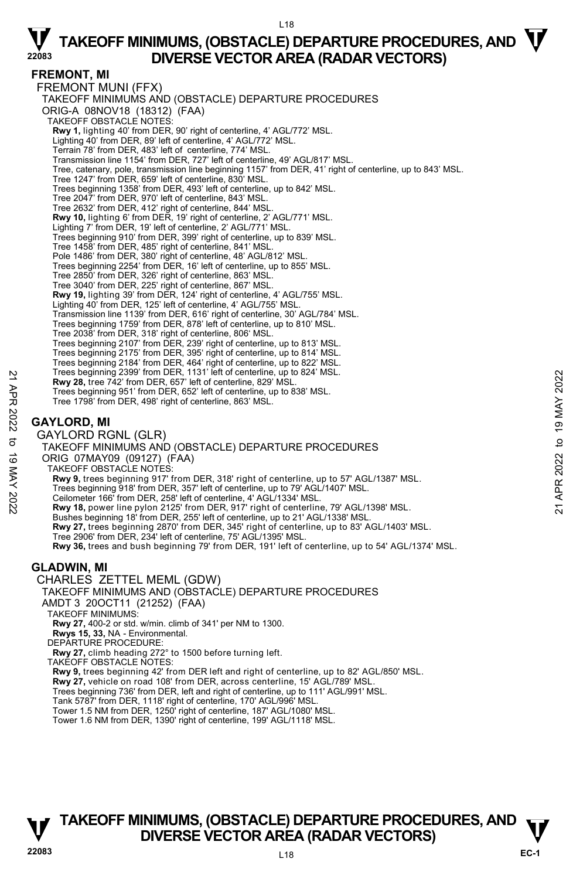## FREMONT, MI

FREMONT MUNI (FFX)

TAKEOFF MINIMUMS AND (OBSTACLE) DEPARTURE PROCEDURES

ORIG-A 08NOV18 (18312) (FAA)

TAKEOFF OBSTACLE NOTES:

**Rwy 1,** lighting 40' from DER, 90' right of centerline, 4' AGL/772' MSL.
Lighting 40' from DER, 89' left of centerline, 4' AGL/772' MSL.
Terrain 78' from DER, 483' left of centerline, 774' MSL.
Transmission line 1154' from DER, 727' left of centerline, 49' AGL/817' MSL.
Tree, catenary, pole, transmission line beginning 1157' from DER, 41' right of centerline, up to 843' MSL.
Tree 1247' from DER, 659' left of centerline, 830' MSL.
Trees beginning 1358' from DER, 493' left of centerline, up to 842' MSL.
Tree 2047' from DER, 970' left of centerline, 843' MSL.
Tree 2632' from DER, 412' right of centerline, 844' MSL.
**Rwy 10,** lighting 6' from DER, 19' right of centerline, 2' AGL/771' MSL.
Lighting 7' from DER, 19' left of centerline, 2' AGL/771' MSL.
Trees beginning 910' from DER, 399' right of centerline, up to 839' MSL.
Tree 1458' from DER, 485' right of centerline, 841' MSL.
Pole 1486' from DER, 380' right of centerline, 48' AGL/812' MSL.
Trees beginning 2254' from DER, 16' left of centerline, up to 855' MSL.
Tree 2850' from DER, 326' right of centerline, 863' MSL.
Tree 3040' from DER, 225' right of centerline, 867' MSL.
**Rwy 19,** lighting 39' from DER, 124' right of centerline, 4' AGL/755' MSL.
Lighting 40' from DER, 125' left of centerline, 4' AGL/755' MSL.
Transmission line 1139' from DER, 616' right of centerline, 30' AGL/784' MSL.
Trees beginning 1759' from DER, 878' left of centerline, up to 810' MSL.
Tree 2038' from DER, 318' right of centerline, 806' MSL.
Trees beginning 2107' from DER, 239' right of centerline, up to 813' MSL.
Trees beginning 2175' from DER, 395' right of centerline, up to 814' MSL.
Trees beginning 2184' from DER, 464' right of centerline, up to 822' MSL.
Trees beginning 2399' from DER, 1131' left of centerline, up to 824' MSL.
**Rwy 28,** tree 742' from DER, 657' left of centerline, 829' MSL.
Trees beginning 951' from DER, 652' left of centerline, up to 838' MSL.
Tree 1798' from DER, 498' right of centerline, 863' MSL.

## GAYLORD, MI

GAYLORD RGNL (GLR)

TAKEOFF MINIMUMS AND (OBSTACLE) DEPARTURE PROCEDURES

ORIG 07MAY09 (09127) (FAA)

TAKEOFF OBSTACLE NOTES:

**Rwy 9,** trees beginning 917' from DER, 318' right of centerline, up to 57' AGL/1387' MSL.
Trees beginning 918' from DER, 357' left of centerline, up to 79' AGL/1407' MSL.
Ceilometer 166' from DER, 258' left of centerline, 4' AGL/1334' MSL.
**Rwy 18,** power line pylon 2125' from DER, 917' right of centerline, 79' AGL/1398' MSL.
Bushes beginning 18' from DER, 255' left of centerline, up to 21' AGL/1338' MSL.
**Rwy 27,** trees beginning 2870' from DER, 345' right of centerline, up to 83' AGL/1403' MSL.
Tree 2906' from DER, 234' left of centerline, 75' AGL/1395' MSL.
**Rwy 36,** trees and bush beginning 79' from DER, 191' left of centerline, up to 54' AGL/1374' MSL.

## GLADWIN, MI

CHARLES ZETTEL MEML (GDW)

TAKEOFF MINIMUMS AND (OBSTACLE) DEPARTURE PROCEDURES

AMDT 3 20OCT11 (21252) (FAA)

TAKEOFF MINIMUMS:

**Rwy 27,** 400-2 or std. w/min. climb of 341' per NM to 1300.
**Rwys 15, 33,** NA - Environmental.

DEPARTURE PROCEDURE:

**Rwy 27,** climb heading 272° to 1500 before turning left.

TAKEOFF OBSTACLE NOTES:

**Rwy 9,** trees beginning 42' from DER left and right of centerline, up to 82' AGL/850' MSL.
**Rwy 27,** vehicle on road 108' from DER, across centerline, 15' AGL/789' MSL.
Trees beginning 736' from DER, left and right of centerline, up to 111' AGL/991' MSL.
Tank 5787' from DER, 1118' right of centerline, 170' AGL/996' MSL.
Tower 1.5 NM from DER, 1250' right of centerline, 187' AGL/1080' MSL.
Tower 1.6 NM from DER, 1390' right of centerline, 199' AGL/1118' MSL.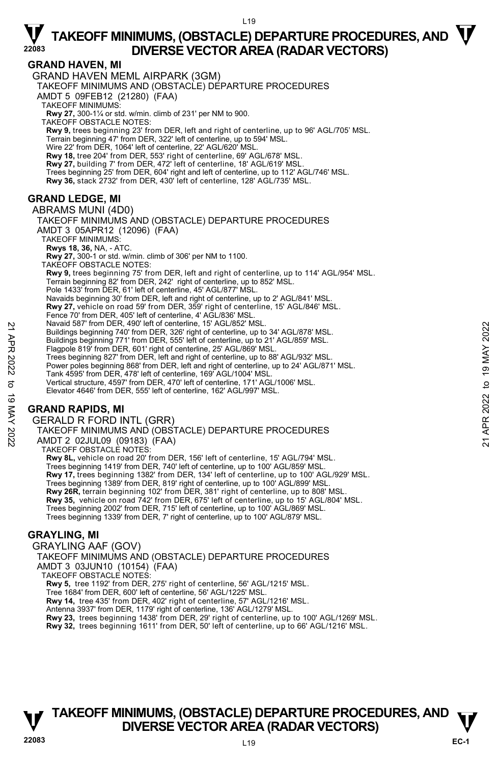## GRAND HAVEN, MI

GRAND HAVEN MEML AIRPARK (3GM)
TAKEOFF MINIMUMS AND (OBSTACLE) DEPARTURE PROCEDURES
AMDT 5 09FEB12 (21280) (FAA)
TAKEOFF MINIMUMS:
**Rwy 27,** 300-1¼ or std. w/min. climb of 231' per NM to 900.
TAKEOFF OBSTACLE NOTES:
**Rwy 9,** trees beginning 23' from DER, left and right of centerline, up to 96' AGL/705' MSL.
Terrain beginning 47' from DER, 322' left of centerline, up to 594' MSL.
Wire 22' from DER, 1064' left of centerline, 22' AGL/620' MSL.
**Rwy 18,** tree 204' from DER, 553' right of centerline, 69' AGL/678' MSL.
**Rwy 27,** building 7' from DER, 472' left of centerline, 18' AGL/619' MSL.
Trees beginning 25' from DER, 604' right and left of centerline, up to 112' AGL/746' MSL.
**Rwy 36,** stack 2732' from DER, 430' left of centerline, 128' AGL/735' MSL.

## GRAND LEDGE, MI

ABRAMS MUNI (4D0)
TAKEOFF MINIMUMS AND (OBSTACLE) DEPARTURE PROCEDURES
AMDT 3 05APR12 (12096) (FAA)
TAKEOFF MINIMUMS:
**Rwys 18, 36,** NA, - ATC.
**Rwy 27,** 300-1 or std. w/min. climb of 306' per NM to 1100.
TAKEOFF OBSTACLE NOTES:
**Rwy 9,** trees beginning 75' from DER, left and right of centerline, up to 114' AGL/954' MSL.
Terrain beginning 82' from DER, 242' right of centerline, up to 852' MSL.
Pole 1433' from DER, 61' left of centerline, 45' AGL/877' MSL.
Navaids beginning 30' from DER, left and right of centerline, up to 2' AGL/841' MSL.
**Rwy 27,** vehicle on road 59' from DER, 359' right of centerline, 15' AGL/846' MSL.
Fence 70' from DER, 405' left of centerline, 4' AGL/836' MSL.
Navaid 587' from DER, 490' left of centerline, 15' AGL/852' MSL.
Buildings beginning 740' from DER, 326' right of centerline, up to 34' AGL/878' MSL.
Buildings beginning 771' from DER, 555' left of centerline, up to 21' AGL/859' MSL.
Flagpole 819' from DER, 601' right of centerline, 25' AGL/869' MSL.
Trees beginning 827' from DER, left and right of centerline, up to 88' AGL/932' MSL.
Power poles beginning 868' from DER, left and right of centerline, up to 24' AGL/871' MSL.
Tank 4595' from DER, 478' left of centerline, 169' AGL/1004' MSL.
Vertical structure, 4597' from DER, 470' left of centerline, 171' AGL/1006' MSL.
Elevator 4646' from DER, 555' left of centerline, 162' AGL/997' MSL.

## GRAND RAPIDS, MI

GERALD R FORD INTL (GRR)
TAKEOFF MINIMUMS AND (OBSTACLE) DEPARTURE PROCEDURES
AMDT 2 02JUL09 (09183) (FAA)
TAKEOFF OBSTACLE NOTES:
**Rwy 8L,** vehicle on road 20' from DER, 156' left of centerline, 15' AGL/794' MSL.
Trees beginning 1419' from DER, 740' left of centerline, up to 100' AGL/859' MSL.
**Rwy 17,** trees beginning 1382' from DER, 134' left of centerline, up to 100' AGL/929' MSL.
Trees beginning 1389' from DER, 819' right of centerline, up to 100' AGL/899' MSL.
**Rwy 26R,** terrain beginning 102' from DER, 381' right of centerline, up to 808' MSL.
**Rwy 35,** vehicle on road 742' from DER, 675' left of centerline, up to 15' AGL/804' MSL.
Trees beginning 2002' from DER, 715' left of centerline, up to 100' AGL/869' MSL.
Trees beginning 1339' from DER, 7' right of centerline, up to 100' AGL/879' MSL.

## GRAYLING, MI

GRAYLING AAF (GOV)
TAKEOFF MINIMUMS AND (OBSTACLE) DEPARTURE PROCEDURES
AMDT 3 03JUN10 (10154) (FAA)
TAKEOFF OBSTACLE NOTES:
**Rwy 5,** tree 1192' from DER, 275' right of centerline, 56' AGL/1215' MSL.
Tree 1684' from DER, 600' left of centerline, 56' AGL/1225' MSL.
**Rwy 14,** tree 435' from DER, 402' right of centerline, 57' AGL/1216' MSL.
Antenna 3937' from DER, 1179' right of centerline, 136' AGL/1279' MSL.
**Rwy 23,** trees beginning 1438' from DER, 29' right of centerline, up to 100' AGL/1269' MSL.
**Rwy 32,** trees beginning 1611' from DER, 50' left of centerline, up to 66' AGL/1216' MSL.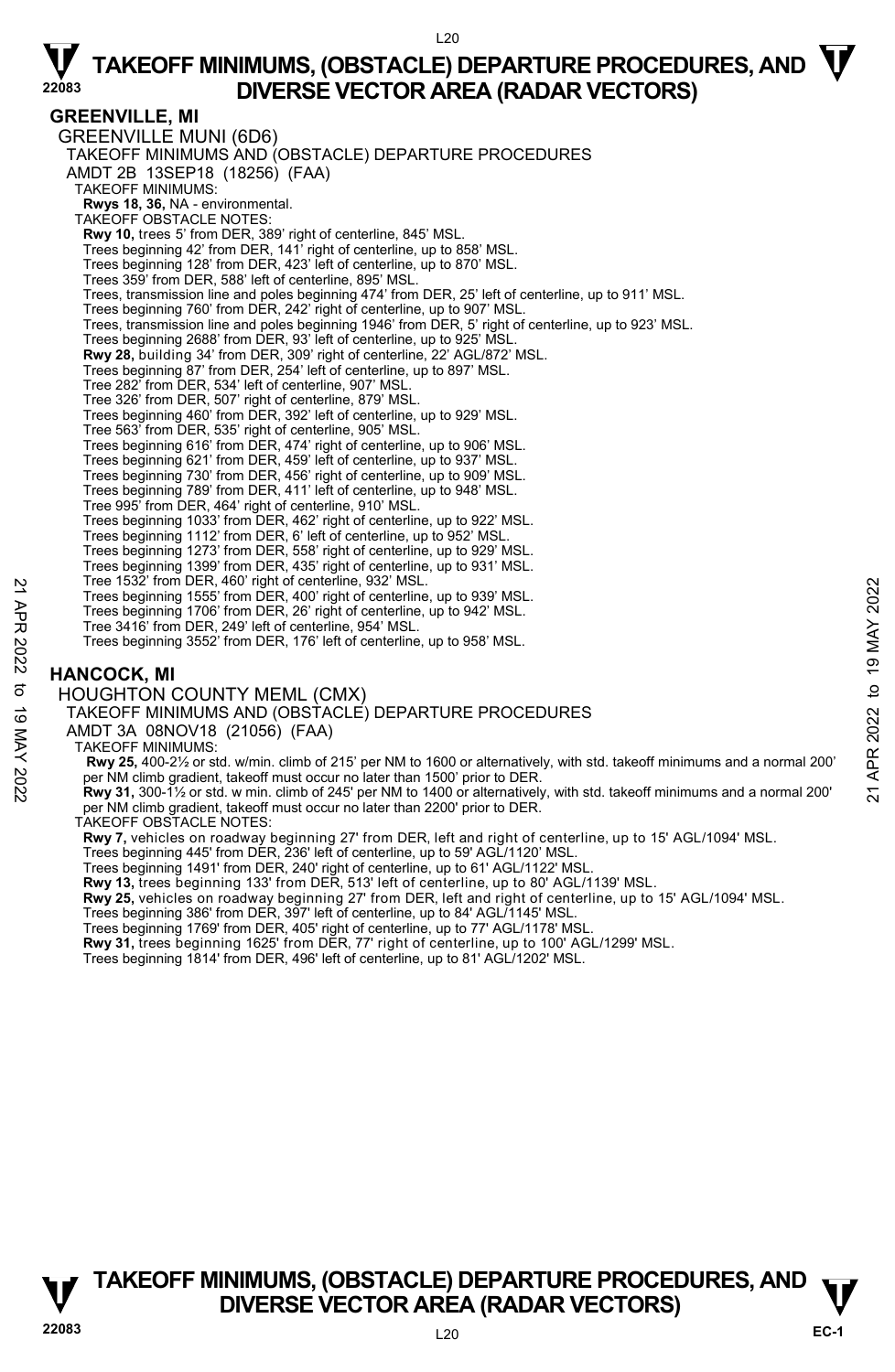## GREENVILLE, MI

GREENVILLE MUNI (6D6)

TAKEOFF MINIMUMS AND (OBSTACLE) DEPARTURE PROCEDURES

AMDT 2B 13SEP18 (18256) (FAA)

TAKEOFF MINIMUMS:

**Rwys 18, 36,** NA - environmental.

TAKEOFF OBSTACLE NOTES:

**Rwy 10,** trees 5' from DER, 389' right of centerline, 845' MSL.
Trees beginning 42' from DER, 141' right of centerline, up to 858' MSL.
Trees beginning 128' from DER, 423' left of centerline, up to 870' MSL.
Trees 359' from DER, 588' left of centerline, 895' MSL.
Trees, transmission line and poles beginning 474' from DER, 25' left of centerline, up to 911' MSL.
Trees beginning 760' from DER, 242' right of centerline, up to 907' MSL.
Trees, transmission line and poles beginning 1946' from DER, 5' right of centerline, up to 923' MSL.
Trees beginning 2688' from DER, 93' left of centerline, up to 925' MSL.
**Rwy 28,** building 34' from DER, 309' right of centerline, 22' AGL/872' MSL.
Trees beginning 87' from DER, 254' left of centerline, up to 897' MSL.
Tree 282' from DER, 534' left of centerline, 907' MSL.
Tree 326' from DER, 507' right of centerline, 879' MSL.
Trees beginning 460' from DER, 392' left of centerline, up to 929' MSL.
Tree 563' from DER, 535' right of centerline, 905' MSL.
Trees beginning 616' from DER, 474' right of centerline, up to 906' MSL.
Trees beginning 621' from DER, 459' left of centerline, up to 937' MSL.
Trees beginning 730' from DER, 456' right of centerline, up to 909' MSL.
Trees beginning 789' from DER, 411' left of centerline, up to 948' MSL.
Tree 995' from DER, 464' right of centerline, 910' MSL.
Trees beginning 1033' from DER, 462' right of centerline, up to 922' MSL.
Trees beginning 1112' from DER, 6' left of centerline, up to 952' MSL.
Trees beginning 1273' from DER, 558' right of centerline, up to 929' MSL.
Trees beginning 1399' from DER, 435' right of centerline, up to 931' MSL.
Tree 1532' from DER, 460' right of centerline, 932' MSL.
Trees beginning 1555' from DER, 400' right of centerline, up to 939' MSL.
Trees beginning 1706' from DER, 26' right of centerline, up to 942' MSL.
Tree 3416' from DER, 249' left of centerline, 954' MSL.
Trees beginning 3552' from DER, 176' left of centerline, up to 958' MSL.

## HANCOCK, MI

HOUGHTON COUNTY MEML (CMX)

TAKEOFF MINIMUMS AND (OBSTACLE) DEPARTURE PROCEDURES

AMDT 3A 08NOV18 (21056) (FAA)

TAKEOFF MINIMUMS:

**Rwy 25,** 400-2½ or std. w/min. climb of 215' per NM to 1600 or alternatively, with std. takeoff minimums and a normal 200' per NM climb gradient, takeoff must occur no later than 1500' prior to DER.
**Rwy 31,** 300-1½ or std. w min. climb of 245' per NM to 1400 or alternatively, with std. takeoff minimums and a normal 200' per NM climb gradient, takeoff must occur no later than 2200' prior to DER.

TAKEOFF OBSTACLE NOTES:

**Rwy 7,** vehicles on roadway beginning 27' from DER, left and right of centerline, up to 15' AGL/1094' MSL.
Trees beginning 445' from DER, 236' left of centerline, up to 59' AGL/1120' MSL.
Trees beginning 1491' from DER, 240' right of centerline, up to 61' AGL/1122' MSL.
**Rwy 13,** trees beginning 133' from DER, 513' left of centerline, up to 80' AGL/1139' MSL.
**Rwy 25,** vehicles on roadway beginning 27' from DER, left and right of centerline, up to 15' AGL/1094' MSL.
Trees beginning 386' from DER, 397' left of centerline, up to 84' AGL/1145' MSL.
Trees beginning 1769' from DER, 405' right of centerline, up to 77' AGL/1178' MSL.
**Rwy 31,** trees beginning 1625' from DER, 77' right of centerline, up to 100' AGL/1299' MSL.
Trees beginning 1814' from DER, 496' left of centerline, up to 81' AGL/1202' MSL.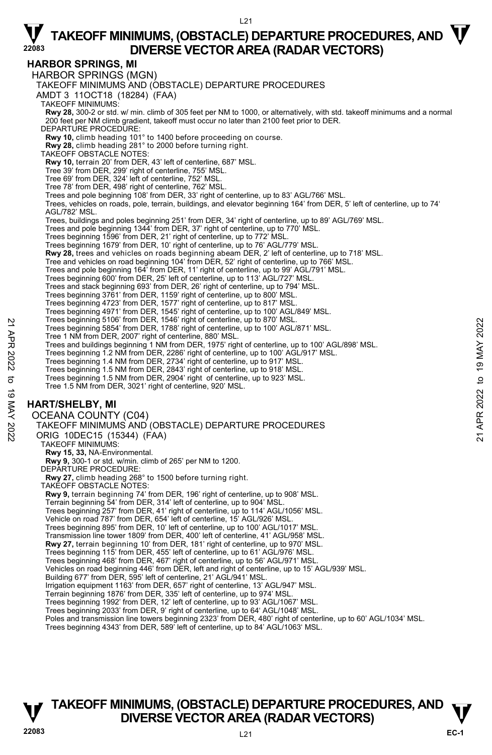# TAKEOFF MINIMUMS, (OBSTACLE) DEPARTURE PROCEDURES, AND DIVERSE VECTOR AREA (RADAR VECTORS)

## HARBOR SPRINGS, MI

HARBOR SPRINGS (MGN)

TAKEOFF MINIMUMS AND (OBSTACLE) DEPARTURE PROCEDURES

AMDT 3 11OCT18 (18284) (FAA)

TAKEOFF MINIMUMS:

**Rwy 28,** 300-2 or std. w/ min. climb of 305 feet per NM to 1000, or alternatively, with std. takeoff minimums and a normal 200 feet per NM climb gradient, takeoff must occur no later than 2100 feet prior to DER.

DEPARTURE PROCEDURE:

**Rwy 10,** climb heading 101° to 1400 before proceeding on course.
**Rwy 28,** climb heading 281° to 2000 before turning right.

TAKEOFF OBSTACLE NOTES:

**Rwy 10,** terrain 20' from DER, 43' left of centerline, 687' MSL.
Tree 39' from DER, 299' right of centerline, 755' MSL.
Tree 69' from DER, 324' left of centerline, 752' MSL.
Tree 78' from DER, 498' right of centerline, 762' MSL.
Trees and pole beginning 108' from DER, 33' right of centerline, up to 83' AGL/766' MSL.
Trees, vehicles on roads, pole, terrain, buildings, and elevator beginning 164' from DER, 5' left of centerline, up to 74' AGL/782' MSL.
Trees, buildings and poles beginning 251' from DER, 34' right of centerline, up to 89' AGL/769' MSL.
Trees and pole beginning 1344' from DER, 37' right of centerline, up to 770' MSL.
Trees beginning 1596' from DER, 21' right of centerline, up to 772' MSL.
Trees beginning 1679' from DER, 10' right of centerline, up to 76' AGL/779' MSL.
**Rwy 28,** trees and vehicles on roads beginning abeam DER, 2' left of centerline, up to 718' MSL.
Tree and vehicles on road beginning 104' from DER, 52' right of centerline, up to 766' MSL.
Trees and pole beginning 164' from DER, 11' right of centerline, up to 99' AGL/791' MSL.
Trees beginning 600' from DER, 25' left of centerline, up to 113' AGL/727' MSL.
Trees and stack beginning 693' from DER, 26' right of centerline, up to 794' MSL.
Trees beginning 3761' from DER, 1159' right of centerline, up to 800' MSL.
Trees beginning 4723' from DER, 1577' right of centerline, up to 817' MSL.
Trees beginning 4971' from DER, 1545' right of centerline, up to 100' AGL/849' MSL.
Trees beginning 5106' from DER, 1546' right of centerline, up to 870' MSL.
Trees beginning 5854' from DER, 1788' right of centerline, up to 100' AGL/871' MSL.
Tree 1 NM from DER, 2007' right of centerline, 880' MSL.
Trees and buildings beginning 1 NM from DER, 1975' right of centerline, up to 100' AGL/898' MSL.
Trees beginning 1.2 NM from DER, 2286' right of centerline, up to 100' AGL/917' MSL.
Trees beginning 1.4 NM from DER, 2734' right of centerline, up to 917' MSL.
Trees beginning 1.5 NM from DER, 2843' right of centerline, up to 918' MSL.
Trees beginning 1.5 NM from DER, 2904' right of centerline, up to 923' MSL.
Tree 1.5 NM from DER, 3021' right of centerline, 920' MSL.

## HART/SHELBY, MI

OCEANA COUNTY (C04)

TAKEOFF MINIMUMS AND (OBSTACLE) DEPARTURE PROCEDURES

ORIG 10DEC15 (15344) (FAA)

TAKEOFF MINIMUMS:

**Rwy 15, 33,** NA-Environmental.
**Rwy 9,** 300-1 or std. w/min. climb of 265' per NM to 1200.

DEPARTURE PROCEDURE:

**Rwy 27,** climb heading 268° to 1500 before turning right.

TAKEOFF OBSTACLE NOTES:

**Rwy 9,** terrain beginning 74' from DER, 196' right of centerline, up to 908' MSL.
Terrain beginning 54' from DER, 314' left of centerline, up to 904' MSL.
Trees beginning 257' from DER, 41' right of centerline, up to 114' AGL/1056' MSL.
Vehicle on road 787' from DER, 654' left of centerline, 15' AGL/926' MSL.
Trees beginning 895' from DER, 10' left of centerline, up to 100' AGL/1017' MSL.
Transmission line tower 1809' from DER, 400' left of centerline, 41' AGL/958' MSL.
**Rwy 27,** terrain beginning 10' from DER, 181' right of centerline, up to 970' MSL.
Trees beginning 115' from DER, 455' left of centerline, up to 61' AGL/976' MSL.
Trees beginning 468' from DER, 467' right of centerline, up to 56' AGL/971' MSL.
Vehicles on road beginning 446' from DER, left and right of centerline, up to 15' AGL/939' MSL.
Building 677' from DER, 595' left of centerline, 21' AGL/941' MSL.
Irrigation equipment 1163' from DER, 657' right of centerline, 13' AGL/947' MSL.
Terrain beginning 1876' from DER, 335' left of centerline, up to 974' MSL.
Trees beginning 1992' from DER, 12' left of centerline, up to 93' AGL/1067' MSL.
Trees beginning 2033' from DER, 9' right of centerline, up to 64' AGL/1048' MSL.
Poles and transmission line towers beginning 2323' from DER, 480' right of centerline, up to 60' AGL/1034' MSL.
Trees beginning 4343' from DER, 589' left of centerline, up to 84' AGL/1063' MSL.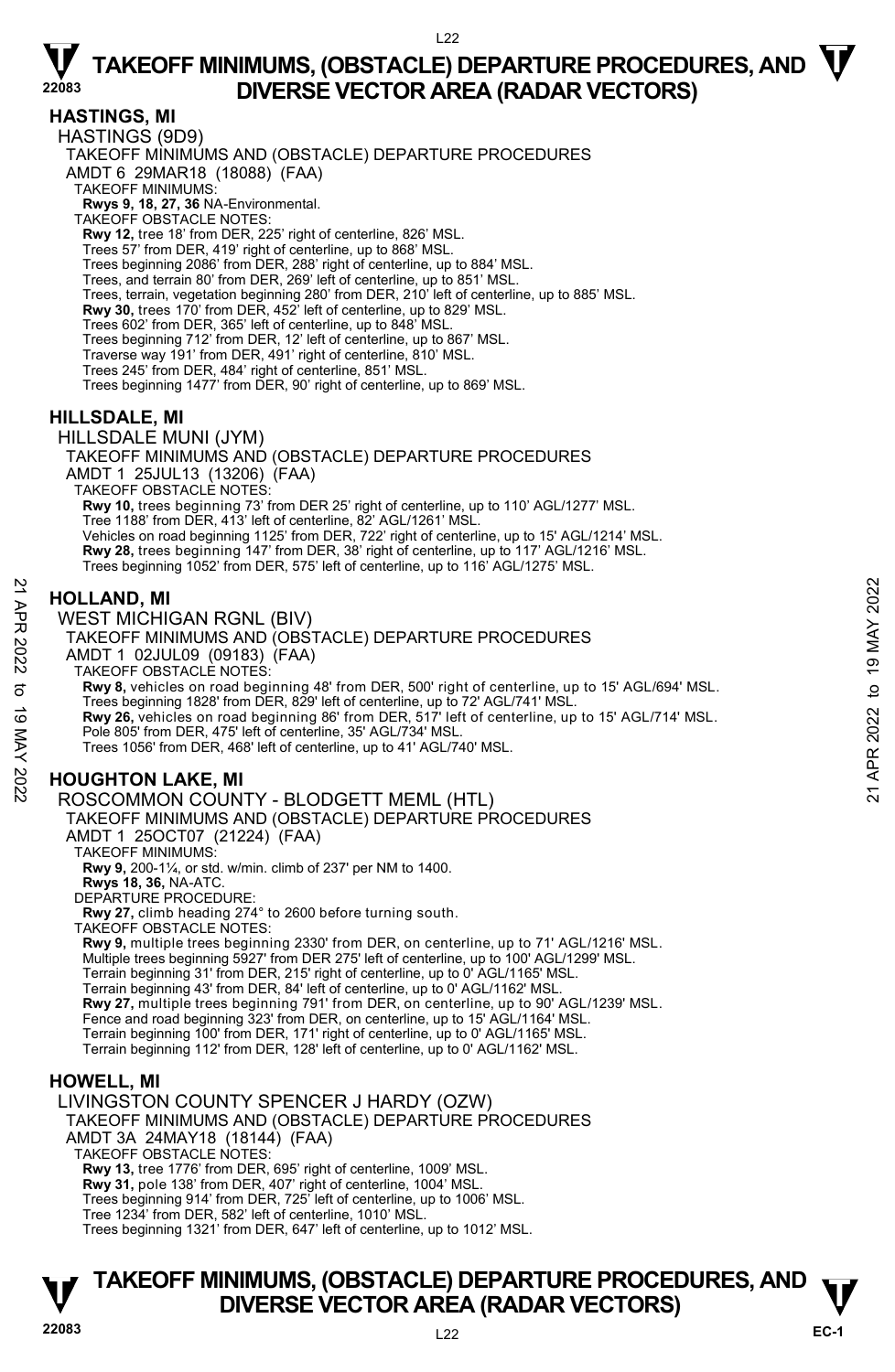## HASTINGS, MI

### HASTINGS (9D9)

TAKEOFF MINIMUMS AND (OBSTACLE) DEPARTURE PROCEDURES
AMDT 6 29MAR18 (18088) (FAA)

TAKEOFF MINIMUMS:
**Rwys 9, 18, 27, 36** NA-Environmental.

TAKEOFF OBSTACLE NOTES:
**Rwy 12,** tree 18' from DER, 225' right of centerline, 826' MSL.
Trees 57' from DER, 419' right of centerline, up to 868' MSL.
Trees beginning 2086' from DER, 288' right of centerline, up to 884' MSL.
Trees, and terrain 80' from DER, 269' left of centerline, up to 851' MSL.
Trees, terrain, vegetation beginning 280' from DER, 210' left of centerline, up to 885' MSL.
**Rwy 30,** trees 170' from DER, 452' left of centerline, up to 829' MSL.
Trees 602' from DER, 365' left of centerline, up to 848' MSL.
Trees beginning 712' from DER, 12' left of centerline, up to 867' MSL.
Traverse way 191' from DER, 491' right of centerline, 810' MSL.
Trees 245' from DER, 484' right of centerline, 851' MSL.
Trees beginning 1477' from DER, 90' right of centerline, up to 869' MSL.

## HILLSDALE, MI

### HILLSDALE MUNI (JYM)

TAKEOFF MINIMUMS AND (OBSTACLE) DEPARTURE PROCEDURES
AMDT 1 25JUL13 (13206) (FAA)

TAKEOFF OBSTACLE NOTES:
**Rwy 10,** trees beginning 73' from DER 25' right of centerline, up to 110' AGL/1277' MSL.
Tree 1188' from DER, 413' left of centerline, 82' AGL/1261' MSL.
Vehicles on road beginning 1125' from DER, 722' right of centerline, up to 15' AGL/1214' MSL.
**Rwy 28,** trees beginning 147' from DER, 38' right of centerline, up to 117' AGL/1216' MSL.
Trees beginning 1052' from DER, 575' left of centerline, up to 116' AGL/1275' MSL.

## HOLLAND, MI

### WEST MICHIGAN RGNL (BIV)

TAKEOFF MINIMUMS AND (OBSTACLE) DEPARTURE PROCEDURES
AMDT 1 02JUL09 (09183) (FAA)

TAKEOFF OBSTACLE NOTES:
**Rwy 8,** vehicles on road beginning 48' from DER, 500' right of centerline, up to 15' AGL/694' MSL.
Trees beginning 1828' from DER, 829' left of centerline, up to 72' AGL/741' MSL.
**Rwy 26,** vehicles on road beginning 86' from DER, 517' left of centerline, up to 15' AGL/714' MSL.
Pole 805' from DER, 475' left of centerline, 35' AGL/734' MSL.
Trees 1056' from DER, 468' left of centerline, up to 41' AGL/740' MSL.

## HOUGHTON LAKE, MI

### ROSCOMMON COUNTY - BLODGETT MEML (HTL)

TAKEOFF MINIMUMS AND (OBSTACLE) DEPARTURE PROCEDURES
AMDT 1 25OCT07 (21224) (FAA)

TAKEOFF MINIMUMS:
**Rwy 9,** 200-1¼, or std. w/min. climb of 237' per NM to 1400.
**Rwys 18, 36,** NA-ATC.

DEPARTURE PROCEDURE:
**Rwy 27,** climb heading 274° to 2600 before turning south.

TAKEOFF OBSTACLE NOTES:
**Rwy 9,** multiple trees beginning 2330' from DER, on centerline, up to 71' AGL/1216' MSL.
Multiple trees beginning 5927' from DER 275' left of centerline, up to 100' AGL/1299' MSL.
Terrain beginning 31' from DER, 215' right of centerline, up to 0' AGL/1165' MSL.
Terrain beginning 43' from DER, 84' left of centerline, up to 0' AGL/1162' MSL.
**Rwy 27,** multiple trees beginning 791' from DER, on centerline, up to 90' AGL/1239' MSL.
Fence and road beginning 323' from DER, on centerline, up to 15' AGL/1164' MSL.
Terrain beginning 100' from DER, 171' right of centerline, up to 0' AGL/1165' MSL.
Terrain beginning 112' from DER, 128' left of centerline, up to 0' AGL/1162' MSL.

## HOWELL, MI

### LIVINGSTON COUNTY SPENCER J HARDY (OZW)

TAKEOFF MINIMUMS AND (OBSTACLE) DEPARTURE PROCEDURES
AMDT 3A 24MAY18 (18144) (FAA)

TAKEOFF OBSTACLE NOTES:
**Rwy 13,** tree 1776' from DER, 695' right of centerline, 1009' MSL.
**Rwy 31,** pole 138' from DER, 407' right of centerline, 1004' MSL.
Trees beginning 914' from DER, 725' left of centerline, up to 1006' MSL.
Tree 1234' from DER, 582' left of centerline, 1010' MSL.
Trees beginning 1321' from DER, 647' left of centerline, up to 1012' MSL.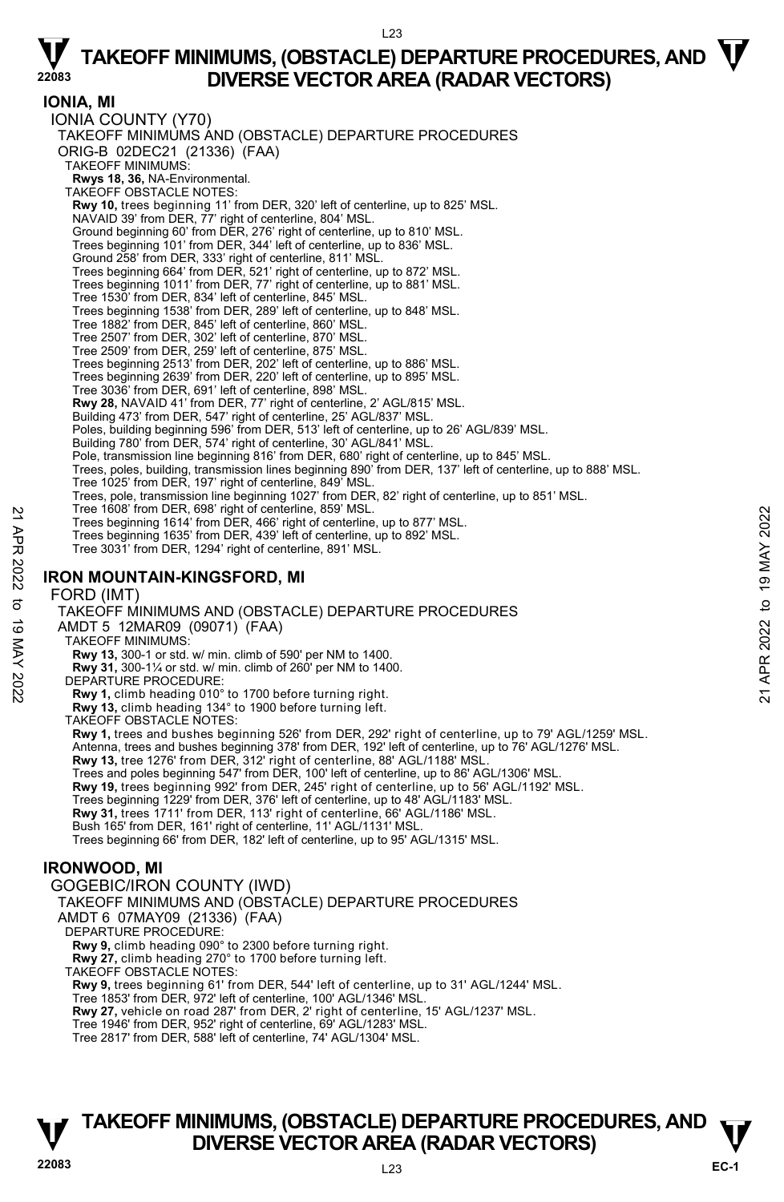## IONIA, MI

IONIA COUNTY (Y70)

TAKEOFF MINIMUMS AND (OBSTACLE) DEPARTURE PROCEDURES

ORIG-B 02DEC21 (21336) (FAA)

TAKEOFF MINIMUMS:

**Rwys 18, 36,** NA-Environmental.

TAKEOFF OBSTACLE NOTES:

**Rwy 10,** trees beginning 11' from DER, 320' left of centerline, up to 825' MSL.
NAVAID 39' from DER, 77' right of centerline, 804' MSL.
Ground beginning 60' from DER, 276' right of centerline, up to 810' MSL.
Trees beginning 101' from DER, 344' left of centerline, up to 836' MSL.
Ground 258' from DER, 333' right of centerline, 811' MSL.
Trees beginning 664' from DER, 521' right of centerline, up to 872' MSL.
Trees beginning 1011' from DER, 77' right of centerline, up to 881' MSL.
Tree 1530' from DER, 834' left of centerline, 845' MSL.
Trees beginning 1538' from DER, 289' left of centerline, up to 848' MSL.
Tree 1882' from DER, 845' left of centerline, 860' MSL.
Tree 2507' from DER, 302' left of centerline, 870' MSL.
Tree 2509' from DER, 259' left of centerline, 875' MSL.
Trees beginning 2513' from DER, 202' left of centerline, up to 886' MSL.
Trees beginning 2639' from DER, 220' left of centerline, up to 895' MSL.
Tree 3036' from DER, 691' left of centerline, 898' MSL.

**Rwy 28,** NAVAID 41' from DER, 77' right of centerline, 2' AGL/815' MSL.
Building 473' from DER, 547' right of centerline, 25' AGL/837' MSL.
Poles, building beginning 596' from DER, 513' left of centerline, up to 26' AGL/839' MSL.
Building 780' from DER, 574' right of centerline, 30' AGL/841' MSL.
Pole, transmission line beginning 816' from DER, 680' right of centerline, up to 845' MSL.
Trees, poles, building, transmission lines beginning 890' from DER, 137' left of centerline, up to 888' MSL.
Tree 1025' from DER, 197' right of centerline, 849' MSL.
Trees, pole, transmission line beginning 1027' from DER, 82' right of centerline, up to 851' MSL.
Tree 1608' from DER, 698' right of centerline, 859' MSL.
Trees beginning 1614' from DER, 466' right of centerline, up to 877' MSL.
Trees beginning 1635' from DER, 439' left of centerline, up to 892' MSL.
Tree 3031' from DER, 1294' right of centerline, 891' MSL.

## IRON MOUNTAIN-KINGSFORD, MI

FORD (IMT)

TAKEOFF MINIMUMS AND (OBSTACLE) DEPARTURE PROCEDURES

AMDT 5 12MAR09 (09071) (FAA)

TAKEOFF MINIMUMS:

**Rwy 13,** 300-1 or std. w/ min. climb of 590' per NM to 1400.
**Rwy 31,** 300-1¼ or std. w/ min. climb of 260' per NM to 1400.

DEPARTURE PROCEDURE:

**Rwy 1,** climb heading 010° to 1700 before turning right.
**Rwy 13,** climb heading 134° to 1900 before turning left.

TAKEOFF OBSTACLE NOTES:

**Rwy 1,** trees and bushes beginning 526' from DER, 292' right of centerline, up to 79' AGL/1259' MSL.
Antenna, trees and bushes beginning 378' from DER, 192' left of centerline, up to 76' AGL/1276' MSL.

**Rwy 13,** tree 1276' from DER, 312' right of centerline, 88' AGL/1188' MSL.
Trees and poles beginning 547' from DER, 100' left of centerline, up to 86' AGL/1306' MSL.

**Rwy 19,** trees beginning 992' from DER, 245' right of centerline, up to 56' AGL/1192' MSL.
Trees beginning 1229' from DER, 376' left of centerline, up to 48' AGL/1183' MSL.

**Rwy 31,** trees 1711' from DER, 113' right of centerline, 66' AGL/1186' MSL.
Bush 165' from DER, 161' right of centerline, 11' AGL/1131' MSL.
Trees beginning 66' from DER, 182' left of centerline, up to 95' AGL/1315' MSL.

## IRONWOOD, MI

GOGEBIC/IRON COUNTY (IWD)

TAKEOFF MINIMUMS AND (OBSTACLE) DEPARTURE PROCEDURES

AMDT 6 07MAY09 (21336) (FAA)

DEPARTURE PROCEDURE:

**Rwy 9,** climb heading 090° to 2300 before turning right.
**Rwy 27,** climb heading 270° to 1700 before turning left.

TAKEOFF OBSTACLE NOTES:

**Rwy 9,** trees beginning 61' from DER, 544' left of centerline, up to 31' AGL/1244' MSL.
Tree 1853' from DER, 972' left of centerline, 100' AGL/1346' MSL.

**Rwy 27,** vehicle on road 287' from DER, 2' right of centerline, 15' AGL/1237' MSL.
Tree 1946' from DER, 952' right of centerline, 69' AGL/1283' MSL.
Tree 2817' from DER, 588' left of centerline, 74' AGL/1304' MSL.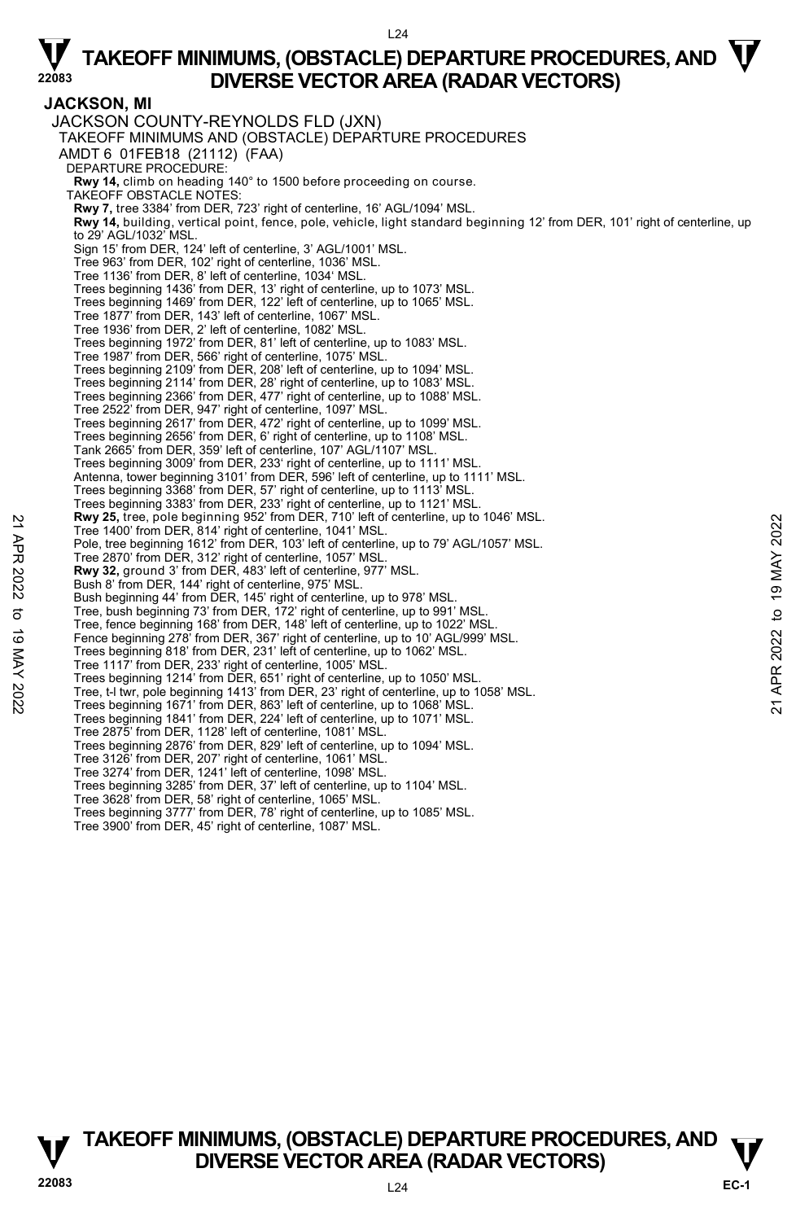# TAKEOFF MINIMUMS, (OBSTACLE) DEPARTURE PROCEDURES, AND DIVERSE VECTOR AREA (RADAR VECTORS)

## JACKSON, MI

JACKSON COUNTY-REYNOLDS FLD (JXN)

TAKEOFF MINIMUMS AND (OBSTACLE) DEPARTURE PROCEDURES

AMDT 6 01FEB18 (21112) (FAA)

DEPARTURE PROCEDURE:

**Rwy 14,** climb on heading 140° to 1500 before proceeding on course.

TAKEOFF OBSTACLE NOTES:

**Rwy 7,** tree 3384' from DER, 723' right of centerline, 16' AGL/1094' MSL.

**Rwy 14,** building, vertical point, fence, pole, vehicle, light standard beginning 12' from DER, 101' right of centerline, up to 29' AGL/1032' MSL.
Sign 15' from DER, 124' left of centerline, 3' AGL/1001' MSL.
Tree 963' from DER, 102' right of centerline, 1036' MSL.
Tree 1136' from DER, 8' left of centerline, 1034' MSL.
Trees beginning 1436' from DER, 13' right of centerline, up to 1073' MSL.
Trees beginning 1469' from DER, 122' left of centerline, up to 1065' MSL.
Tree 1877' from DER, 143' left of centerline, 1067' MSL.
Tree 1936' from DER, 2' left of centerline, 1082' MSL.
Trees beginning 1972' from DER, 81' left of centerline, up to 1083' MSL.
Tree 1987' from DER, 566' right of centerline, 1075' MSL.
Trees beginning 2109' from DER, 208' left of centerline, up to 1094' MSL.
Trees beginning 2114' from DER, 28' right of centerline, up to 1083' MSL.
Trees beginning 2366' from DER, 477' right of centerline, up to 1088' MSL.
Tree 2522' from DER, 947' right of centerline, 1097' MSL.
Trees beginning 2617' from DER, 472' right of centerline, up to 1099' MSL.
Trees beginning 2656' from DER, 6' right of centerline, up to 1108' MSL.
Tank 2665' from DER, 359' left of centerline, 107' AGL/1107' MSL.
Trees beginning 3009' from DER, 233' right of centerline, up to 1111' MSL.
Antenna, tower beginning 3101' from DER, 596' left of centerline, up to 1111' MSL.
Trees beginning 3368' from DER, 57' right of centerline, up to 1113' MSL.
Trees beginning 3383' from DER, 233' right of centerline, up to 1121' MSL.

**Rwy 25,** tree, pole beginning 952' from DER, 710' left of centerline, up to 1046' MSL.
Tree 1400' from DER, 814' right of centerline, 1041' MSL.
Pole, tree beginning 1612' from DER, 103' left of centerline, up to 79' AGL/1057' MSL.
Tree 2870' from DER, 312' right of centerline, 1057' MSL.

**Rwy 32,** ground 3' from DER, 483' left of centerline, 977' MSL.
Bush 8' from DER, 144' right of centerline, 975' MSL.
Bush beginning 44' from DER, 145' right of centerline, up to 978' MSL.
Tree, bush beginning 73' from DER, 172' right of centerline, up to 991' MSL.
Tree, fence beginning 168' from DER, 148' left of centerline, up to 1022' MSL.
Fence beginning 278' from DER, 367' right of centerline, up to 10' AGL/999' MSL.
Trees beginning 818' from DER, 231' left of centerline, up to 1062' MSL.
Tree 1117' from DER, 233' right of centerline, 1005' MSL.
Trees beginning 1214' from DER, 651' right of centerline, up to 1050' MSL.
Tree, t-l twr, pole beginning 1413' from DER, 23' right of centerline, up to 1058' MSL.
Trees beginning 1671' from DER, 863' left of centerline, up to 1068' MSL.
Trees beginning 1841' from DER, 224' left of centerline, up to 1071' MSL.
Tree 2875' from DER, 1128' left of centerline, 1081' MSL.
Trees beginning 2876' from DER, 829' left of centerline, up to 1094' MSL.
Tree 3126' from DER, 207' right of centerline, 1061' MSL.
Tree 3274' from DER, 1241' left of centerline, 1098' MSL.
Trees beginning 3285' from DER, 37' left of centerline, up to 1104' MSL.
Tree 3628' from DER, 58' right of centerline, 1065' MSL.
Trees beginning 3777' from DER, 78' right of centerline, up to 1085' MSL.
Tree 3900' from DER, 45' right of centerline, 1087' MSL.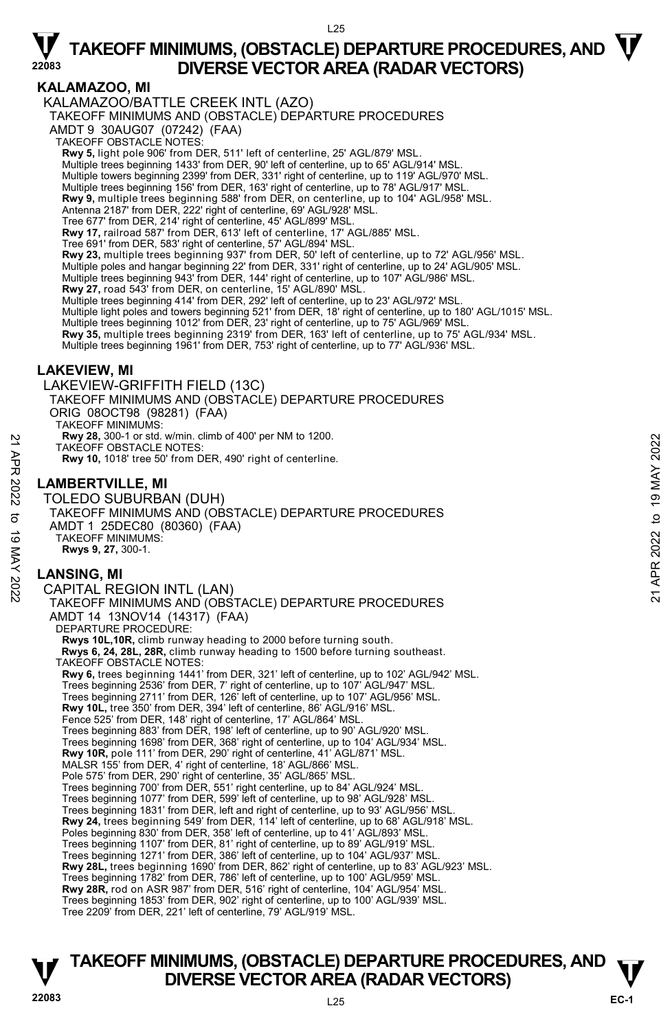## KALAMAZOO, MI

KALAMAZOO/BATTLE CREEK INTL (AZO)

TAKEOFF MINIMUMS AND (OBSTACLE) DEPARTURE PROCEDURES

AMDT 9 30AUG07 (07242) (FAA)

TAKEOFF OBSTACLE NOTES:

**Rwy 5,** light pole 906' from DER, 511' left of centerline, 25' AGL/879' MSL.
Multiple trees beginning 1433' from DER, 90' left of centerline, up to 65' AGL/914' MSL.
Multiple towers beginning 2399' from DER, 331' right of centerline, up to 119' AGL/970' MSL.
Multiple trees beginning 156' from DER, 163' right of centerline, up to 78' AGL/917' MSL.
**Rwy 9,** multiple trees beginning 588' from DER, on centerline, up to 104' AGL/958' MSL.
Antenna 2187' from DER, 222' right of centerline, 69' AGL/928' MSL.
Tree 677' from DER, 214' right of centerline, 45' AGL/899' MSL.
**Rwy 17,** railroad 587' from DER, 613' left of centerline, 17' AGL/885' MSL.
Tree 691' from DER, 583' right of centerline, 57' AGL/894' MSL.
**Rwy 23,** multiple trees beginning 937' from DER, 50' left of centerline, up to 72' AGL/956' MSL.
Multiple poles and hangar beginning 22' from DER, 331' right of centerline, up to 24' AGL/905' MSL.
Multiple trees beginning 943' from DER, 144' right of centerline, up to 107' AGL/986' MSL.
**Rwy 27,** road 543' from DER, on centerline, 15' AGL/890' MSL.
Multiple trees beginning 414' from DER, 292' left of centerline, up to 23' AGL/972' MSL.
Multiple light poles and towers beginning 521' from DER, 18' right of centerline, up to 180' AGL/1015' MSL.
Multiple trees beginning 1012' from DER, 23' right of centerline, up to 75' AGL/969' MSL.
**Rwy 35,** multiple trees beginning 2319' from DER, 163' left of centerline, up to 75' AGL/934' MSL.
Multiple trees beginning 1961' from DER, 753' right of centerline, up to 77' AGL/936' MSL.

## LAKEVIEW, MI

LAKEVIEW-GRIFFITH FIELD (13C)

TAKEOFF MINIMUMS AND (OBSTACLE) DEPARTURE PROCEDURES

ORIG 08OCT98 (98281) (FAA)

TAKEOFF MINIMUMS:

**Rwy 28,** 300-1 or std. w/min. climb of 400' per NM to 1200.

TAKEOFF OBSTACLE NOTES:

**Rwy 10,** 1018' tree 50' from DER, 490' right of centerline.

## LAMBERTVILLE, MI

TOLEDO SUBURBAN (DUH)

TAKEOFF MINIMUMS AND (OBSTACLE) DEPARTURE PROCEDURES

AMDT 1 25DEC80 (80360) (FAA)

TAKEOFF MINIMUMS:

**Rwys 9, 27,** 300-1.

## LANSING, MI

CAPITAL REGION INTL (LAN)

TAKEOFF MINIMUMS AND (OBSTACLE) DEPARTURE PROCEDURES

AMDT 14 13NOV14 (14317) (FAA)

DEPARTURE PROCEDURE:

**Rwys 10L,10R,** climb runway heading to 2000 before turning south.
**Rwys 6, 24, 28L, 28R,** climb runway heading to 1500 before turning southeast.

TAKEOFF OBSTACLE NOTES:

**Rwy 6,** trees beginning 1441' from DER, 321' left of centerline, up to 102' AGL/942' MSL.
Trees beginning 2536' from DER, 7' right of centerline, up to 107' AGL/947' MSL.
Trees beginning 2711' from DER, 126' left of centerline, up to 107' AGL/956' MSL.
**Rwy 10L,** tree 350' from DER, 394' left of centerline, 86' AGL/916' MSL.
Fence 525' from DER, 148' right of centerline, 17' AGL/864' MSL.
Trees beginning 883' from DER, 198' left of centerline, up to 90' AGL/920' MSL.
Trees beginning 1698' from DER, 368' right of centerline, up to 104' AGL/934' MSL.
**Rwy 10R,** pole 111' from DER, 290' right of centerline, 41' AGL/871' MSL.
MALSR 155' from DER, 4' right of centerline, 18' AGL/866' MSL.
Pole 575' from DER, 290' right of centerline, 35' AGL/865' MSL.
Trees beginning 700' from DER, 551' right centerline, up to 84' AGL/924' MSL.
Trees beginning 1077' from DER, 599' left of centerline, up to 98' AGL/928' MSL.
Trees beginning 1831' from DER, left and right of centerline, up to 93' AGL/956' MSL.
**Rwy 24,** trees beginning 549' from DER, 114' left of centerline, up to 68' AGL/918' MSL.
Poles beginning 830' from DER, 358' left of centerline, up to 41' AGL/893' MSL.
Trees beginning 1107' from DER, 81' right of centerline, up to 89' AGL/919' MSL.
Trees beginning 1271' from DER, 386' left of centerline, up to 104' AGL/937' MSL.
**Rwy 28L,** trees beginning 1690' from DER, 862' right of centerline, up to 83' AGL/923' MSL.
Trees beginning 1782' from DER, 786' left of centerline, up to 100' AGL/959' MSL.
**Rwy 28R,** rod on ASR 987' from DER, 516' right of centerline, 104' AGL/954' MSL.
Trees beginning 1853' from DER, 902' right of centerline, up to 100' AGL/939' MSL.
Tree 2209' from DER, 221' left of centerline, 79' AGL/919' MSL.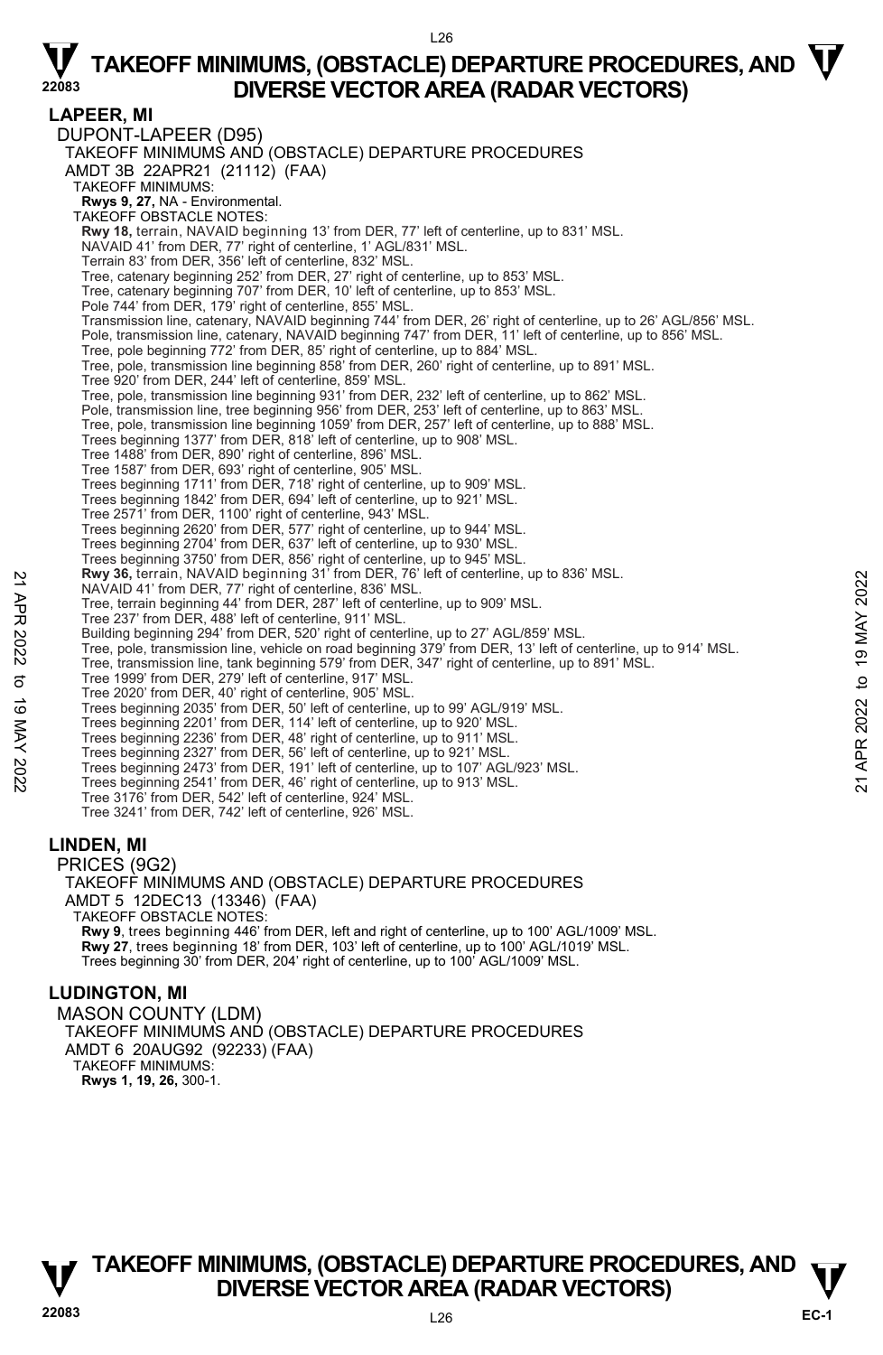# TAKEOFF MINIMUMS, (OBSTACLE) DEPARTURE PROCEDURES, AND DIVERSE VECTOR AREA (RADAR VECTORS)

## LAPEER, MI

DUPONT-LAPEER (D95)
TAKEOFF MINIMUMS AND (OBSTACLE) DEPARTURE PROCEDURES
AMDT 3B 22APR21 (21112) (FAA)
TAKEOFF MINIMUMS:
**Rwys 9, 27,** NA - Environmental.
TAKEOFF OBSTACLE NOTES:
**Rwy 18,** terrain, NAVAID beginning 13' from DER, 77' left of centerline, up to 831' MSL.
NAVAID 41' from DER, 77' right of centerline, 1' AGL/831' MSL.
Terrain 83' from DER, 356' left of centerline, 832' MSL.
Tree, catenary beginning 252' from DER, 27' right of centerline, up to 853' MSL.
Tree, catenary beginning 707' from DER, 10' left of centerline, up to 853' MSL.
Pole 744' from DER, 179' right of centerline, 855' MSL.
Transmission line, catenary, NAVAID beginning 744' from DER, 26' right of centerline, up to 26' AGL/856' MSL.
Pole, transmission line, catenary, NAVAID beginning 747' from DER, 11' left of centerline, up to 856' MSL.
Tree, pole beginning 772' from DER, 85' right of centerline, up to 884' MSL.
Tree, pole, transmission line beginning 858' from DER, 260' right of centerline, up to 891' MSL.
Tree 920' from DER, 244' left of centerline, 859' MSL.
Tree, pole, transmission line beginning 931' from DER, 232' left of centerline, up to 862' MSL.
Pole, transmission line, tree beginning 956' from DER, 253' left of centerline, up to 863' MSL.
Tree, pole, transmission line beginning 1059' from DER, 257' left of centerline, up to 888' MSL.
Trees beginning 1377' from DER, 818' left of centerline, up to 908' MSL.
Tree 1488' from DER, 890' right of centerline, 896' MSL.
Tree 1587' from DER, 693' right of centerline, 905' MSL.
Trees beginning 1711' from DER, 718' right of centerline, up to 909' MSL.
Trees beginning 1842' from DER, 694' left of centerline, up to 921' MSL.
Tree 2571' from DER, 1100' right of centerline, 943' MSL.
Trees beginning 2620' from DER, 577' right of centerline, up to 944' MSL.
Trees beginning 2704' from DER, 637' left of centerline, up to 930' MSL.
Trees beginning 3750' from DER, 856' right of centerline, up to 945' MSL.
**Rwy 36,** terrain, NAVAID beginning 31' from DER, 76' left of centerline, up to 836' MSL.
NAVAID 41' from DER, 77' right of centerline, 836' MSL.
Tree, terrain beginning 44' from DER, 287' left of centerline, up to 909' MSL.
Tree 237' from DER, 488' left of centerline, 911' MSL.
Building beginning 294' from DER, 520' right of centerline, up to 27' AGL/859' MSL.
Tree, pole, transmission line, vehicle on road beginning 379' from DER, 13' left of centerline, up to 914' MSL.
Tree, transmission line, tank beginning 579' from DER, 347' right of centerline, up to 891' MSL.
Tree 1999' from DER, 279' left of centerline, 917' MSL.
Tree 2020' from DER, 40' right of centerline, 905' MSL.
Trees beginning 2035' from DER, 50' left of centerline, up to 99' AGL/919' MSL.
Trees beginning 2201' from DER, 114' left of centerline, up to 920' MSL.
Trees beginning 2236' from DER, 48' right of centerline, up to 911' MSL.
Trees beginning 2327' from DER, 56' left of centerline, up to 921' MSL.
Trees beginning 2473' from DER, 191' left of centerline, up to 107' AGL/923' MSL.
Trees beginning 2541' from DER, 46' right of centerline, up to 913' MSL.
Tree 3176' from DER, 542' left of centerline, 924' MSL.
Tree 3241' from DER, 742' left of centerline, 926' MSL.

## LINDEN, MI

PRICES (9G2)
TAKEOFF MINIMUMS AND (OBSTACLE) DEPARTURE PROCEDURES
AMDT 5 12DEC13 (13346) (FAA)
TAKEOFF OBSTACLE NOTES:
**Rwy 9**, trees beginning 446' from DER, left and right of centerline, up to 100' AGL/1009' MSL.
**Rwy 27**, trees beginning 18' from DER, 103' left of centerline, up to 100' AGL/1019' MSL.
Trees beginning 30' from DER, 204' right of centerline, up to 100' AGL/1009' MSL.

## LUDINGTON, MI

MASON COUNTY (LDM)
TAKEOFF MINIMUMS AND (OBSTACLE) DEPARTURE PROCEDURES
AMDT 6 20AUG92 (92233) (FAA)
TAKEOFF MINIMUMS:
**Rwys 1, 19, 26,** 300-1.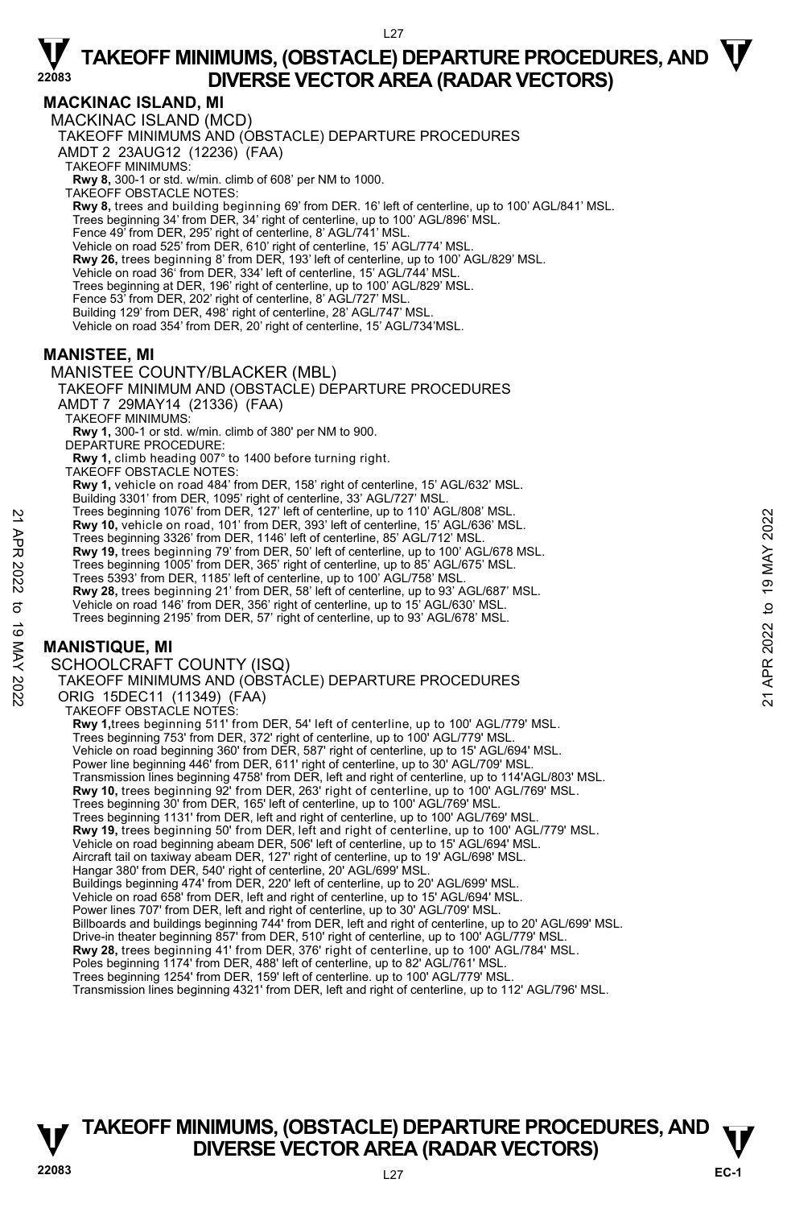## MACKINAC ISLAND, MI

MACKINAC ISLAND (MCD)

TAKEOFF MINIMUMS AND (OBSTACLE) DEPARTURE PROCEDURES

AMDT 2 23AUG12 (12236) (FAA)

TAKEOFF MINIMUMS:

**Rwy 8,** 300-1 or std. w/min. climb of 608' per NM to 1000.

TAKEOFF OBSTACLE NOTES:

**Rwy 8,** trees and building beginning 69' from DER. 16' left of centerline, up to 100' AGL/841' MSL.
Trees beginning 34' from DER, 34' right of centerline, up to 100' AGL/896' MSL.
Fence 49' from DER, 295' right of centerline, 8' AGL/741' MSL.
Vehicle on road 525' from DER, 610' right of centerline, 15' AGL/774' MSL.
**Rwy 26,** trees beginning 8' from DER, 193' left of centerline, up to 100' AGL/829' MSL.
Vehicle on road 36' from DER, 334' left of centerline, 15' AGL/744' MSL.
Trees beginning at DER, 196' right of centerline, up to 100' AGL/829' MSL.
Fence 53' from DER, 202' right of centerline, 8' AGL/727' MSL.
Building 129' from DER, 498' right of centerline, 28' AGL/747' MSL.
Vehicle on road 354' from DER, 20' right of centerline, 15' AGL/734'MSL.

## MANISTEE, MI

MANISTEE COUNTY/BLACKER (MBL)

TAKEOFF MINIMUM AND (OBSTACLE) DEPARTURE PROCEDURES

AMDT 7 29MAY14 (21336) (FAA)

TAKEOFF MINIMUMS:

**Rwy 1,** 300-1 or std. w/min. climb of 380' per NM to 900.

DEPARTURE PROCEDURE:

**Rwy 1,** climb heading 007° to 1400 before turning right.

TAKEOFF OBSTACLE NOTES:

**Rwy 1,** vehicle on road 484' from DER, 158' right of centerline, 15' AGL/632' MSL.
Building 3301' from DER, 1095' right of centerline, 33' AGL/727' MSL.
Trees beginning 1076' from DER, 127' left of centerline, up to 110' AGL/808' MSL.
**Rwy 10,** vehicle on road, 101' from DER, 393' left of centerline, 15' AGL/636' MSL.
Trees beginning 3326' from DER, 1146' left of centerline, 85' AGL/712' MSL.
**Rwy 19,** trees beginning 79' from DER, 50' left of centerline, up to 100' AGL/678 MSL.
Trees beginning 1005' from DER, 365' right of centerline, up to 85' AGL/675' MSL.
Trees 5393' from DER, 1185' left of centerline, up to 100' AGL/758' MSL.
**Rwy 28,** trees beginning 21' from DER, 58' left of centerline, up to 93' AGL/687' MSL.
Vehicle on road 146' from DER, 356' right of centerline, up to 15' AGL/630' MSL.
Trees beginning 2195' from DER, 57' right of centerline, up to 93' AGL/678' MSL.

## MANISTIQUE, MI

SCHOOLCRAFT COUNTY (ISQ)

TAKEOFF MINIMUMS AND (OBSTACLE) DEPARTURE PROCEDURES

ORIG 15DEC11 (11349) (FAA)

TAKEOFF OBSTACLE NOTES:

**Rwy 1,**trees beginning 511' from DER, 54' left of centerline, up to 100' AGL/779' MSL.
Trees beginning 753' from DER, 372' right of centerline, up to 100' AGL/779' MSL.
Vehicle on road beginning 360' from DER, 587' right of centerline, up to 15' AGL/694' MSL.
Power line beginning 446' from DER, 611' right of centerline, up to 30' AGL/709' MSL.
Transmission lines beginning 4758' from DER, left and right of centerline, up to 114'AGL/803' MSL.
**Rwy 10,** trees beginning 92' from DER, 263' right of centerline, up to 100' AGL/769' MSL.
Trees beginning 30' from DER, 165' left of centerline, up to 100' AGL/769' MSL.
Trees beginning 1131' from DER, left and right of centerline, up to 100' AGL/769' MSL.
**Rwy 19,** trees beginning 50' from DER, left and right of centerline, up to 100' AGL/779' MSL.
Vehicle on road beginning abeam DER, 506' left of centerline, up to 15' AGL/694' MSL.
Aircraft tail on taxiway abeam DER, 127' right of centerline, up to 19' AGL/698' MSL.
Hangar 380' from DER, 540' right of centerline, 20' AGL/699' MSL.
Buildings beginning 474' from DER, 220' left of centerline, up to 20' AGL/699' MSL.
Vehicle on road 658' from DER, left and right of centerline, up to 15' AGL/694' MSL.
Power lines 707' from DER, left and right of centerline, up to 30' AGL/709' MSL.
Billboards and buildings beginning 744' from DER, left and right of centerline, up to 20' AGL/699' MSL.
Drive-in theater beginning 857' from DER, 510' right of centerline, up to 100' AGL/779' MSL.
**Rwy 28,** trees beginning 41' from DER, 376' right of centerline, up to 100' AGL/784' MSL.
Poles beginning 1174' from DER, 488' left of centerline, up to 82' AGL/761' MSL.
Trees beginning 1254' from DER, 159' left of centerline. up to 100' AGL/779' MSL.
Transmission lines beginning 4321' from DER, left and right of centerline, up to 112' AGL/796' MSL.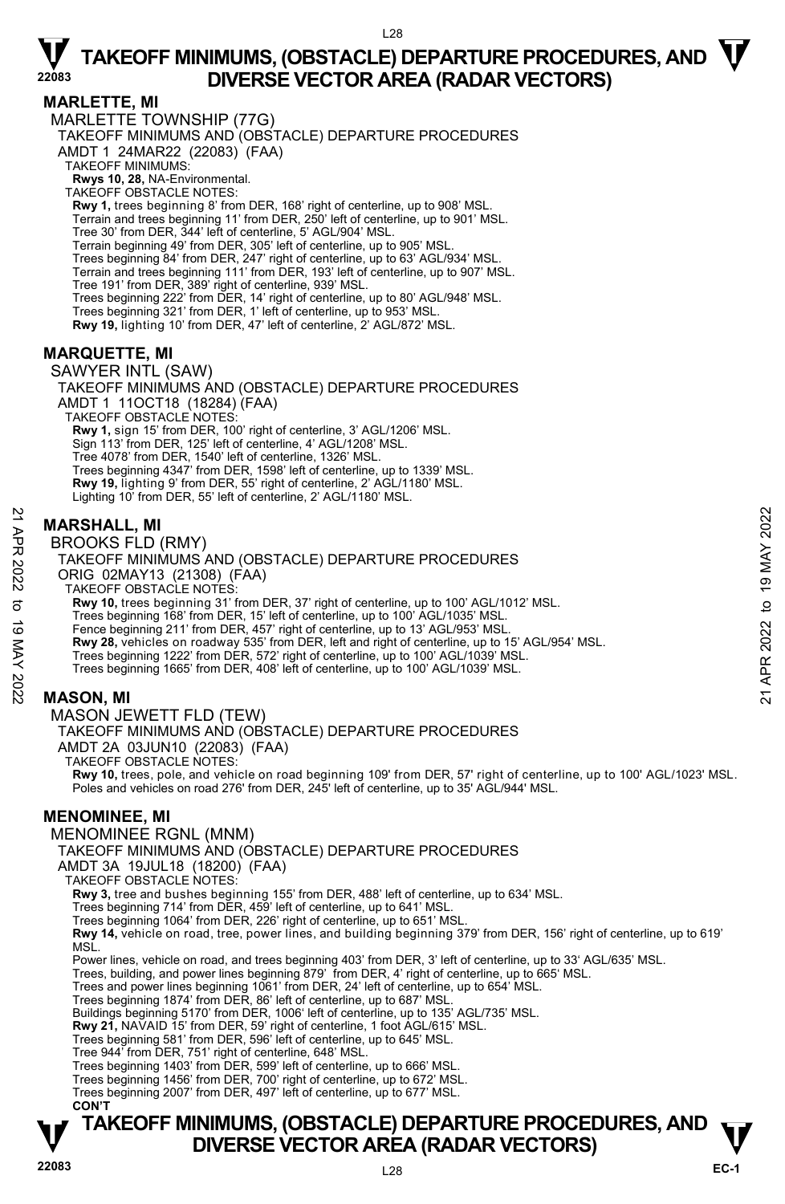# TAKEOFF MINIMUMS, (OBSTACLE) DEPARTURE PROCEDURES, AND DIVERSE VECTOR AREA (RADAR VECTORS)

## MARLETTE, MI

MARLETTE TOWNSHIP (77G)
TAKEOFF MINIMUMS AND (OBSTACLE) DEPARTURE PROCEDURES
AMDT 1 24MAR22 (22083) (FAA)
TAKEOFF MINIMUMS:
**Rwys 10, 28,** NA-Environmental.
TAKEOFF OBSTACLE NOTES:
**Rwy 1,** trees beginning 8' from DER, 168' right of centerline, up to 908' MSL.
Terrain and trees beginning 11' from DER, 250' left of centerline, up to 901' MSL.
Tree 30' from DER, 344' left of centerline, 5' AGL/904' MSL.
Terrain beginning 49' from DER, 305' left of centerline, up to 905' MSL.
Trees beginning 84' from DER, 247' right of centerline, up to 63' AGL/934' MSL.
Terrain and trees beginning 111' from DER, 193' left of centerline, up to 907' MSL.
Tree 191' from DER, 389' right of centerline, 939' MSL.
Trees beginning 222' from DER, 14' right of centerline, up to 80' AGL/948' MSL.
Trees beginning 321' from DER, 1' left of centerline, up to 953' MSL.
**Rwy 19,** lighting 10' from DER, 47' left of centerline, 2' AGL/872' MSL.

## MARQUETTE, MI

SAWYER INTL (SAW)
TAKEOFF MINIMUMS AND (OBSTACLE) DEPARTURE PROCEDURES
AMDT 1 11OCT18 (18284) (FAA)
TAKEOFF OBSTACLE NOTES:
**Rwy 1,** sign 15' from DER, 100' right of centerline, 3' AGL/1206' MSL.
Sign 113' from DER, 125' left of centerline, 4' AGL/1208' MSL.
Tree 4078' from DER, 1540' left of centerline, 1326' MSL.
Trees beginning 4347' from DER, 1598' left of centerline, up to 1339' MSL.
**Rwy 19,** lighting 9' from DER, 55' right of centerline, 2' AGL/1180' MSL.
Lighting 10' from DER, 55' left of centerline, 2' AGL/1180' MSL.

## MARSHALL, MI

BROOKS FLD (RMY)
TAKEOFF MINIMUMS AND (OBSTACLE) DEPARTURE PROCEDURES
ORIG 02MAY13 (21308) (FAA)
TAKEOFF OBSTACLE NOTES:
**Rwy 10,** trees beginning 31' from DER, 37' right of centerline, up to 100' AGL/1012' MSL.
Trees beginning 168' from DER, 15' left of centerline, up to 100' AGL/1035' MSL.
Fence beginning 211' from DER, 457' right of centerline, up to 13' AGL/953' MSL.
**Rwy 28,** vehicles on roadway 535' from DER, left and right of centerline, up to 15' AGL/954' MSL.
Trees beginning 1222' from DER, 572' right of centerline, up to 100' AGL/1039' MSL.
Trees beginning 1665' from DER, 408' left of centerline, up to 100' AGL/1039' MSL.

## MASON, MI

MASON JEWETT FLD (TEW)
TAKEOFF MINIMUMS AND (OBSTACLE) DEPARTURE PROCEDURES
AMDT 2A 03JUN10 (22083) (FAA)
TAKEOFF OBSTACLE NOTES:
**Rwy 10,** trees, pole, and vehicle on road beginning 109' from DER, 57' right of centerline, up to 100' AGL/1023' MSL.
Poles and vehicles on road 276' from DER, 245' left of centerline, up to 35' AGL/944' MSL.

## MENOMINEE, MI

MENOMINEE RGNL (MNM)
TAKEOFF MINIMUMS AND (OBSTACLE) DEPARTURE PROCEDURES
AMDT 3A 19JUL18 (18200) (FAA)
TAKEOFF OBSTACLE NOTES:
**Rwy 3,** tree and bushes beginning 155' from DER, 488' left of centerline, up to 634' MSL.
Trees beginning 714' from DER, 459' left of centerline, up to 641' MSL.
Trees beginning 1064' from DER, 226' right of centerline, up to 651' MSL.
**Rwy 14,** vehicle on road, tree, power lines, and building beginning 379' from DER, 156' right of centerline, up to 619' MSL.
Power lines, vehicle on road, and trees beginning 403' from DER, 3' left of centerline, up to 33' AGL/635' MSL.
Trees, building, and power lines beginning 879' from DER, 4' right of centerline, up to 665' MSL.
Trees and power lines beginning 1061' from DER, 24' left of centerline, up to 654' MSL.
Trees beginning 1874' from DER, 86' left of centerline, up to 687' MSL.
Buildings beginning 5170' from DER, 1006' left of centerline, up to 135' AGL/735' MSL.
**Rwy 21,** NAVAID 15' from DER, 59' right of centerline, 1 foot AGL/615' MSL.
Trees beginning 581' from DER, 596' left of centerline, up to 645' MSL.
Tree 944' from DER, 751' right of centerline, 648' MSL.
Trees beginning 1403' from DER, 599' left of centerline, up to 666' MSL.
Trees beginning 1456' from DER, 700' right of centerline, up to 672' MSL.
Trees beginning 2007' from DER, 497' left of centerline, up to 677' MSL.
**CON'T**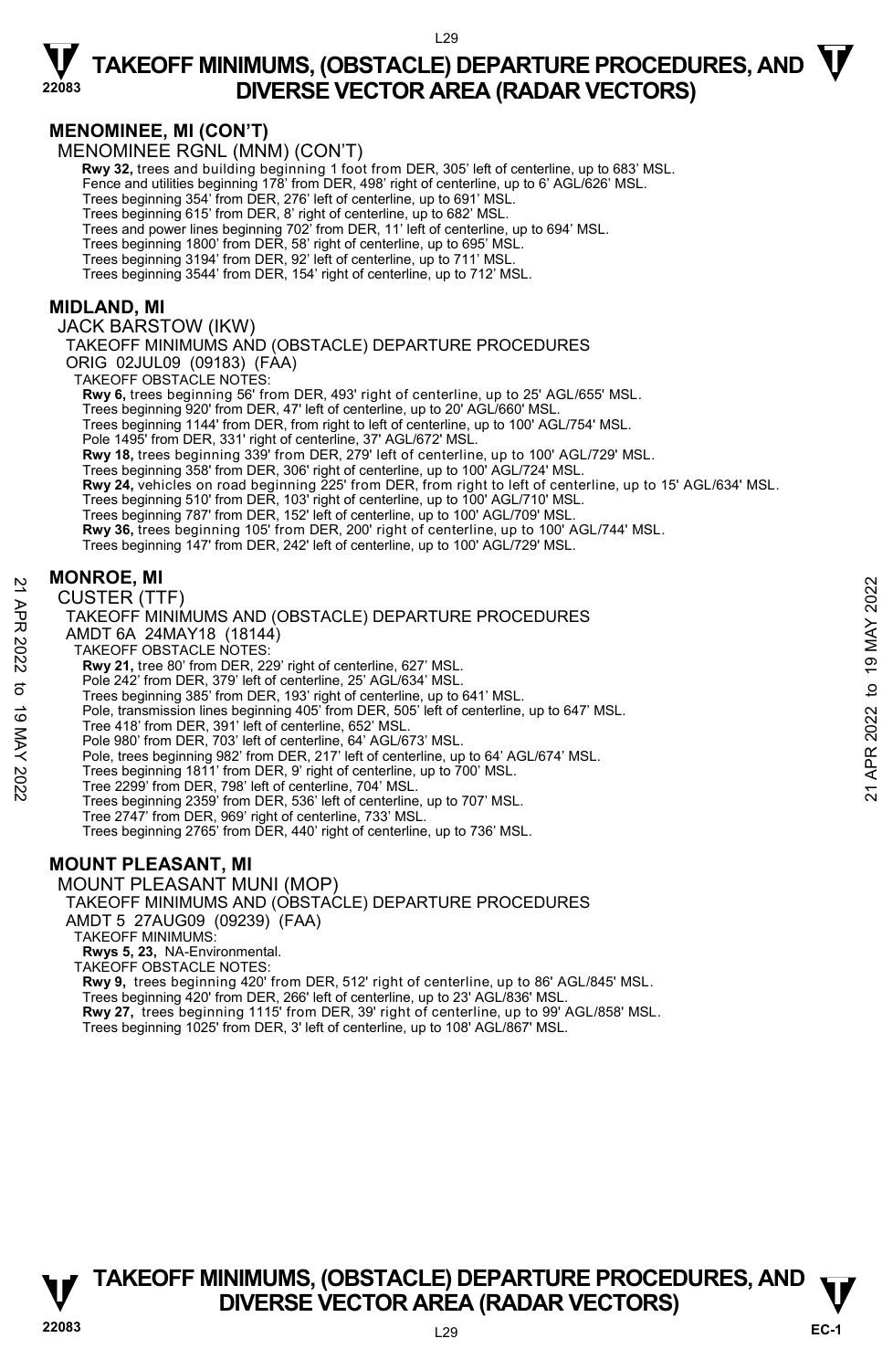## MENOMINEE, MI (CON'T)

MENOMINEE RGNL (MNM) (CON'T)

**Rwy 32,** trees and building beginning 1 foot from DER, 305' left of centerline, up to 683' MSL.
Fence and utilities beginning 178' from DER, 498' right of centerline, up to 6' AGL/626' MSL.
Trees beginning 354' from DER, 276' left of centerline, up to 691' MSL.
Trees beginning 615' from DER, 8' right of centerline, up to 682' MSL.
Trees and power lines beginning 702' from DER, 11' left of centerline, up to 694' MSL.
Trees beginning 1800' from DER, 58' right of centerline, up to 695' MSL.
Trees beginning 3194' from DER, 92' left of centerline, up to 711' MSL.
Trees beginning 3544' from DER, 154' right of centerline, up to 712' MSL.

## MIDLAND, MI

JACK BARSTOW (IKW)

TAKEOFF MINIMUMS AND (OBSTACLE) DEPARTURE PROCEDURES

ORIG 02JUL09 (09183) (FAA)

TAKEOFF OBSTACLE NOTES:

**Rwy 6,** trees beginning 56' from DER, 493' right of centerline, up to 25' AGL/655' MSL.
Trees beginning 920' from DER, 47' left of centerline, up to 20' AGL/660' MSL.
Trees beginning 1144' from DER, from right to left of centerline, up to 100' AGL/754' MSL.
Pole 1495' from DER, 331' right of centerline, 37' AGL/672' MSL.
**Rwy 18,** trees beginning 339' from DER, 279' left of centerline, up to 100' AGL/729' MSL.
Trees beginning 358' from DER, 306' right of centerline, up to 100' AGL/724' MSL.
**Rwy 24,** vehicles on road beginning 225' from DER, from right to left of centerline, up to 15' AGL/634' MSL.
Trees beginning 510' from DER, 103' right of centerline, up to 100' AGL/710' MSL.
Trees beginning 787' from DER, 152' left of centerline, up to 100' AGL/709' MSL.
**Rwy 36,** trees beginning 105' from DER, 200' right of centerline, up to 100' AGL/744' MSL.
Trees beginning 147' from DER, 242' left of centerline, up to 100' AGL/729' MSL.

## MONROE, MI

CUSTER (TTF)

TAKEOFF MINIMUMS AND (OBSTACLE) DEPARTURE PROCEDURES

AMDT 6A 24MAY18 (18144)

TAKEOFF OBSTACLE NOTES:

**Rwy 21,** tree 80' from DER, 229' right of centerline, 627' MSL.
Pole 242' from DER, 379' left of centerline, 25' AGL/634' MSL.
Trees beginning 385' from DER, 193' right of centerline, up to 641' MSL.
Pole, transmission lines beginning 405' from DER, 505' left of centerline, up to 647' MSL.
Tree 418' from DER, 391' left of centerline, 652' MSL.
Pole 980' from DER, 703' left of centerline, 64' AGL/673' MSL.
Pole, trees beginning 982' from DER, 217' left of centerline, up to 64' AGL/674' MSL.
Trees beginning 1811' from DER, 9' right of centerline, up to 700' MSL.
Tree 2299' from DER, 798' left of centerline, 704' MSL.
Trees beginning 2359' from DER, 536' left of centerline, up to 707' MSL.
Tree 2747' from DER, 969' right of centerline, 733' MSL.
Trees beginning 2765' from DER, 440' right of centerline, up to 736' MSL.

## MOUNT PLEASANT, MI

MOUNT PLEASANT MUNI (MOP)

TAKEOFF MINIMUMS AND (OBSTACLE) DEPARTURE PROCEDURES

AMDT 5 27AUG09 (09239) (FAA)

TAKEOFF MINIMUMS:

**Rwys 5, 23,** NA-Environmental.

TAKEOFF OBSTACLE NOTES:

**Rwy 9,** trees beginning 420' from DER, 512' right of centerline, up to 86' AGL/845' MSL.
Trees beginning 420' from DER, 266' left of centerline, up to 23' AGL/836' MSL.
**Rwy 27,** trees beginning 1115' from DER, 39' right of centerline, up to 99' AGL/858' MSL.
Trees beginning 1025' from DER, 3' left of centerline, up to 108' AGL/867' MSL.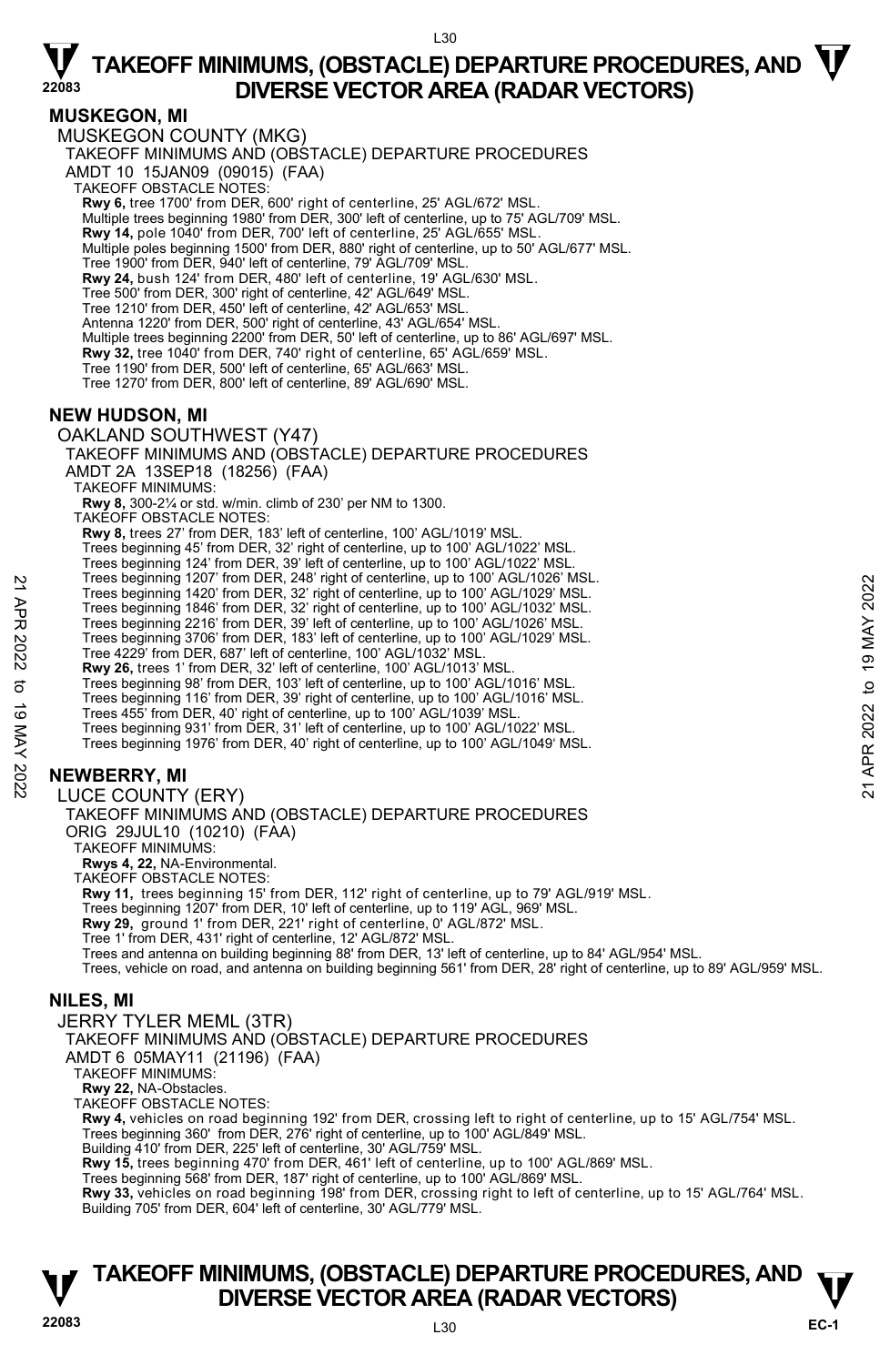## MUSKEGON, MI

MUSKEGON COUNTY (MKG)

TAKEOFF MINIMUMS AND (OBSTACLE) DEPARTURE PROCEDURES

AMDT 10 15JAN09 (09015) (FAA)

TAKEOFF OBSTACLE NOTES:

**Rwy 6,** tree 1700' from DER, 600' right of centerline, 25' AGL/672' MSL.
Multiple trees beginning 1980' from DER, 300' left of centerline, up to 75' AGL/709' MSL.
**Rwy 14,** pole 1040' from DER, 700' left of centerline, 25' AGL/655' MSL.
Multiple poles beginning 1500' from DER, 880' right of centerline, up to 50' AGL/677' MSL.
Tree 1900' from DER, 940' left of centerline, 79' AGL/709' MSL.
**Rwy 24,** bush 124' from DER, 480' left of centerline, 19' AGL/630' MSL.
Tree 500' from DER, 300' right of centerline, 42' AGL/649' MSL.
Tree 1210' from DER, 450' left of centerline, 42' AGL/653' MSL.
Antenna 1220' from DER, 500' right of centerline, 43' AGL/654' MSL.
Multiple trees beginning 2200' from DER, 50' left of centerline, up to 86' AGL/697' MSL.
**Rwy 32,** tree 1040' from DER, 740' right of centerline, 65' AGL/659' MSL.
Tree 1190' from DER, 500' left of centerline, 65' AGL/663' MSL.
Tree 1270' from DER, 800' left of centerline, 89' AGL/690' MSL.

## NEW HUDSON, MI

OAKLAND SOUTHWEST (Y47)

TAKEOFF MINIMUMS AND (OBSTACLE) DEPARTURE PROCEDURES

AMDT 2A 13SEP18 (18256) (FAA)

TAKEOFF MINIMUMS:

**Rwy 8,** 300-2¼ or std. w/min. climb of 230' per NM to 1300.

TAKEOFF OBSTACLE NOTES:

**Rwy 8,** trees 27' from DER, 183' left of centerline, 100' AGL/1019' MSL.
Trees beginning 45' from DER, 32' right of centerline, up to 100' AGL/1022' MSL.
Trees beginning 124' from DER, 39' left of centerline, up to 100' AGL/1022' MSL.
Trees beginning 1207' from DER, 248' right of centerline, up to 100' AGL/1026' MSL.
Trees beginning 1420' from DER, 32' right of centerline, up to 100' AGL/1029' MSL.
Trees beginning 1846' from DER, 32' right of centerline, up to 100' AGL/1032' MSL.
Trees beginning 2216' from DER, 39' left of centerline, up to 100' AGL/1026' MSL.
Trees beginning 3706' from DER, 183' left of centerline, up to 100' AGL/1029' MSL.
Tree 4229' from DER, 687' left of centerline, 100' AGL/1032' MSL.
**Rwy 26,** trees 1' from DER, 32' left of centerline, 100' AGL/1013' MSL.
Trees beginning 98' from DER, 103' left of centerline, up to 100' AGL/1016' MSL.
Trees beginning 116' from DER, 39' right of centerline, up to 100' AGL/1016' MSL.
Trees 455' from DER, 40' right of centerline, up to 100' AGL/1039' MSL.
Trees beginning 931' from DER, 31' left of centerline, up to 100' AGL/1022' MSL.
Trees beginning 1976' from DER, 40' right of centerline, up to 100' AGL/1049' MSL.

## NEWBERRY, MI

LUCE COUNTY (ERY)

TAKEOFF MINIMUMS AND (OBSTACLE) DEPARTURE PROCEDURES

ORIG 29JUL10 (10210) (FAA)

TAKEOFF MINIMUMS:

**Rwys 4, 22,** NA-Environmental.

TAKEOFF OBSTACLE NOTES:

**Rwy 11,** trees beginning 15' from DER, 112' right of centerline, up to 79' AGL/919' MSL.
Trees beginning 1207' from DER, 10' left of centerline, up to 119' AGL, 969' MSL.
**Rwy 29,** ground 1' from DER, 221' right of centerline, 0' AGL/872' MSL.
Tree 1' from DER, 431' right of centerline, 12' AGL/872' MSL.
Trees and antenna on building beginning 88' from DER, 13' left of centerline, up to 84' AGL/954' MSL.
Trees, vehicle on road, and antenna on building beginning 561' from DER, 28' right of centerline, up to 89' AGL/959' MSL.

## NILES, MI

JERRY TYLER MEML (3TR)

TAKEOFF MINIMUMS AND (OBSTACLE) DEPARTURE PROCEDURES

AMDT 6 05MAY11 (21196) (FAA)

TAKEOFF MINIMUMS:

**Rwy 22,** NA-Obstacles.

TAKEOFF OBSTACLE NOTES:

**Rwy 4,** vehicles on road beginning 192' from DER, crossing left to right of centerline, up to 15' AGL/754' MSL.
Trees beginning 360' from DER, 276' right of centerline, up to 100' AGL/849' MSL.
Building 410' from DER, 225' left of centerline, 30' AGL/759' MSL.
**Rwy 15,** trees beginning 470' from DER, 461' left of centerline, up to 100' AGL/869' MSL.
Trees beginning 568' from DER, 187' right of centerline, up to 100' AGL/869' MSL.
**Rwy 33,** vehicles on road beginning 198' from DER, crossing right to left of centerline, up to 15' AGL/764' MSL.
Building 705' from DER, 604' left of centerline, 30' AGL/779' MSL.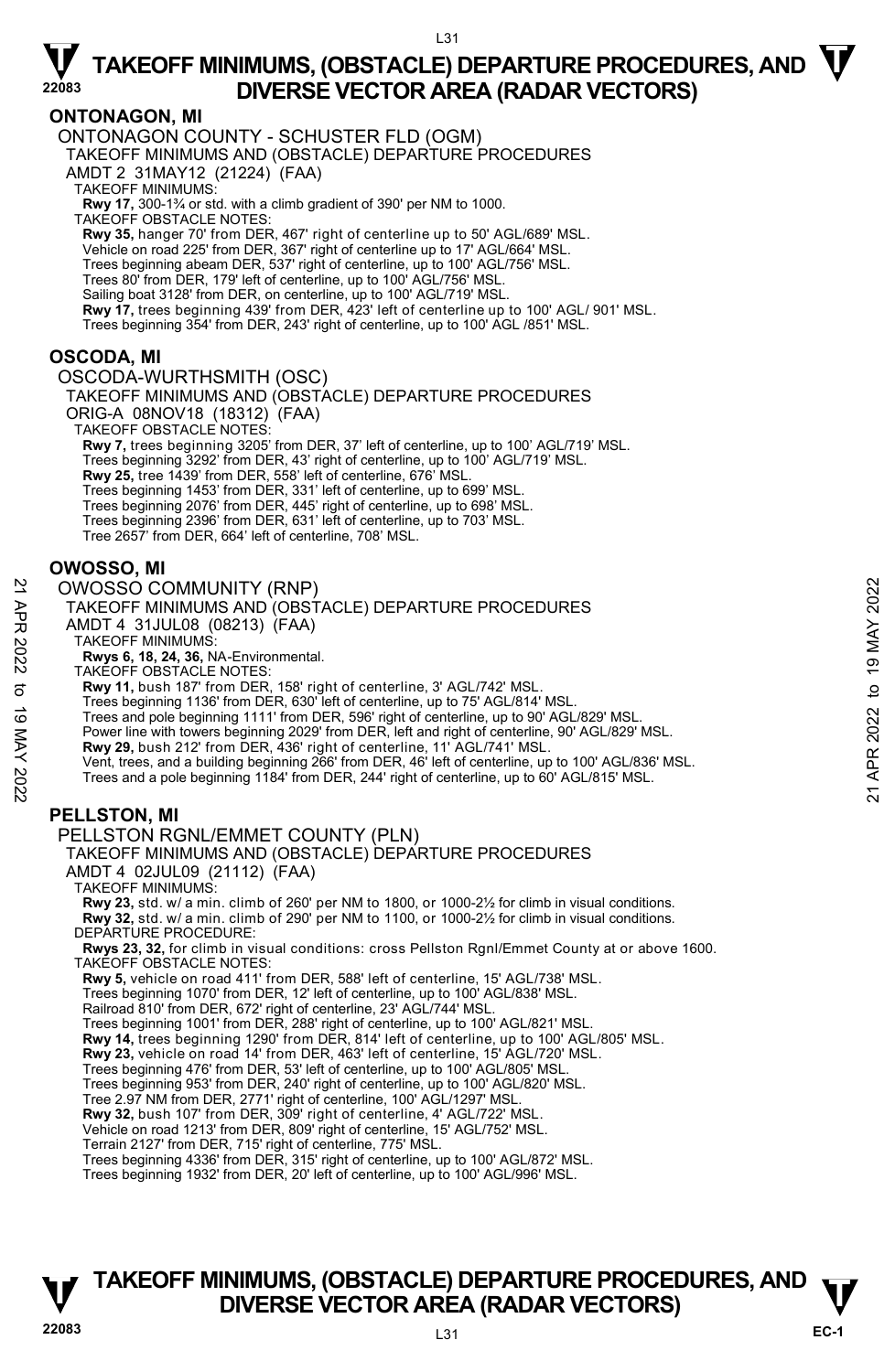## ONTONAGON, MI

ONTONAGON COUNTY - SCHUSTER FLD (OGM)

TAKEOFF MINIMUMS AND (OBSTACLE) DEPARTURE PROCEDURES

AMDT 2 31MAY12 (21224) (FAA)

TAKEOFF MINIMUMS:

**Rwy 17,** 300-1¾ or std. with a climb gradient of 390' per NM to 1000.

TAKEOFF OBSTACLE NOTES:

**Rwy 35,** hanger 70' from DER, 467' right of centerline up to 50' AGL/689' MSL.
Vehicle on road 225' from DER, 367' right of centerline up to 17' AGL/664' MSL.
Trees beginning abeam DER, 537' right of centerline, up to 100' AGL/756' MSL.
Trees 80' from DER, 179' left of centerline, up to 100' AGL/756' MSL.
Sailing boat 3128' from DER, on centerline, up to 100' AGL/719' MSL.
**Rwy 17,** trees beginning 439' from DER, 423' left of centerline up to 100' AGL/ 901' MSL.
Trees beginning 354' from DER, 243' right of centerline, up to 100' AGL /851' MSL.

## OSCODA, MI

OSCODA-WURTHSMITH (OSC)

TAKEOFF MINIMUMS AND (OBSTACLE) DEPARTURE PROCEDURES

ORIG-A 08NOV18 (18312) (FAA)

TAKEOFF OBSTACLE NOTES:

**Rwy 7,** trees beginning 3205' from DER, 37' left of centerline, up to 100' AGL/719' MSL.
Trees beginning 3292' from DER, 43' right of centerline, up to 100' AGL/719' MSL.
**Rwy 25,** tree 1439' from DER, 558' left of centerline, 676' MSL.
Trees beginning 1453' from DER, 331' left of centerline, up to 699' MSL.
Trees beginning 2076' from DER, 445' right of centerline, up to 698' MSL.
Trees beginning 2396' from DER, 631' left of centerline, up to 703' MSL.
Tree 2657' from DER, 664' left of centerline, 708' MSL.

## OWOSSO, MI

OWOSSO COMMUNITY (RNP)

TAKEOFF MINIMUMS AND (OBSTACLE) DEPARTURE PROCEDURES

AMDT 4 31JUL08 (08213) (FAA)

TAKEOFF MINIMUMS:

**Rwys 6, 18, 24, 36,** NA-Environmental.

TAKEOFF OBSTACLE NOTES:

**Rwy 11,** bush 187' from DER, 158' right of centerline, 3' AGL/742' MSL.
Trees beginning 1136' from DER, 630' left of centerline, up to 75' AGL/814' MSL.
Trees and pole beginning 1111' from DER, 596' right of centerline, up to 90' AGL/829' MSL.
Power line with towers beginning 2029' from DER, left and right of centerline, 90' AGL/829' MSL.
**Rwy 29,** bush 212' from DER, 436' right of centerline, 11' AGL/741' MSL.
Vent, trees, and a building beginning 266' from DER, 46' left of centerline, up to 100' AGL/836' MSL.
Trees and a pole beginning 1184' from DER, 244' right of centerline, up to 60' AGL/815' MSL.

## PELLSTON, MI

PELLSTON RGNL/EMMET COUNTY (PLN)

TAKEOFF MINIMUMS AND (OBSTACLE) DEPARTURE PROCEDURES

AMDT 4 02JUL09 (21112) (FAA)

TAKEOFF MINIMUMS:

**Rwy 23,** std. w/ a min. climb of 260' per NM to 1800, or 1000-2½ for climb in visual conditions.
**Rwy 32,** std. w/ a min. climb of 290' per NM to 1100, or 1000-2½ for climb in visual conditions.

DEPARTURE PROCEDURE:

**Rwys 23, 32,** for climb in visual conditions: cross Pellston Rgnl/Emmet County at or above 1600.

TAKEOFF OBSTACLE NOTES:

**Rwy 5,** vehicle on road 411' from DER, 588' left of centerline, 15' AGL/738' MSL.
Trees beginning 1070' from DER, 12' left of centerline, up to 100' AGL/838' MSL.
Railroad 810' from DER, 672' right of centerline, 23' AGL/744' MSL.
Trees beginning 1001' from DER, 288' right of centerline, up to 100' AGL/821' MSL.
**Rwy 14,** trees beginning 1290' from DER, 814' left of centerline, up to 100' AGL/805' MSL.
**Rwy 23,** vehicle on road 14' from DER, 463' left of centerline, 15' AGL/720' MSL.
Trees beginning 476' from DER, 53' left of centerline, up to 100' AGL/805' MSL.
Trees beginning 953' from DER, 240' right of centerline, up to 100' AGL/820' MSL.
Tree 2.97 NM from DER, 2771' right of centerline, 100' AGL/1297' MSL.
**Rwy 32,** bush 107' from DER, 309' right of centerline, 4' AGL/722' MSL.
Vehicle on road 1213' from DER, 809' right of centerline, 15' AGL/752' MSL.
Terrain 2127' from DER, 715' right of centerline, 775' MSL.
Trees beginning 4336' from DER, 315' right of centerline, up to 100' AGL/872' MSL.
Trees beginning 1932' from DER, 20' left of centerline, up to 100' AGL/996' MSL.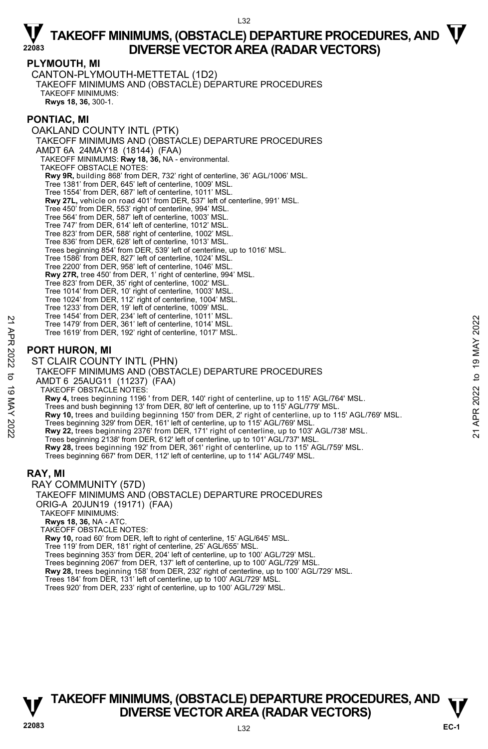## PLYMOUTH, MI

CANTON-PLYMOUTH-METTETAL (1D2)

TAKEOFF MINIMUMS AND (OBSTACLE) DEPARTURE PROCEDURES

TAKEOFF MINIMUMS:

**Rwys 18, 36,** 300-1.

## PONTIAC, MI

OAKLAND COUNTY INTL (PTK)

TAKEOFF MINIMUMS AND (OBSTACLE) DEPARTURE PROCEDURES

AMDT 6A 24MAY18 (18144) (FAA)

TAKEOFF MINIMUMS: **Rwy 18, 36,** NA - environmental.

TAKEOFF OBSTACLE NOTES:

**Rwy 9R,** building 868' from DER, 732' right of centerline, 36' AGL/1006' MSL.
Tree 1381' from DER, 645' left of centerline, 1009' MSL.
Tree 1554' from DER, 687' left of centerline, 1011' MSL.
**Rwy 27L,** vehicle on road 401' from DER, 537' left of centerline, 991' MSL.
Tree 450' from DER, 553' right of centerline, 994' MSL.
Tree 564' from DER, 587' left of centerline, 1003' MSL.
Tree 747' from DER, 614' left of centerline, 1012' MSL.
Tree 823' from DER, 588' right of centerline, 1002' MSL.
Tree 836' from DER, 628' left of centerline, 1013' MSL.
Trees beginning 854' from DER, 539' left of centerline, up to 1016' MSL.
Tree 1586' from DER, 827' left of centerline, 1024' MSL.
Tree 2200' from DER, 958' left of centerline, 1046' MSL.
**Rwy 27R,** tree 450' from DER, 1' right of centerline, 994' MSL.
Tree 823' from DER, 35' right of centerline, 1002' MSL.
Tree 1014' from DER, 10' right of centerline, 1003' MSL.
Tree 1024' from DER, 112' right of centerline, 1004' MSL.
Tree 1233' from DER, 19' left of centerline, 1009' MSL.
Tree 1454' from DER, 234' left of centerline, 1011' MSL.
Tree 1479' from DER, 361' left of centerline, 1014' MSL.
Tree 1619' from DER, 192' right of centerline, 1017' MSL.

## PORT HURON, MI

ST CLAIR COUNTY INTL (PHN)

TAKEOFF MINIMUMS AND (OBSTACLE) DEPARTURE PROCEDURES

AMDT 6 25AUG11 (11237) (FAA)

TAKEOFF OBSTACLE NOTES:

**Rwy 4,** trees beginning 1196 ' from DER, 140' right of centerline, up to 115' AGL/764' MSL.
Trees and bush beginning 13' from DER, 80' left of centerline, up to 115' AGL/779' MSL.
**Rwy 10,** trees and building beginning 150' from DER, 2' right of centerline, up to 115' AGL/769' MSL.
Trees beginning 329' from DER, 161' left of centerline, up to 115' AGL/769' MSL.
**Rwy 22,** trees beginning 2376' from DER, 171' right of centerline, up to 103' AGL/738' MSL.
Trees beginning 2138' from DER, 612' left of centerline, up to 101' AGL/737' MSL.
**Rwy 28,** trees beginning 192' from DER, 361' right of centerline, up to 115' AGL/759' MSL.
Trees beginning 667' from DER, 112' left of centerline, up to 114' AGL/749' MSL.

## RAY, MI

RAY COMMUNITY (57D)

TAKEOFF MINIMUMS AND (OBSTACLE) DEPARTURE PROCEDURES

ORIG-A 20JUN19 (19171) (FAA)

TAKEOFF MINIMUMS:

**Rwys 18, 36,** NA - ATC.

TAKEOFF OBSTACLE NOTES:

**Rwy 10,** road 60' from DER, left to right of centerline, 15' AGL/645' MSL.
Tree 119' from DER, 181' right of centerline, 25' AGL/655' MSL.
Trees beginning 353' from DER, 204' left of centerline, up to 100' AGL/729' MSL.
Trees beginning 2067' from DER, 137' left of centerline, up to 100' AGL/729' MSL.
**Rwy 28,** trees beginning 158' from DER, 232' right of centerline, up to 100' AGL/729' MSL.
Trees 184' from DER, 131' left of centerline, up to 100' AGL/729' MSL.
Trees 920' from DER, 233' right of centerline, up to 100' AGL/729' MSL.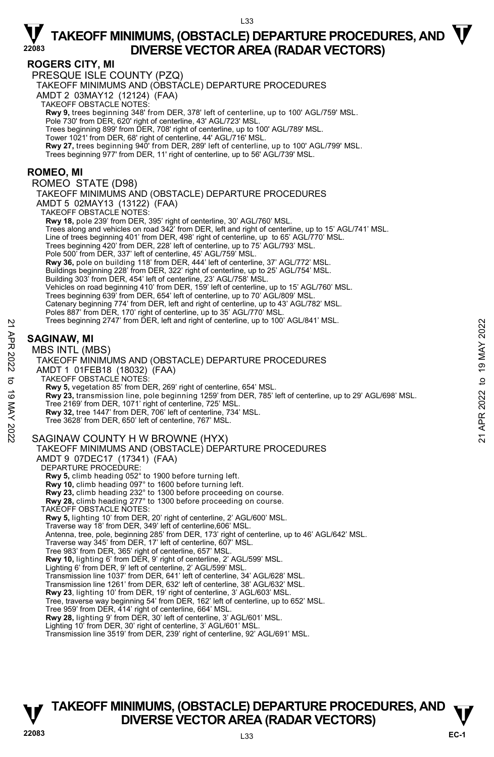## ROGERS CITY, MI

PRESQUE ISLE COUNTY (PZQ)

TAKEOFF MINIMUMS AND (OBSTACLE) DEPARTURE PROCEDURES

AMDT 2 03MAY12 (12124) (FAA)

TAKEOFF OBSTACLE NOTES:

**Rwy 9,** trees beginning 348' from DER, 378' left of centerline, up to 100' AGL/759' MSL.
Pole 730' from DER, 620' right of centerline, 43' AGL/723' MSL.
Trees beginning 899' from DER, 708' right of centerline, up to 100' AGL/789' MSL.
Tower 1021' from DER, 68' right of centerline, 44' AGL/716' MSL.
**Rwy 27,** trees beginning 940' from DER, 289' left of centerline, up to 100' AGL/799' MSL.
Trees beginning 977' from DER, 11' right of centerline, up to 56' AGL/739' MSL.

## ROMEO, MI

ROMEO STATE (D98)

TAKEOFF MINIMUMS AND (OBSTACLE) DEPARTURE PROCEDURES

AMDT 5 02MAY13 (13122) (FAA)

TAKEOFF OBSTACLE NOTES:

**Rwy 18,** pole 239' from DER, 395' right of centerline, 30' AGL/760' MSL.
Trees along and vehicles on road 342' from DER, left and right of centerline, up to 15' AGL/741' MSL.
Line of trees beginning 401' from DER, 498' right of centerline, up to 65' AGL/770' MSL.
Trees beginning 420' from DER, 228' left of centerline, up to 75' AGL/793' MSL.
Pole 500' from DER, 337' left of centerline, 45' AGL/759' MSL.
**Rwy 36,** pole on building 118' from DER, 444' left of centerline, 37' AGL/772' MSL.
Buildings beginning 228' from DER, 322' right of centerline, up to 25' AGL/754' MSL.
Building 303' from DER, 454' left of centerline, 23' AGL/758' MSL.
Vehicles on road beginning 410' from DER, 159' left of centerline, up to 15' AGL/760' MSL.
Trees beginning 639' from DER, 654' left of centerline, up to 70' AGL/809' MSL.
Catenary beginning 774' from DER, left and right of centerline, up to 43' AGL/782' MSL.
Poles 887' from DER, 170' right of centerline, up to 35' AGL/770' MSL.
Trees beginning 2747' from DER, left and right of centerline, up to 100' AGL/841' MSL.

## SAGINAW, MI

MBS INTL (MBS)

TAKEOFF MINIMUMS AND (OBSTACLE) DEPARTURE PROCEDURES

AMDT 1 01FEB18 (18032) (FAA)

TAKEOFF OBSTACLE NOTES:

**Rwy 5,** vegetation 85' from DER, 269' right of centerline, 654' MSL.
**Rwy 23,** transmission line, pole beginning 1259' from DER, 785' left of centerline, up to 29' AGL/698' MSL.
Tree 2169' from DER, 1071' right of centerline, 725' MSL.
**Rwy 32,** tree 1447' from DER, 706' left of centerline, 734' MSL.
Tree 3628' from DER, 650' left of centerline, 767' MSL.

SAGINAW COUNTY H W BROWNE (HYX)

TAKEOFF MINIMUMS AND (OBSTACLE) DEPARTURE PROCEDURES

AMDT 9 07DEC17 (17341) (FAA)

DEPARTURE PROCEDURE:

**Rwy 5,** climb heading 052° to 1900 before turning left.
**Rwy 10,** climb heading 097° to 1600 before turning left.
**Rwy 23,** climb heading 232° to 1300 before proceeding on course.
**Rwy 28,** climb heading 277° to 1300 before proceeding on course.

TAKEOFF OBSTACLE NOTES:

**Rwy 5,** lighting 10' from DER, 20' right of centerline, 2' AGL/600' MSL.
Traverse way 18' from DER, 349' left of centerline,606' MSL.
Antenna, tree, pole, beginning 285' from DER, 173' right of centerline, up to 46' AGL/642' MSL.
Traverse way 345' from DER, 17' left of centerline, 607' MSL.
Tree 983' from DER, 365' right of centerline, 657' MSL.
**Rwy 10,** lighting 6' from DER, 9' right of centerline, 2' AGL/599' MSL.
Lighting 6' from DER, 9' left of centerline, 2' AGL/599' MSL.
Transmission line 1037' from DER, 641' left of centerline, 34' AGL/628' MSL.
Transmission line 1261' from DER, 632' left of centerline, 38' AGL/632' MSL.
**Rwy 23**, lighting 10' from DER, 19' right of centerline, 3' AGL/603' MSL.
Tree, traverse way beginning 54' from DER, 162' left of centerline, up to 652' MSL.
Tree 959' from DER, 414' right of centerline, 664' MSL.
**Rwy 28,** lighting 9' from DER, 30' left of centerline, 3' AGL/601' MSL.
Lighting 10' from DER, 30' right of centerline, 3' AGL/601' MSL.
Transmission line 3519' from DER, 239' right of centerline, 92' AGL/691' MSL.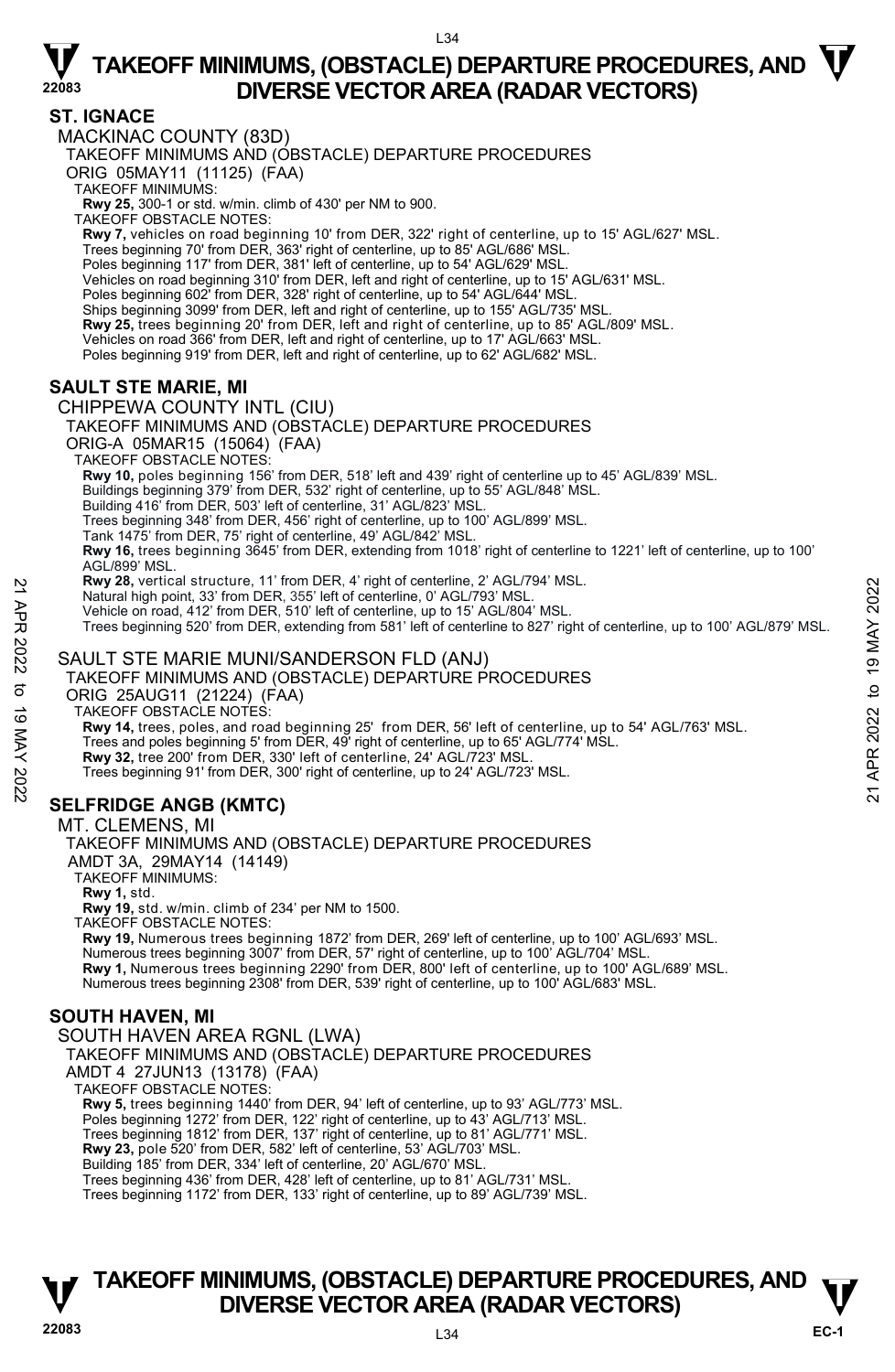# TAKEOFF MINIMUMS, (OBSTACLE) DEPARTURE PROCEDURES, AND DIVERSE VECTOR AREA (RADAR VECTORS)

## ST. IGNACE

MACKINAC COUNTY (83D)

TAKEOFF MINIMUMS AND (OBSTACLE) DEPARTURE PROCEDURES

ORIG 05MAY11 (11125) (FAA)

TAKEOFF MINIMUMS:

**Rwy 25,** 300-1 or std. w/min. climb of 430' per NM to 900.

TAKEOFF OBSTACLE NOTES:

**Rwy 7,** vehicles on road beginning 10' from DER, 322' right of centerline, up to 15' AGL/627' MSL.
Trees beginning 70' from DER, 363' right of centerline, up to 85' AGL/686' MSL.
Poles beginning 117' from DER, 381' left of centerline, up to 54' AGL/629' MSL.
Vehicles on road beginning 310' from DER, left and right of centerline, up to 15' AGL/631' MSL.
Poles beginning 602' from DER, 328' right of centerline, up to 54' AGL/644' MSL.
Ships beginning 3099' from DER, left and right of centerline, up to 155' AGL/735' MSL.
**Rwy 25,** trees beginning 20' from DER, left and right of centerline, up to 85' AGL/809' MSL.
Vehicles on road 366' from DER, left and right of centerline, up to 17' AGL/663' MSL.
Poles beginning 919' from DER, left and right of centerline, up to 62' AGL/682' MSL.

## SAULT STE MARIE, MI

CHIPPEWA COUNTY INTL (CIU)

TAKEOFF MINIMUMS AND (OBSTACLE) DEPARTURE PROCEDURES

ORIG-A 05MAR15 (15064) (FAA)

TAKEOFF OBSTACLE NOTES:

**Rwy 10,** poles beginning 156' from DER, 518' left and 439' right of centerline up to 45' AGL/839' MSL.
Buildings beginning 379' from DER, 532' right of centerline, up to 55' AGL/848' MSL.
Building 416' from DER, 503' left of centerline, 31' AGL/823' MSL.
Trees beginning 348' from DER, 456' right of centerline, up to 100' AGL/899' MSL.
Tank 1475' from DER, 75' right of centerline, 49' AGL/842' MSL.
**Rwy 16,** trees beginning 3645' from DER, extending from 1018' right of centerline to 1221' left of centerline, up to 100' AGL/899' MSL.
**Rwy 28,** vertical structure, 11' from DER, 4' right of centerline, 2' AGL/794' MSL.
Natural high point, 33' from DER, 355' left of centerline, 0' AGL/793' MSL.
Vehicle on road, 412' from DER, 510' left of centerline, up to 15' AGL/804' MSL.
Trees beginning 520' from DER, extending from 581' left of centerline to 827' right of centerline, up to 100' AGL/879' MSL.

SAULT STE MARIE MUNI/SANDERSON FLD (ANJ)

TAKEOFF MINIMUMS AND (OBSTACLE) DEPARTURE PROCEDURES

ORIG 25AUG11 (21224) (FAA)

TAKEOFF OBSTACLE NOTES:

**Rwy 14,** trees, poles, and road beginning 25' from DER, 56' left of centerline, up to 54' AGL/763' MSL.
Trees and poles beginning 5' from DER, 49' right of centerline, up to 65' AGL/774' MSL.
**Rwy 32,** tree 200' from DER, 330' left of centerline, 24' AGL/723' MSL.
Trees beginning 91' from DER, 300' right of centerline, up to 24' AGL/723' MSL.

## SELFRIDGE ANGB (KMTC)

MT. CLEMENS, MI

TAKEOFF MINIMUMS AND (OBSTACLE) DEPARTURE PROCEDURES

AMDT 3A, 29MAY14 (14149)

TAKEOFF MINIMUMS:

**Rwy 1,** std.
**Rwy 19,** std. w/min. climb of 234' per NM to 1500.

TAKEOFF OBSTACLE NOTES:

**Rwy 19,** Numerous trees beginning 1872' from DER, 269' left of centerline, up to 100' AGL/693' MSL.
Numerous trees beginning 3007' from DER, 57' right of centerline, up to 100' AGL/704' MSL.
**Rwy 1,** Numerous trees beginning 2290' from DER, 800' left of centerline, up to 100' AGL/689' MSL.
Numerous trees beginning 2308' from DER, 539' right of centerline, up to 100' AGL/683' MSL.

## SOUTH HAVEN, MI

SOUTH HAVEN AREA RGNL (LWA)

TAKEOFF MINIMUMS AND (OBSTACLE) DEPARTURE PROCEDURES

AMDT 4 27JUN13 (13178) (FAA)

TAKEOFF OBSTACLE NOTES:

**Rwy 5,** trees beginning 1440' from DER, 94' left of centerline, up to 93' AGL/773' MSL.
Poles beginning 1272' from DER, 122' right of centerline, up to 43' AGL/713' MSL.
Trees beginning 1812' from DER, 137' right of centerline, up to 81' AGL/771' MSL.
**Rwy 23,** pole 520' from DER, 582' left of centerline, 53' AGL/703' MSL.
Building 185' from DER, 334' left of centerline, 20' AGL/670' MSL.
Trees beginning 436' from DER, 428' left of centerline, up to 81' AGL/731' MSL.
Trees beginning 1172' from DER, 133' right of centerline, up to 89' AGL/739' MSL.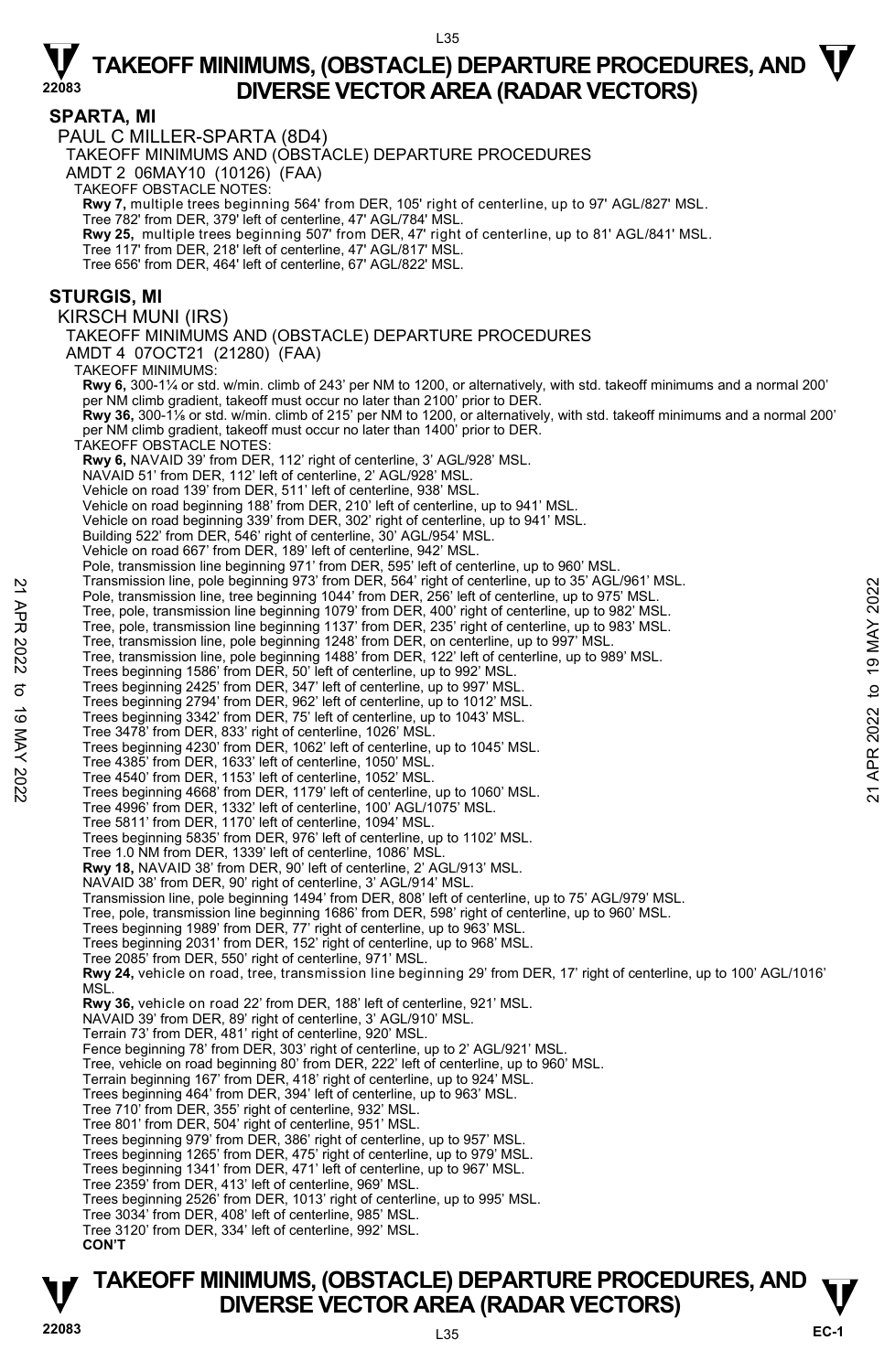# TAKEOFF MINIMUMS, (OBSTACLE) DEPARTURE PROCEDURES, AND DIVERSE VECTOR AREA (RADAR VECTORS)

## SPARTA, MI

PAUL C MILLER-SPARTA (8D4)

TAKEOFF MINIMUMS AND (OBSTACLE) DEPARTURE PROCEDURES

AMDT 2 06MAY10 (10126) (FAA)

TAKEOFF OBSTACLE NOTES:

**Rwy 7,** multiple trees beginning 564' from DER, 105' right of centerline, up to 97' AGL/827' MSL.
Tree 782' from DER, 379' left of centerline, 47' AGL/784' MSL.
**Rwy 25,** multiple trees beginning 507' from DER, 47' right of centerline, up to 81' AGL/841' MSL.
Tree 117' from DER, 218' left of centerline, 47' AGL/817' MSL.
Tree 656' from DER, 464' left of centerline, 67' AGL/822' MSL.

## STURGIS, MI

KIRSCH MUNI (IRS)

TAKEOFF MINIMUMS AND (OBSTACLE) DEPARTURE PROCEDURES

AMDT 4 07OCT21 (21280) (FAA)

TAKEOFF MINIMUMS:

**Rwy 6,** 300-1¼ or std. w/min. climb of 243' per NM to 1200, or alternatively, with std. takeoff minimums and a normal 200' per NM climb gradient, takeoff must occur no later than 2100' prior to DER.
**Rwy 36,** 300-1⅛ or std. w/min. climb of 215' per NM to 1200, or alternatively, with std. takeoff minimums and a normal 200' per NM climb gradient, takeoff must occur no later than 1400' prior to DER.

TAKEOFF OBSTACLE NOTES:

**Rwy 6,** NAVAID 39' from DER, 112' right of centerline, 3' AGL/928' MSL.
NAVAID 51' from DER, 112' left of centerline, 2' AGL/928' MSL.
Vehicle on road 139' from DER, 511' left of centerline, 938' MSL.
Vehicle on road beginning 188' from DER, 210' left of centerline, up to 941' MSL.
Vehicle on road beginning 339' from DER, 302' right of centerline, up to 941' MSL.
Building 522' from DER, 546' right of centerline, 30' AGL/954' MSL.
Vehicle on road 667' from DER, 189' left of centerline, 942' MSL.
Pole, transmission line beginning 971' from DER, 595' left of centerline, up to 960' MSL.
Transmission line, pole beginning 973' from DER, 564' right of centerline, up to 35' AGL/961' MSL.
Pole, transmission line, tree beginning 1044' from DER, 256' left of centerline, up to 975' MSL.
Tree, pole, transmission line beginning 1079' from DER, 400' right of centerline, up to 982' MSL.
Tree, pole, transmission line beginning 1137' from DER, 235' right of centerline, up to 983' MSL.
Tree, transmission line, pole beginning 1248' from DER, on centerline, up to 997' MSL.
Tree, transmission line, pole beginning 1488' from DER, 122' left of centerline, up to 989' MSL.
Trees beginning 1586' from DER, 50' left of centerline, up to 992' MSL.
Trees beginning 2425' from DER, 347' left of centerline, up to 997' MSL.
Trees beginning 2794' from DER, 962' left of centerline, up to 1012' MSL.
Trees beginning 3342' from DER, 75' left of centerline, up to 1043' MSL.
Tree 3478' from DER, 833' right of centerline, 1026' MSL.
Trees beginning 4230' from DER, 1062' left of centerline, up to 1045' MSL.
Tree 4385' from DER, 1633' left of centerline, 1050' MSL.
Tree 4540' from DER, 1153' left of centerline, 1052' MSL.
Trees beginning 4668' from DER, 1179' left of centerline, up to 1060' MSL.
Tree 4996' from DER, 1332' left of centerline, 100' AGL/1075' MSL.
Tree 5811' from DER, 1170' left of centerline, 1094' MSL.
Trees beginning 5835' from DER, 976' left of centerline, up to 1102' MSL.
Tree 1.0 NM from DER, 1339' left of centerline, 1086' MSL.
**Rwy 18,** NAVAID 38' from DER, 90' left of centerline, 2' AGL/913' MSL.
NAVAID 38' from DER, 90' right of centerline, 3' AGL/914' MSL.
Transmission line, pole beginning 1494' from DER, 808' left of centerline, up to 75' AGL/979' MSL.
Tree, pole, transmission line beginning 1686' from DER, 598' right of centerline, up to 960' MSL.
Trees beginning 1989' from DER, 77' right of centerline, up to 963' MSL.
Trees beginning 2031' from DER, 152' right of centerline, up to 968' MSL.
Tree 2085' from DER, 550' right of centerline, 971' MSL.
**Rwy 24,** vehicle on road, tree, transmission line beginning 29' from DER, 17' right of centerline, up to 100' AGL/1016' MSL.
**Rwy 36,** vehicle on road 22' from DER, 188' left of centerline, 921' MSL.
NAVAID 39' from DER, 89' right of centerline, 3' AGL/910' MSL.
Terrain 73' from DER, 481' right of centerline, 920' MSL.
Fence beginning 78' from DER, 303' right of centerline, up to 2' AGL/921' MSL.
Tree, vehicle on road beginning 80' from DER, 222' left of centerline, up to 960' MSL.
Terrain beginning 167' from DER, 418' right of centerline, up to 924' MSL.
Trees beginning 464' from DER, 394' left of centerline, up to 963' MSL.
Tree 710' from DER, 355' right of centerline, 932' MSL.
Tree 801' from DER, 504' right of centerline, 951' MSL.
Trees beginning 979' from DER, 386' right of centerline, up to 957' MSL.
Trees beginning 1265' from DER, 475' right of centerline, up to 979' MSL.
Trees beginning 1341' from DER, 471' left of centerline, up to 967' MSL.
Tree 2359' from DER, 413' left of centerline, 969' MSL.
Trees beginning 2526' from DER, 1013' right of centerline, up to 995' MSL.
Tree 3034' from DER, 408' left of centerline, 985' MSL.
Tree 3120' from DER, 334' left of centerline, 992' MSL.

**CON'T**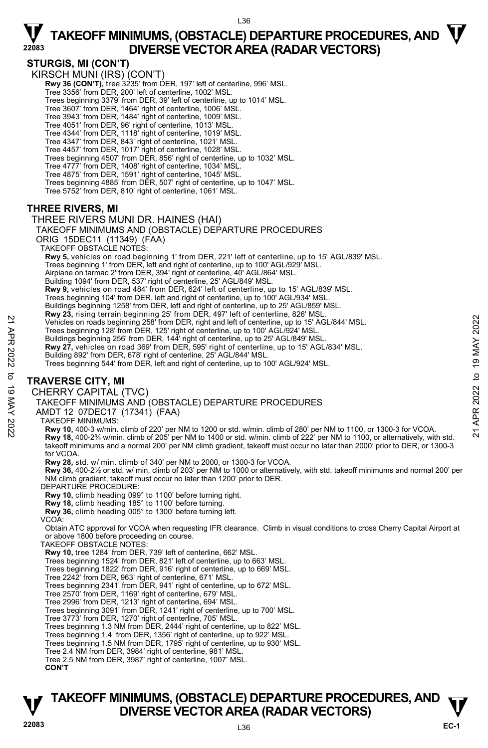## STURGIS, MI (CON'T)

KIRSCH MUNI (IRS) (CON'T)

**Rwy 36 (CON'T),** tree 3235' from DER, 197' left of centerline, 996' MSL.
Tree 3356' from DER, 200' left of centerline, 1002' MSL.
Trees beginning 3379' from DER, 39' left of centerline, up to 1014' MSL.
Tree 3607' from DER, 1464' right of centerline, 1006' MSL.
Tree 3943' from DER, 1484' right of centerline, 1009' MSL.
Tree 4051' from DER, 96' right of centerline, 1013' MSL.
Tree 4344' from DER, 1118' right of centerline, 1019' MSL.
Tree 4347' from DER, 843' right of centerline, 1021' MSL.
Tree 4457' from DER, 1017' right of centerline, 1028' MSL.
Trees beginning 4507' from DER, 856' right of centerline, up to 1032' MSL.
Tree 4777' from DER, 1408' right of centerline, 1034' MSL.
Tree 4875' from DER, 1591' right of centerline, 1045' MSL.
Trees beginning 4885' from DER, 507' right of centerline, up to 1047' MSL.
Tree 5752' from DER, 810' right of centerline, 1061' MSL.

## THREE RIVERS, MI

THREE RIVERS MUNI DR. HAINES (HAI)

TAKEOFF MINIMUMS AND (OBSTACLE) DEPARTURE PROCEDURES

ORIG 15DEC11 (11349) (FAA)

TAKEOFF OBSTACLE NOTES:

**Rwy 5,** vehicles on road beginning 1' from DER, 221' left of centerline, up to 15' AGL/839' MSL.
Trees beginning 1' from DER, left and right of centerline, up to 100' AGL/929' MSL.
Airplane on tarmac 2' from DER, 394' right of centerline, 40' AGL/864' MSL.
Building 1094' from DER, 537' right of centerline, 25' AGL/849' MSL.
**Rwy 9,** vehicles on road 484' from DER, 624' left of centerline, up to 15' AGL/839' MSL.
Trees beginning 104' from DER, left and right of centerline, up to 100' AGL/934' MSL.
Buildings beginning 1258' from DER, left and right of centerline, up to 25' AGL/859' MSL.
**Rwy 23,** rising terrain beginning 25' from DER, 497' left of centerline, 826' MSL.
Vehicles on roads beginning 258' from DER, right and left of centerline, up to 15' AGL/844' MSL.
Trees beginning 128' from DER, 125' right of centerline, up to 100' AGL/924' MSL.
Buildings beginning 256' from DER, 144' right of centerline, up to 25' AGL/849' MSL.
**Rwy 27,** vehicles on road 369' from DER, 595' right of centerline, up to 15' AGL/834' MSL.
Building 892' from DER, 678' right of centerline, 25' AGL/844' MSL.
Trees beginning 544' from DER, left and right of centerline, up to 100' AGL/924' MSL.

## TRAVERSE CITY, MI

CHERRY CAPITAL (TVC)

TAKEOFF MINIMUMS AND (OBSTACLE) DEPARTURE PROCEDURES

AMDT 12 07DEC17 (17341) (FAA)

TAKEOFF MINIMUMS:

**Rwy 10,** 400-3 w/min. climb of 220' per NM to 1200 or std. w/min. climb of 280' per NM to 1100, or 1300-3 for VCOA.
**Rwy 18,** 400-2¾ w/min. climb of 205' per NM to 1400 or std. w/min. climb of 222' per NM to 1100, or alternatively, with std. takeoff minimums and a normal 200' per NM climb gradient, takeoff must occur no later than 2000' prior to DER, or 1300-3 for VCOA.
**Rwy 28,** std. w/ min. climb of 340' per NM to 2000, or 1300-3 for VCOA.
**Rwy 36,** 400-2½ or std. w/ min. climb of 203' per NM to 1000 or alternatively, with std. takeoff minimums and normal 200' per NM climb gradient, takeoff must occur no later than 1200' prior to DER.

DEPARTURE PROCEDURE:

**Rwy 10,** climb heading 099° to 1100' before turning right.
**Rwy 18,** climb heading 185° to 1100' before turning.
**Rwy 36,** climb heading 005° to 1300' before turning left.

VCOA:

Obtain ATC approval for VCOA when requesting IFR clearance. Climb in visual conditions to cross Cherry Capital Airport at or above 1800 before proceeding on course.

TAKEOFF OBSTACLE NOTES:

**Rwy 10,** tree 1284' from DER, 739' left of centerline, 662' MSL.
Trees beginning 1524' from DER, 821' left of centerline, up to 663' MSL.
Trees beginning 1822' from DER, 916' right of centerline, up to 669' MSL.
Tree 2242' from DER, 963' right of centerline, 671' MSL.
Trees beginning 2341' from DER, 941' right of centerline, up to 672' MSL.
Tree 2570' from DER, 1169' right of centerline, 679' MSL.
Tree 2996' from DER, 1213' right of centerline, 694' MSL.
Trees beginning 3091' from DER, 1241' right of centerline, up to 700' MSL.
Tree 3773' from DER, 1270' right of centerline, 705' MSL.
Trees beginning 1.3 NM from DER, 2444' right of centerline, up to 822' MSL.
Trees beginning 1.4 from DER, 1356' right of centerline, up to 922' MSL.
Trees beginning 1.5 NM from DER, 1795' right of centerline, up to 930' MSL.
Tree 2.4 NM from DER, 3984' right of centerline, 981' MSL.
Tree 2.5 NM from DER, 3987' right of centerline, 1007' MSL.

**CON'T**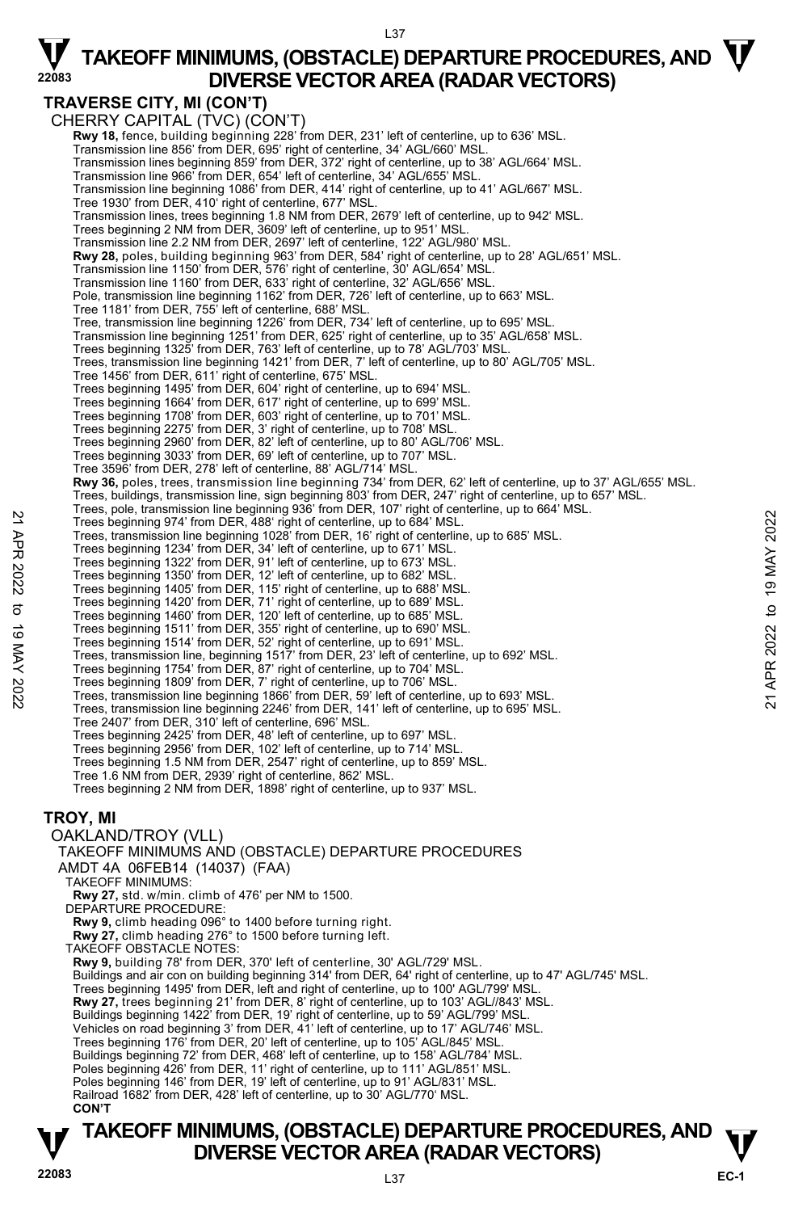## TRAVERSE CITY, MI (CON'T)

CHERRY CAPITAL (TVC) (CON'T)

**Rwy 18,** fence, building beginning 228' from DER, 231' left of centerline, up to 636' MSL.
Transmission line 856' from DER, 695' right of centerline, 34' AGL/660' MSL.
Transmission lines beginning 859' from DER, 372' right of centerline, up to 38' AGL/664' MSL.
Transmission line 966' from DER, 654' left of centerline, 34' AGL/655' MSL.
Transmission line beginning 1086' from DER, 414' right of centerline, up to 41' AGL/667' MSL.
Tree 1930' from DER, 410' right of centerline, 677' MSL.
Transmission lines, trees beginning 1.8 NM from DER, 2679' left of centerline, up to 942' MSL.
Trees beginning 2 NM from DER, 3609' left of centerline, up to 951' MSL.
Transmission line 2.2 NM from DER, 2697' left of centerline, 122' AGL/980' MSL.
**Rwy 28,** poles, building beginning 963' from DER, 584' right of centerline, up to 28' AGL/651' MSL.
Transmission line 1150' from DER, 576' right of centerline, 30' AGL/654' MSL.
Transmission line 1160' from DER, 633' right of centerline, 32' AGL/656' MSL.
Pole, transmission line beginning 1162' from DER, 726' left of centerline, up to 663' MSL.
Tree 1181' from DER, 755' left of centerline, 688' MSL.
Tree, transmission line beginning 1226' from DER, 734' left of centerline, up to 695' MSL.
Transmission line beginning 1251' from DER, 625' right of centerline, up to 35' AGL/658' MSL.
Trees beginning 1325' from DER, 763' left of centerline, up to 78' AGL/703' MSL.
Trees, transmission line beginning 1421' from DER, 7' left of centerline, up to 80' AGL/705' MSL.
Tree 1456' from DER, 611' right of centerline, 675' MSL.
Trees beginning 1495' from DER, 604' right of centerline, up to 694' MSL.
Trees beginning 1664' from DER, 617' right of centerline, up to 699' MSL.
Trees beginning 1708' from DER, 603' right of centerline, up to 701' MSL.
Trees beginning 2275' from DER, 3' right of centerline, up to 708' MSL.
Trees beginning 2960' from DER, 82' left of centerline, up to 80' AGL/706' MSL.
Trees beginning 3033' from DER, 69' left of centerline, up to 707' MSL.
Tree 3596' from DER, 278' left of centerline, 88' AGL/714' MSL.
**Rwy 36,** poles, trees, transmission line beginning 734' from DER, 62' left of centerline, up to 37' AGL/655' MSL.
Trees, buildings, transmission line, sign beginning 803' from DER, 247' right of centerline, up to 657' MSL.
Trees, pole, transmission line beginning 936' from DER, 107' right of centerline, up to 664' MSL.
Trees beginning 974' from DER, 488' right of centerline, up to 684' MSL.
Trees, transmission line beginning 1028' from DER, 16' right of centerline, up to 685' MSL.
Trees beginning 1234' from DER, 34' left of centerline, up to 671' MSL.
Trees beginning 1322' from DER, 91' left of centerline, up to 673' MSL.
Trees beginning 1350' from DER, 12' left of centerline, up to 682' MSL.
Trees beginning 1405' from DER, 115' right of centerline, up to 688' MSL.
Trees beginning 1420' from DER, 71' right of centerline, up to 689' MSL.
Trees beginning 1460' from DER, 120' left of centerline, up to 685' MSL.
Trees beginning 1511' from DER, 355' right of centerline, up to 690' MSL.
Trees beginning 1514' from DER, 52' right of centerline, up to 691' MSL.
Trees, transmission line, beginning 1517' from DER, 23' left of centerline, up to 692' MSL.
Trees beginning 1754' from DER, 87' right of centerline, up to 704' MSL.
Trees beginning 1809' from DER, 7' left of centerline, up to 706' MSL.
Trees, transmission line beginning 1866' from DER, 59' left of centerline, up to 693' MSL.
Trees, transmission line beginning 2246' from DER, 141' left of centerline, up to 695' MSL.
Tree 2407' from DER, 310' left of centerline, 696' MSL.
Trees beginning 2425' from DER, 48' left of centerline, up to 697' MSL.
Trees beginning 2956' from DER, 102' left of centerline, up to 714' MSL.
Trees beginning 1.5 NM from DER, 2547' right of centerline, up to 859' MSL.
Tree 1.6 NM from DER, 2939' right of centerline, 862' MSL.
Trees beginning 2 NM from DER, 1898' right of centerline, up to 937' MSL.

## TROY, MI

OAKLAND/TROY (VLL)

TAKEOFF MINIMUMS AND (OBSTACLE) DEPARTURE PROCEDURES

AMDT 4A 06FEB14 (14037) (FAA)

TAKEOFF MINIMUMS:

**Rwy 27,** std. w/min. climb of 476' per NM to 1500.

DEPARTURE PROCEDURE:

**Rwy 9,** climb heading 096° to 1400 before turning right.
**Rwy 27,** climb heading 276° to 1500 before turning left.

TAKEOFF OBSTACLE NOTES:

**Rwy 9,** building 78' from DER, 370' left of centerline, 30' AGL/729' MSL.
Buildings and air con on building beginning 314' from DER, 64' right of centerline, up to 47' AGL/745' MSL.
Trees beginning 1495' from DER, left and right of centerline, up to 100' AGL/799' MSL.
**Rwy 27,** trees beginning 21' from DER, 8' right of centerline, up to 103' AGL//843' MSL.
Buildings beginning 1422' from DER, 19' right of centerline, up to 59' AGL/799' MSL.
Vehicles on road beginning 3' from DER, 41' left of centerline, up to 17' AGL/746' MSL.
Trees beginning 176' from DER, 20' left of centerline, up to 105' AGL/845' MSL.
Buildings beginning 72' from DER, 468' left of centerline, up to 158' AGL/784' MSL.
Poles beginning 426' from DER, 11' right of centerline, up to 111' AGL/851' MSL.
Poles beginning 146' from DER, 19' left of centerline, up to 91' AGL/831' MSL.
Railroad 1682' from DER, 428' left of centerline, up to 30' AGL/770' MSL.

**CON'T**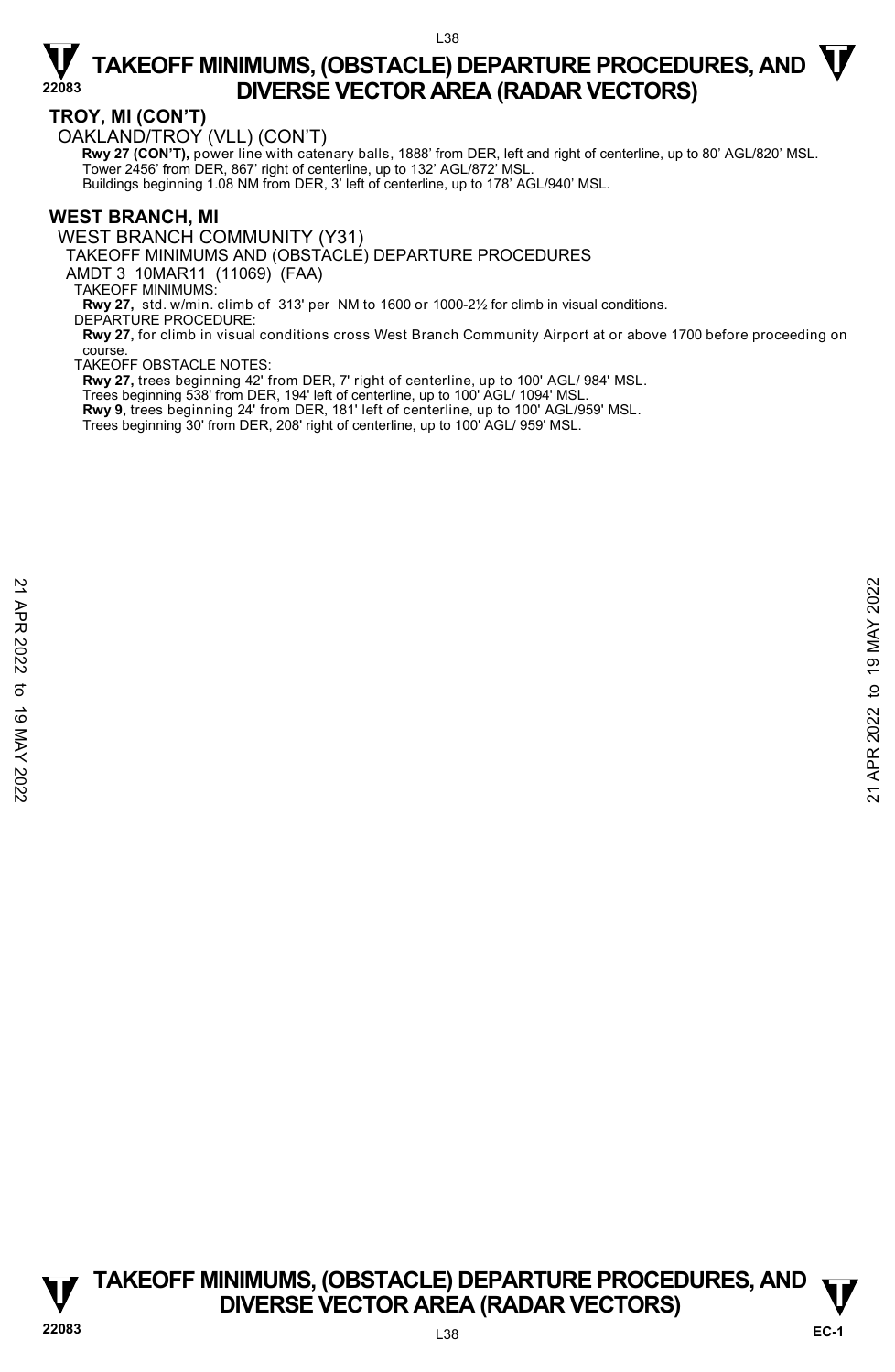## TROY, MI (CON'T)

OAKLAND/TROY (VLL) (CON'T)

**Rwy 27 (CON'T),** power line with catenary balls, 1888' from DER, left and right of centerline, up to 80' AGL/820' MSL.
Tower 2456' from DER, 867' right of centerline, up to 132' AGL/872' MSL.
Buildings beginning 1.08 NM from DER, 3' left of centerline, up to 178' AGL/940' MSL.

## WEST BRANCH, MI

WEST BRANCH COMMUNITY (Y31)

TAKEOFF MINIMUMS AND (OBSTACLE) DEPARTURE PROCEDURES

AMDT 3 10MAR11 (11069) (FAA)

TAKEOFF MINIMUMS:

**Rwy 27,** std. w/min. climb of 313' per NM to 1600 or 1000-2½ for climb in visual conditions.

DEPARTURE PROCEDURE:

**Rwy 27,** for climb in visual conditions cross West Branch Community Airport at or above 1700 before proceeding on course.

TAKEOFF OBSTACLE NOTES:

**Rwy 27,** trees beginning 42' from DER, 7' right of centerline, up to 100' AGL/ 984' MSL.
Trees beginning 538' from DER, 194' left of centerline, up to 100' AGL/ 1094' MSL.

**Rwy 9,** trees beginning 24' from DER, 181' left of centerline, up to 100' AGL/959' MSL.
Trees beginning 30' from DER, 208' right of centerline, up to 100' AGL/ 959' MSL.